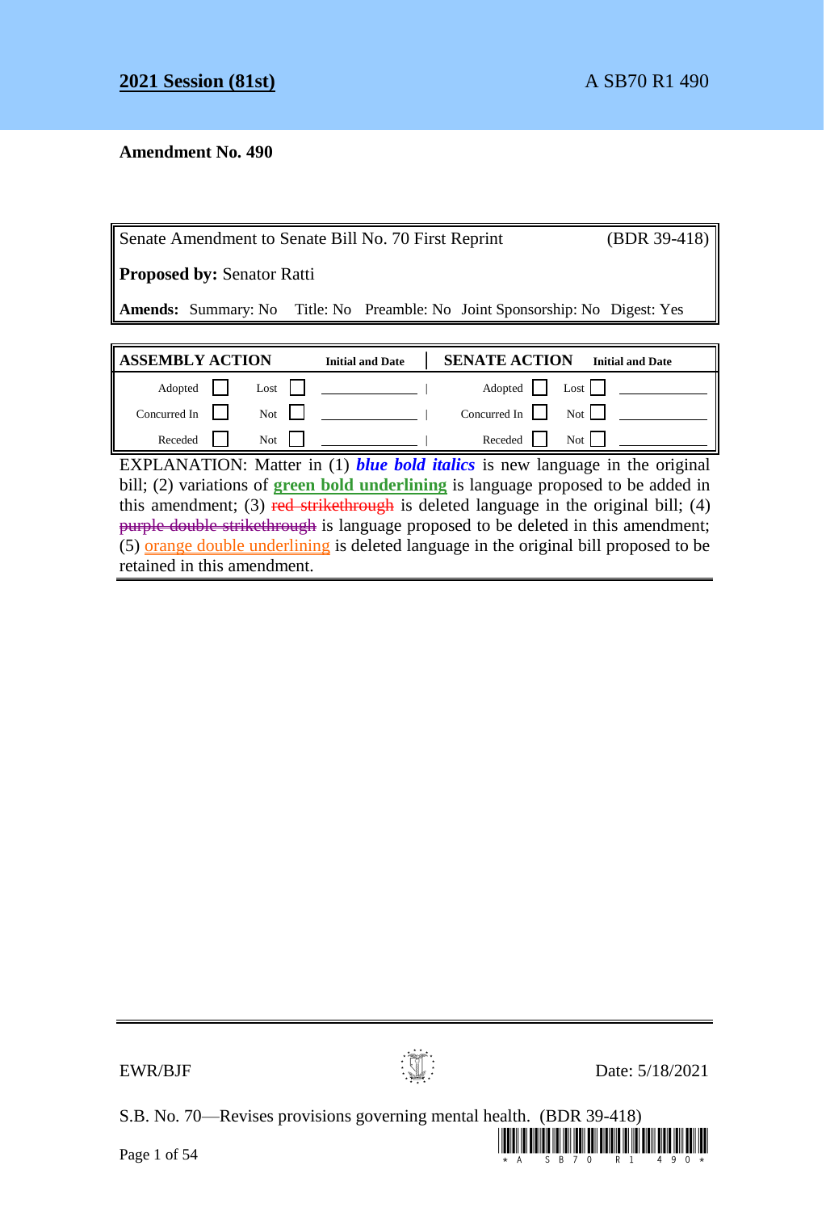**2021 Session (81st)** A SB70 R1 490

**Amendment No. 490**

| Senate Amendment to Senate Bill No. 70 First Reprint | (BDR 39-418) |
|---|---|
| **Proposed by:** Senator Ratti | |
| **Amends:** Summary: No Title: No Preamble: No Joint Sponsorship: No Digest: Yes | |

| ASSEMBLY ACTION | | | | Initial and Date | SENATE ACTION | | | | Initial and Date |
|---|---|---|---|---|---|---|---|---|---|
| Adopted | ☐ | Lost | ☐ | | Adopted | ☐ | Lost | ☐ | |
| Concurred In | ☐ | Not | ☐ | | Concurred In | ☐ | Not | ☐ | |
| Receded | ☐ | Not | ☐ | | Receded | ☐ | Not | ☐ | |

EXPLANATION: Matter in (1) ***blue bold italics*** is new language in the original bill; (2) variations of **green bold underlining** is language proposed to be added in this amendment; (3) ~~red strikethrough~~ is deleted language in the original bill; (4) ~~purple double strikethrough~~ is language proposed to be deleted in this amendment; (5) orange double underlining is deleted language in the original bill proposed to be retained in this amendment.

EWR/BJF Date: 5/18/2021

S.B. No. 70—Revises provisions governing mental health. (BDR 39-418)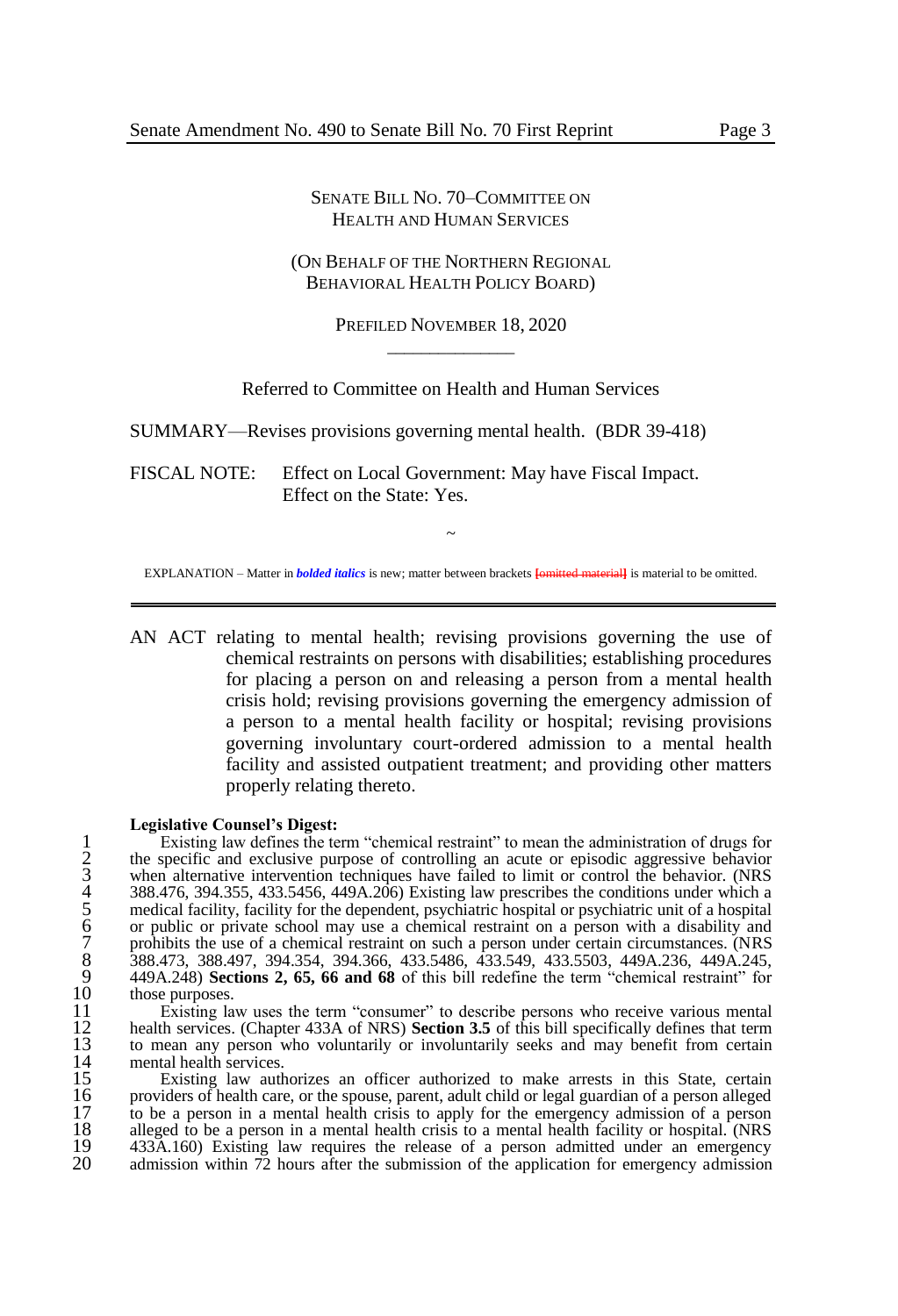SENATE BILL NO. 70–COMMITTEE ON HEALTH AND HUMAN SERVICES

(ON BEHALF OF THE NORTHERN REGIONAL BEHAVIORAL HEALTH POLICY BOARD)

PREFILED NOVEMBER 18, 2020

\_\_\_\_\_\_\_\_\_\_\_\_

Referred to Committee on Health and Human Services

SUMMARY—Revises provisions governing mental health. (BDR 39-418)

FISCAL NOTE: Effect on Local Government: May have Fiscal Impact.
Effect on the State: Yes.

~

EXPLANATION – Matter in ***bolded italics*** is new; matter between brackets [~~omitted material~~] is material to be omitted.

AN ACT relating to mental health; revising provisions governing the use of chemical restraints on persons with disabilities; establishing procedures for placing a person on and releasing a person from a mental health crisis hold; revising provisions governing the emergency admission of a person to a mental health facility or hospital; revising provisions governing involuntary court-ordered admission to a mental health facility and assisted outpatient treatment; and providing other matters properly relating thereto.

**Legislative Counsel's Digest:**

Existing law defines the term "chemical restraint" to mean the administration of drugs for the specific and exclusive purpose of controlling an acute or episodic aggressive behavior when alternative intervention techniques have failed to limit or control the behavior. (NRS 388.476, 394.355, 433.5456, 449A.206) Existing law prescribes the conditions under which a medical facility, facility for the dependent, psychiatric hospital or psychiatric unit of a hospital or public or private school may use a chemical restraint on a person with a disability and prohibits the use of a chemical restraint on such a person under certain circumstances. (NRS 388.473, 388.497, 394.354, 394.366, 433.5486, 433.549, 433.5503, 449A.236, 449A.245, 449A.248) **Sections 2, 65, 66 and 68** of this bill redefine the term "chemical restraint" for those purposes.

Existing law uses the term "consumer" to describe persons who receive various mental health services. (Chapter 433A of NRS) **Section 3.5** of this bill specifically defines that term to mean any person who voluntarily or involuntarily seeks and may benefit from certain mental health services.

Existing law authorizes an officer authorized to make arrests in this State, certain providers of health care, or the spouse, parent, adult child or legal guardian of a person alleged to be a person in a mental health crisis to apply for the emergency admission of a person alleged to be a person in a mental health crisis to a mental health facility or hospital. (NRS 433A.160) Existing law requires the release of a person admitted under an emergency admission within 72 hours after the submission of the application for emergency admission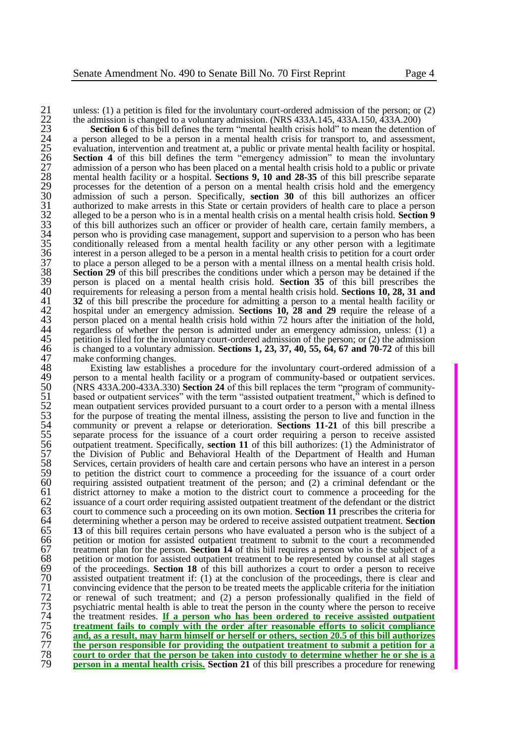unless: (1) a petition is filed for the involuntary court-ordered admission of the person; or (2) the admission is changed to a voluntary admission. (NRS 433A.145, 433A.150, 433A.200)

**Section 6** of this bill defines the term "mental health crisis hold" to mean the detention of a person alleged to be a person in a mental health crisis for transport to, and assessment, evaluation, intervention and treatment at, a public or private mental health facility or hospital. **Section 4** of this bill defines the term "emergency admission" to mean the involuntary admission of a person who has been placed on a mental health crisis hold to a public or private mental health facility or a hospital. **Sections 9, 10 and 28-35** of this bill prescribe separate processes for the detention of a person on a mental health crisis hold and the emergency admission of such a person. Specifically, **section 30** of this bill authorizes an officer authorized to make arrests in this State or certain providers of health care to place a person alleged to be a person who is in a mental health crisis on a mental health crisis hold. **Section 9** of this bill authorizes such an officer or provider of health care, certain family members, a person who is providing case management, support and supervision to a person who has been conditionally released from a mental health facility or any other person with a legitimate interest in a person alleged to be a person in a mental health crisis to petition for a court order to place a person alleged to be a person with a mental illness on a mental health crisis hold. **Section 29** of this bill prescribes the conditions under which a person may be detained if the person is placed on a mental health crisis hold. **Section 35** of this bill prescribes the requirements for releasing a person from a mental health crisis hold. **Sections 10, 28, 31 and 32** of this bill prescribe the procedure for admitting a person to a mental health facility or hospital under an emergency admission. **Sections 10, 28 and 29** require the release of a person placed on a mental health crisis hold within 72 hours after the initiation of the hold, regardless of whether the person is admitted under an emergency admission, unless: (1) a petition is filed for the involuntary court-ordered admission of the person; or (2) the admission is changed to a voluntary admission. **Sections 1, 23, 37, 40, 55, 64, 67 and 70-72** of this bill make conforming changes.

Existing law establishes a procedure for the involuntary court-ordered admission of a person to a mental health facility or a program of community-based or outpatient services. (NRS 433A.200-433A.330) **Section 24** of this bill replaces the term "program of community-based or outpatient services" with the term "assisted outpatient treatment," which is defined to mean outpatient services provided pursuant to a court order to a person with a mental illness for the purpose of treating the mental illness, assisting the person to live and function in the community or prevent a relapse or deterioration. **Sections 11-21** of this bill prescribe a separate process for the issuance of a court order requiring a person to receive assisted outpatient treatment. Specifically, **section 11** of this bill authorizes: (1) the Administrator of the Division of Public and Behavioral Health of the Department of Health and Human Services, certain providers of health care and certain persons who have an interest in a person to petition the district court to commence a proceeding for the issuance of a court order requiring assisted outpatient treatment of the person; and (2) a criminal defendant or the district attorney to make a motion to the district court to commence a proceeding for the issuance of a court order requiring assisted outpatient treatment of the defendant or the district court to commence such a proceeding on its own motion. **Section 11** prescribes the criteria for determining whether a person may be ordered to receive assisted outpatient treatment. **Section 13** of this bill requires certain persons who have evaluated a person who is the subject of a petition or motion for assisted outpatient treatment to submit to the court a recommended treatment plan for the person. **Section 14** of this bill requires a person who is the subject of a petition or motion for assisted outpatient treatment to be represented by counsel at all stages of the proceedings. **Section 18** of this bill authorizes a court to order a person to receive assisted outpatient treatment if: (1) at the conclusion of the proceedings, there is clear and convincing evidence that the person to be treated meets the applicable criteria for the initiation or renewal of such treatment; and (2) a person professionally qualified in the field of psychiatric mental health is able to treat the person in the county where the person to receive the treatment resides. **If a person who has been ordered to receive assisted outpatient treatment fails to comply with the order after reasonable efforts to solicit compliance and, as a result, may harm himself or herself or others, section 20.5 of this bill authorizes the person responsible for providing the outpatient treatment to submit a petition for a court to order that the person be taken into custody to determine whether he or she is a person in a mental health crisis.** **Section 21** of this bill prescribes a procedure for renewing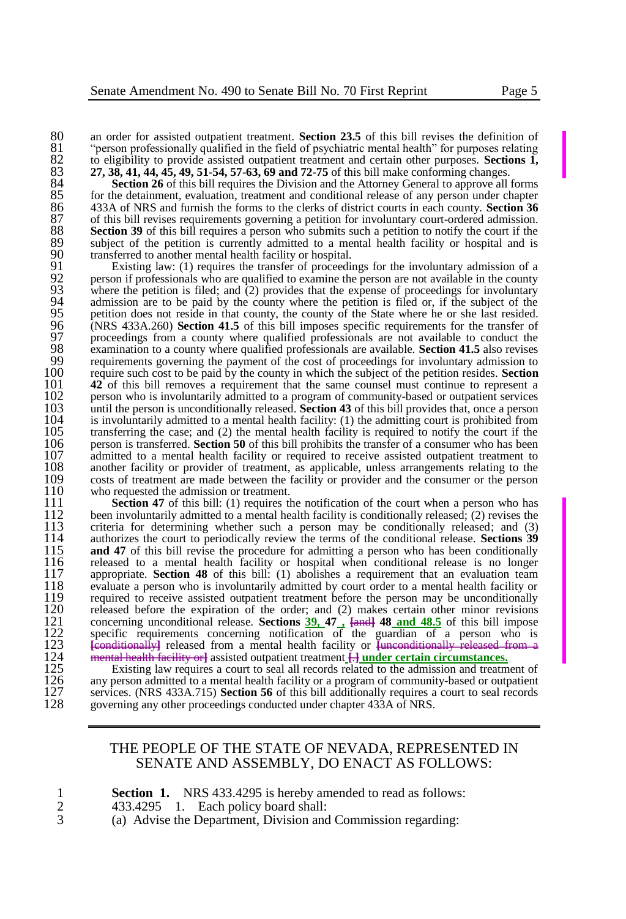80 an order for assisted outpatient treatment. **Section 23.5** of this bill revises the definition of
81 "person professionally qualified in the field of psychiatric mental health" for purposes relating
82 to eligibility to provide assisted outpatient treatment and certain other purposes. **Sections 1,**
83 **27, 38, 41, 44, 45, 49, 51-54, 57-63, 69 and 72-75** of this bill make conforming changes.

84 **Section 26** of this bill requires the Division and the Attorney General to approve all forms
85 for the detainment, evaluation, treatment and conditional release of any person under chapter
86 433A of NRS and furnish the forms to the clerks of district courts in each county. **Section 36**
87 of this bill revises requirements governing a petition for involuntary court-ordered admission.
88 **Section 39** of this bill requires a person who submits such a petition to notify the court if the
89 subject of the petition is currently admitted to a mental health facility or hospital and is
90 transferred to another mental health facility or hospital.

91 Existing law: (1) requires the transfer of proceedings for the involuntary admission of a
92 person if professionals who are qualified to examine the person are not available in the county
93 where the petition is filed; and (2) provides that the expense of proceedings for involuntary
94 admission are to be paid by the county where the petition is filed or, if the subject of the
95 petition does not reside in that county, the county of the State where he or she last resided.
96 (NRS 433A.260) **Section 41.5** of this bill imposes specific requirements for the transfer of
97 proceedings from a county where qualified professionals are not available to conduct the
98 examination to a county where qualified professionals are available. **Section 41.5** also revises
99 requirements governing the payment of the cost of proceedings for involuntary admission to
100 require such cost to be paid by the county in which the subject of the petition resides. **Section**
101 **42** of this bill removes a requirement that the same counsel must continue to represent a
102 person who is involuntarily admitted to a program of community-based or outpatient services
103 until the person is unconditionally released. **Section 43** of this bill provides that, once a person
104 is involuntarily admitted to a mental health facility: (1) the admitting court is prohibited from
105 transferring the case; and (2) the mental health facility is required to notify the court if the
106 person is transferred. **Section 50** of this bill prohibits the transfer of a consumer who has been
107 admitted to a mental health facility or required to receive assisted outpatient treatment to
108 another facility or provider of treatment, as applicable, unless arrangements relating to the
109 costs of treatment are made between the facility or provider and the consumer or the person
110 who requested the admission or treatment.

111 **Section 47** of this bill: (1) requires the notification of the court when a person who has
112 been involuntarily admitted to a mental health facility is conditionally released; (2) revises the
113 criteria for determining whether such a person may be conditionally released; and (3)
114 authorizes the court to periodically review the terms of the conditional release. **Sections 39**
115 **and 47** of this bill revise the procedure for admitting a person who has been conditionally
116 released to a mental health facility or hospital when conditional release is no longer
117 appropriate. **Section 48** of this bill: (1) abolishes a requirement that an evaluation team
118 evaluate a person who is involuntarily admitted by court order to a mental health facility or
119 required to receive assisted outpatient treatment before the person may be unconditionally
120 released before the expiration of the order; and (2) makes certain other minor revisions
121 concerning unconditional release. **Sections** **39, 47 , [and] 48 and 48.5** of this bill impose
122 specific requirements concerning notification of the guardian of a person who is
123 [conditionally] released from a mental health facility or [unconditionally released from a
124 mental health facility or] assisted outpatient treatment [.] under certain circumstances.

125 Existing law requires a court to seal all records related to the admission and treatment of
126 any person admitted to a mental health facility or a program of community-based or outpatient
127 services. (NRS 433A.715) **Section 56** of this bill additionally requires a court to seal records
128 governing any other proceedings conducted under chapter 433A of NRS.

---

THE PEOPLE OF THE STATE OF NEVADA, REPRESENTED IN SENATE AND ASSEMBLY, DO ENACT AS FOLLOWS:

1 **Section 1.** NRS 433.4295 is hereby amended to read as follows:
2 433.4295 1. Each policy board shall:
3 (a) Advise the Department, Division and Commission regarding: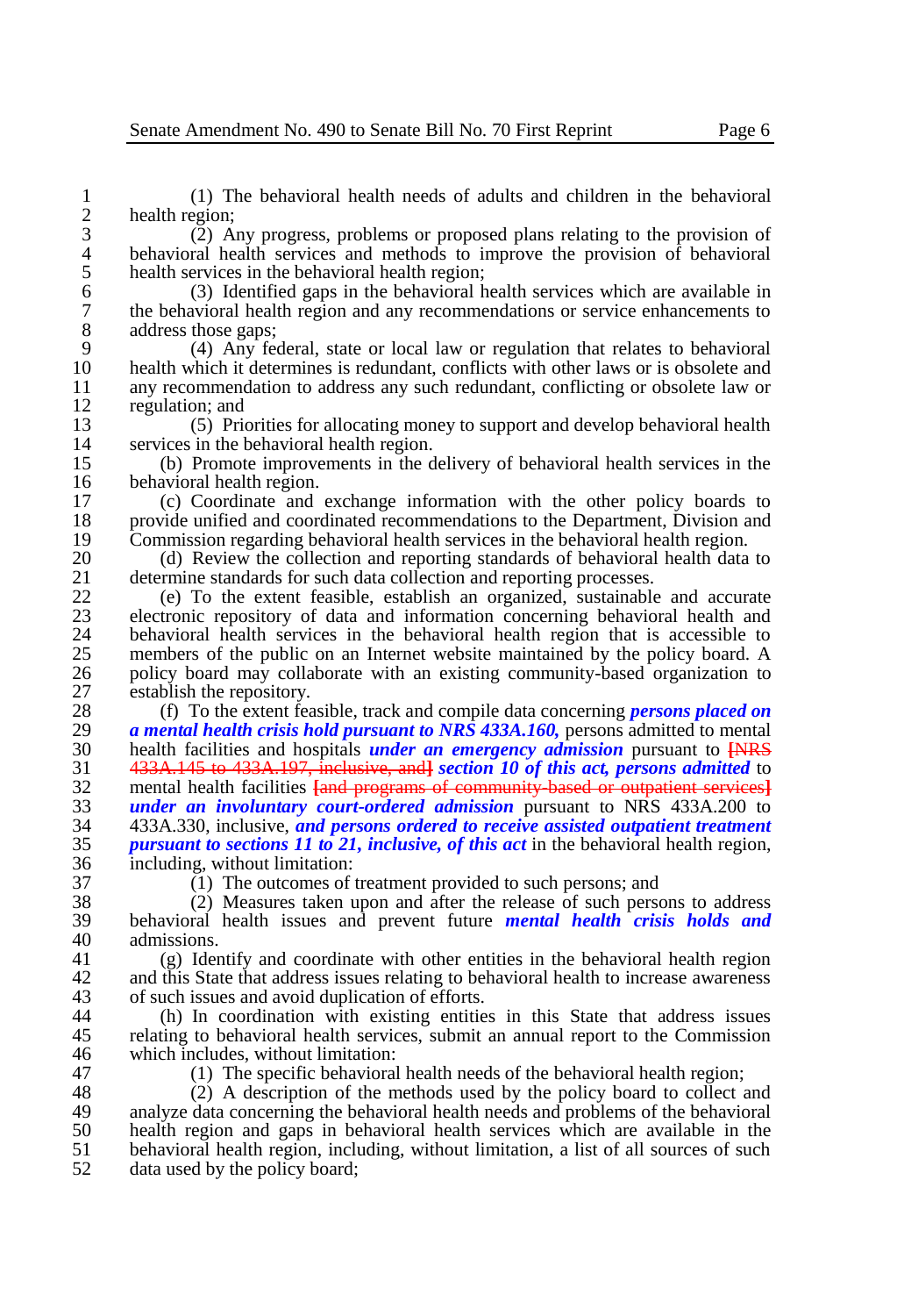(1) The behavioral health needs of adults and children in the behavioral health region;

(2) Any progress, problems or proposed plans relating to the provision of behavioral health services and methods to improve the provision of behavioral health services in the behavioral health region;

(3) Identified gaps in the behavioral health services which are available in the behavioral health region and any recommendations or service enhancements to address those gaps;

(4) Any federal, state or local law or regulation that relates to behavioral health which it determines is redundant, conflicts with other laws or is obsolete and any recommendation to address any such redundant, conflicting or obsolete law or regulation; and

(5) Priorities for allocating money to support and develop behavioral health services in the behavioral health region.

(b) Promote improvements in the delivery of behavioral health services in the behavioral health region.

(c) Coordinate and exchange information with the other policy boards to provide unified and coordinated recommendations to the Department, Division and Commission regarding behavioral health services in the behavioral health region.

(d) Review the collection and reporting standards of behavioral health data to determine standards for such data collection and reporting processes.

(e) To the extent feasible, establish an organized, sustainable and accurate electronic repository of data and information concerning behavioral health and behavioral health services in the behavioral health region that is accessible to members of the public on an Internet website maintained by the policy board. A policy board may collaborate with an existing community-based organization to establish the repository.

(f) To the extent feasible, track and compile data concerning ***persons placed on a mental health crisis hold pursuant to NRS 433A.160,*** persons admitted to mental health facilities and hospitals ***under an emergency admission*** pursuant to ~~[NRS 433A.145 to 433A.197, inclusive, and]~~ ***section 10 of this act, persons admitted*** to mental health facilities ~~[and programs of community-based or outpatient services]~~ ***under an involuntary court-ordered admission*** pursuant to NRS 433A.200 to 433A.330, inclusive, ***and persons ordered to receive assisted outpatient treatment pursuant to sections 11 to 21, inclusive, of this act*** in the behavioral health region, including, without limitation:

(1) The outcomes of treatment provided to such persons; and

(2) Measures taken upon and after the release of such persons to address behavioral health issues and prevent future ***mental health crisis holds and*** admissions.

(g) Identify and coordinate with other entities in the behavioral health region and this State that address issues relating to behavioral health to increase awareness of such issues and avoid duplication of efforts.

(h) In coordination with existing entities in this State that address issues relating to behavioral health services, submit an annual report to the Commission which includes, without limitation:

(1) The specific behavioral health needs of the behavioral health region;

(2) A description of the methods used by the policy board to collect and analyze data concerning the behavioral health needs and problems of the behavioral health region and gaps in behavioral health services which are available in the behavioral health region, including, without limitation, a list of all sources of such data used by the policy board;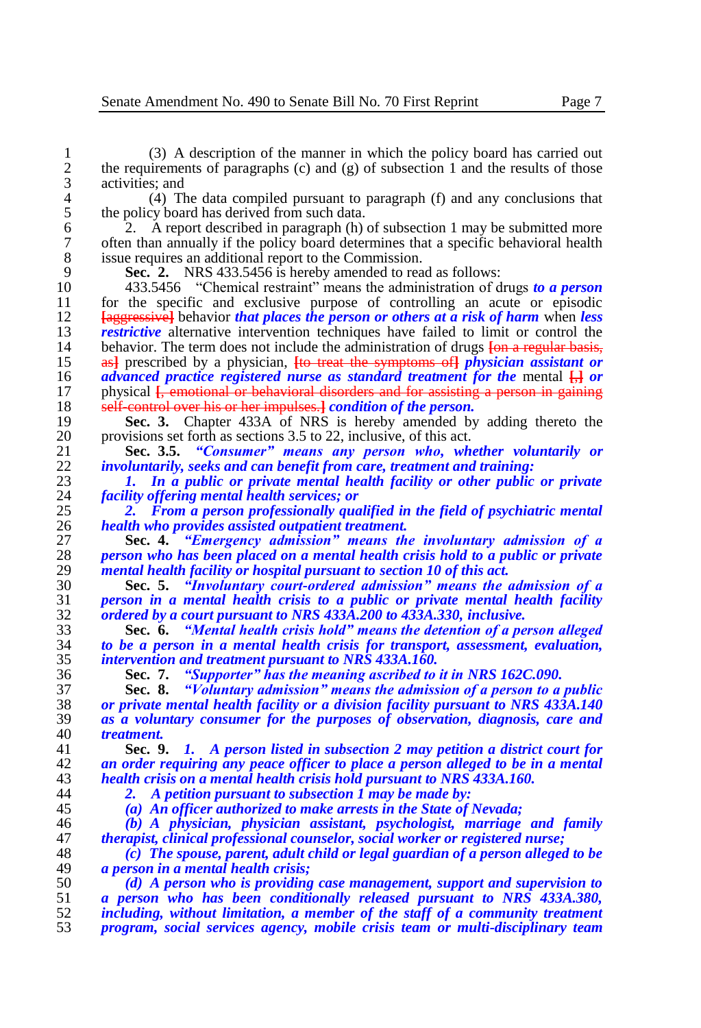(3) A description of the manner in which the policy board has carried out the requirements of paragraphs (c) and (g) of subsection 1 and the results of those activities; and

(4) The data compiled pursuant to paragraph (f) and any conclusions that the policy board has derived from such data.

2. A report described in paragraph (h) of subsection 1 may be submitted more often than annually if the policy board determines that a specific behavioral health issue requires an additional report to the Commission.

**Sec. 2.** NRS 433.5456 is hereby amended to read as follows:

433.5456 "Chemical restraint" means the administration of drugs ***to a person*** for the specific and exclusive purpose of controlling an acute or episodic ~~[aggressive]~~ behavior ***that places the person or others at a risk of harm*** when ***less restrictive*** alternative intervention techniques have failed to limit or control the behavior. The term does not include the administration of drugs ~~[on a regular basis, as]~~ prescribed by a physician, ~~[to treat the symptoms of]~~ ***physician assistant or advanced practice registered nurse as standard treatment for the*** mental ~~[,]~~ ***or*** physical ~~[, emotional or behavioral disorders and for assisting a person in gaining self-control over his or her impulses.]~~ ***condition of the person.***

**Sec. 3.** Chapter 433A of NRS is hereby amended by adding thereto the provisions set forth as sections 3.5 to 22, inclusive, of this act.

***Sec. 3.5. "Consumer" means any person who, whether voluntarily or involuntarily, seeks and can benefit from care, treatment and training:***

***1. In a public or private mental health facility or other public or private facility offering mental health services; or***

***2. From a person professionally qualified in the field of psychiatric mental health who provides assisted outpatient treatment.***

***Sec. 4. "Emergency admission" means the involuntary admission of a person who has been placed on a mental health crisis hold to a public or private mental health facility or hospital pursuant to section 10 of this act.***

***Sec. 5. "Involuntary court-ordered admission" means the admission of a person in a mental health crisis to a public or private mental health facility ordered by a court pursuant to NRS 433A.200 to 433A.330, inclusive.***

***Sec. 6. "Mental health crisis hold" means the detention of a person alleged to be a person in a mental health crisis for transport, assessment, evaluation, intervention and treatment pursuant to NRS 433A.160.***

***Sec. 7. "Supporter" has the meaning ascribed to it in NRS 162C.090.***

***Sec. 8. "Voluntary admission" means the admission of a person to a public or private mental health facility or a division facility pursuant to NRS 433A.140 as a voluntary consumer for the purposes of observation, diagnosis, care and treatment.***

***Sec. 9. 1. A person listed in subsection 2 may petition a district court for an order requiring any peace officer to place a person alleged to be in a mental health crisis on a mental health crisis hold pursuant to NRS 433A.160.***

***2. A petition pursuant to subsection 1 may be made by:***

***(a) An officer authorized to make arrests in the State of Nevada;***

***(b) A physician, physician assistant, psychologist, marriage and family therapist, clinical professional counselor, social worker or registered nurse;***

***(c) The spouse, parent, adult child or legal guardian of a person alleged to be a person in a mental health crisis;***

***(d) A person who is providing case management, support and supervision to a person who has been conditionally released pursuant to NRS 433A.380, including, without limitation, a member of the staff of a community treatment program, social services agency, mobile crisis team or multi-disciplinary team***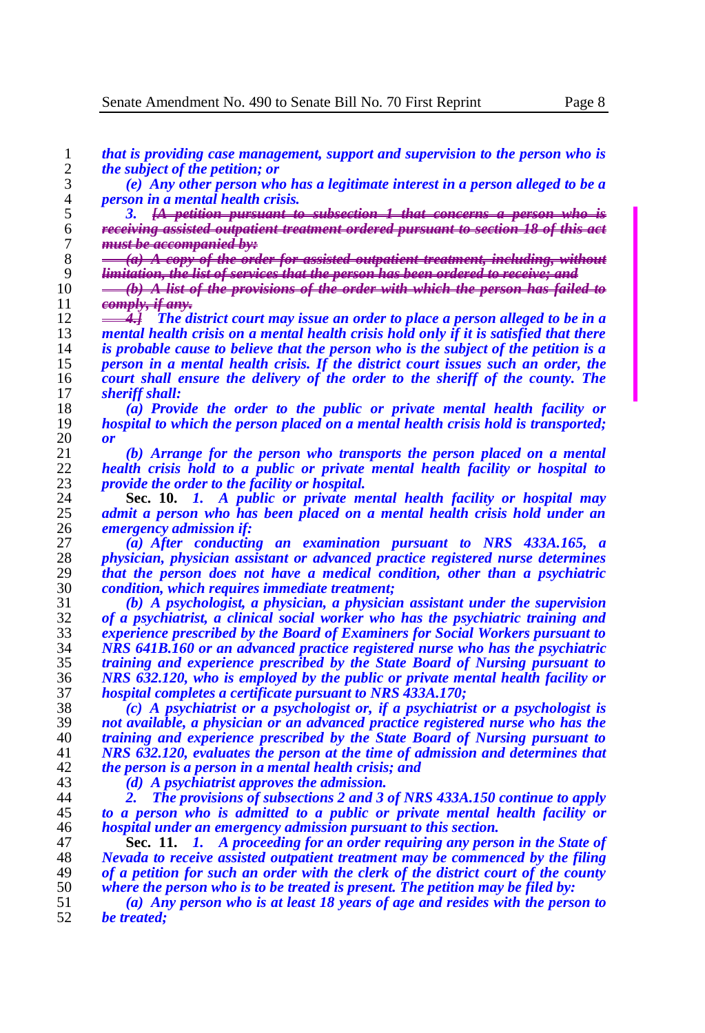*that is providing case management, support and supervision to the person who is the subject of the petition; or*

*(e) Any other person who has a legitimate interest in a person alleged to be a person in a mental health crisis.*

*3.* ~~*[A petition pursuant to subsection 1 that concerns a person who is receiving assisted outpatient treatment ordered pursuant to section 18 of this act must be accompanied by:*~~

~~*(a) A copy of the order for assisted outpatient treatment, including, without limitation, the list of services that the person has been ordered to receive; and*~~

~~*(b) A list of the provisions of the order with which the person has failed to comply, if any.*~~

~~*4.]*~~ *The district court may issue an order to place a person alleged to be in a mental health crisis on a mental health crisis hold only if it is satisfied that there is probable cause to believe that the person who is the subject of the petition is a person in a mental health crisis. If the district court issues such an order, the court shall ensure the delivery of the order to the sheriff of the county. The sheriff shall:*

*(a) Provide the order to the public or private mental health facility or hospital to which the person placed on a mental health crisis hold is transported; or*

*(b) Arrange for the person who transports the person placed on a mental health crisis hold to a public or private mental health facility or hospital to provide the order to the facility or hospital.*

**Sec. 10.** *1. A public or private mental health facility or hospital may admit a person who has been placed on a mental health crisis hold under an emergency admission if:*

*(a) After conducting an examination pursuant to NRS 433A.165, a physician, physician assistant or advanced practice registered nurse determines that the person does not have a medical condition, other than a psychiatric condition, which requires immediate treatment;*

*(b) A psychologist, a physician, a physician assistant under the supervision of a psychiatrist, a clinical social worker who has the psychiatric training and experience prescribed by the Board of Examiners for Social Workers pursuant to NRS 641B.160 or an advanced practice registered nurse who has the psychiatric training and experience prescribed by the State Board of Nursing pursuant to NRS 632.120, who is employed by the public or private mental health facility or hospital completes a certificate pursuant to NRS 433A.170;*

*(c) A psychiatrist or a psychologist or, if a psychiatrist or a psychologist is not available, a physician or an advanced practice registered nurse who has the training and experience prescribed by the State Board of Nursing pursuant to NRS 632.120, evaluates the person at the time of admission and determines that the person is a person in a mental health crisis; and*

*(d) A psychiatrist approves the admission.*

*2. The provisions of subsections 2 and 3 of NRS 433A.150 continue to apply to a person who is admitted to a public or private mental health facility or hospital under an emergency admission pursuant to this section.*

**Sec. 11.** *1. A proceeding for an order requiring any person in the State of Nevada to receive assisted outpatient treatment may be commenced by the filing of a petition for such an order with the clerk of the district court of the county where the person who is to be treated is present. The petition may be filed by:*

*(a) Any person who is at least 18 years of age and resides with the person to be treated;*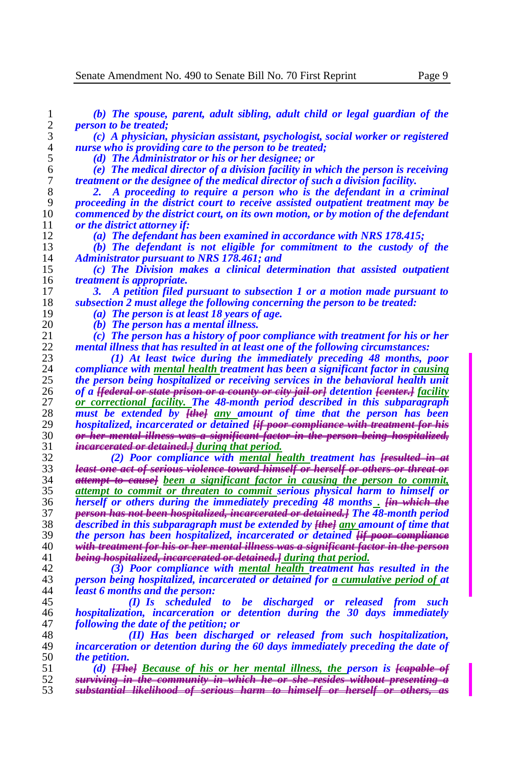*(b) The spouse, parent, adult sibling, adult child or legal guardian of the person to be treated;*

*(c) A physician, physician assistant, psychologist, social worker or registered nurse who is providing care to the person to be treated;*

*(d) The Administrator or his or her designee; or*

*(e) The medical director of a division facility in which the person is receiving treatment or the designee of the medical director of such a division facility.*

*2. A proceeding to require a person who is the defendant in a criminal proceeding in the district court to receive assisted outpatient treatment may be commenced by the district court, on its own motion, or by motion of the defendant or the district attorney if:*

*(a) The defendant has been examined in accordance with NRS 178.415;*

*(b) The defendant is not eligible for commitment to the custody of the Administrator pursuant to NRS 178.461; and*

*(c) The Division makes a clinical determination that assisted outpatient treatment is appropriate.*

*3. A petition filed pursuant to subsection 1 or a motion made pursuant to subsection 2 must allege the following concerning the person to be treated:*

*(a) The person is at least 18 years of age.*

*(b) The person has a mental illness.*

*(c) The person has a history of poor compliance with treatment for his or her mental illness that has resulted in at least one of the following circumstances:*

*(1) At least twice during the immediately preceding 48 months, poor compliance with mental health treatment has been a significant factor in causing the person being hospitalized or receiving services in the behavioral health unit of a ~~[federal or state prison or a county or city jail or]~~ detention ~~[center.]~~ facility or correctional facility. The 48-month period described in this subparagraph must be extended by ~~[the]~~ any amount of time that the person has been hospitalized, incarcerated or detained ~~[if poor compliance with treatment for his or her mental illness was a significant factor in the person being hospitalized, incarcerated or detained.]~~ during that period.*

*(2) Poor compliance with mental health treatment has ~~[resulted in at least one act of serious violence toward himself or herself or others or threat or attempt to cause]~~ been a significant factor in causing the person to commit, attempt to commit or threaten to commit serious physical harm to himself or herself or others during the immediately preceding 48 months . ~~[in which the person has not been hospitalized, incarcerated or detained.]~~ The 48-month period described in this subparagraph must be extended by ~~[the]~~ any amount of time that the person has been hospitalized, incarcerated or detained ~~[if poor compliance with treatment for his or her mental illness was a significant factor in the person being hospitalized, incarcerated or detained.]~~ during that period.*

*(3) Poor compliance with mental health treatment has resulted in the person being hospitalized, incarcerated or detained for a cumulative period of at least 6 months and the person:*

*(I) Is scheduled to be discharged or released from such hospitalization, incarceration or detention during the 30 days immediately following the date of the petition; or*

*(II) Has been discharged or released from such hospitalization, incarceration or detention during the 60 days immediately preceding the date of the petition.*

*(d) ~~[The]~~ Because of his or her mental illness, the person is ~~[capable of surviving in the community in which he or she resides without presenting a substantial likelihood of serious harm to himself or herself or others, as~~*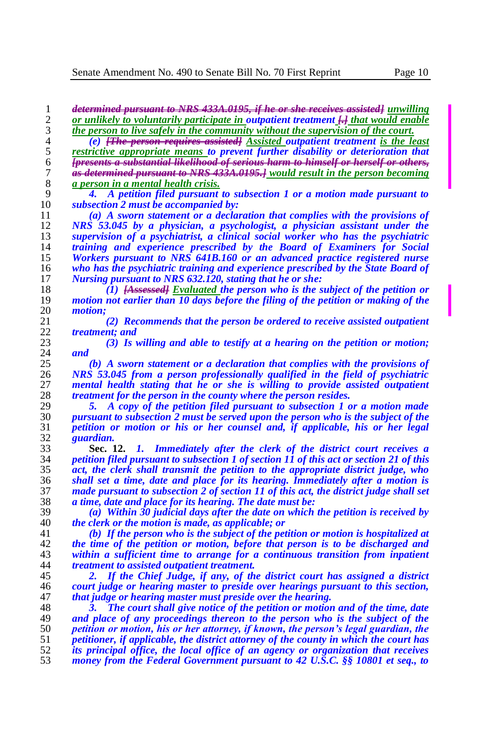~~[determined pursuant to NRS 433A.0195, if he or she receives assisted]~~ unwilling or unlikely to voluntarily participate in ***outpatient treatment*** ~~[.]~~ that would enable the person to live safely in the community without the supervision of the court.

***(e)*** ~~[The person requires assisted]~~ Assisted ***outpatient treatment*** is the least restrictive appropriate means ***to prevent further disability or deterioration that*** ~~[presents a substantial likelihood of serious harm to himself or herself or others, as determined pursuant to NRS 433A.0195.]~~ would result in the person becoming a person in a mental health crisis.

***4. A petition filed pursuant to subsection 1 or a motion made pursuant to subsection 2 must be accompanied by:***

***(a) A sworn statement or a declaration that complies with the provisions of NRS 53.045 by a physician, a psychologist, a physician assistant under the supervision of a psychiatrist, a clinical social worker who has the psychiatric training and experience prescribed by the Board of Examiners for Social Workers pursuant to NRS 641B.160 or an advanced practice registered nurse who has the psychiatric training and experience prescribed by the State Board of Nursing pursuant to NRS 632.120, stating that he or she:***

***(1)*** ~~[Assessed]~~ Evaluated ***the person who is the subject of the petition or motion not earlier than 10 days before the filing of the petition or making of the motion;***

***(2) Recommends that the person be ordered to receive assisted outpatient treatment; and***

***(3) Is willing and able to testify at a hearing on the petition or motion; and***

***(b) A sworn statement or a declaration that complies with the provisions of NRS 53.045 from a person professionally qualified in the field of psychiatric mental health stating that he or she is willing to provide assisted outpatient treatment for the person in the county where the person resides.***

***5. A copy of the petition filed pursuant to subsection 1 or a motion made pursuant to subsection 2 must be served upon the person who is the subject of the petition or motion or his or her counsel and, if applicable, his or her legal guardian.***

**Sec. 12.** ***1. Immediately after the clerk of the district court receives a petition filed pursuant to subsection 1 of section 11 of this act or section 21 of this act, the clerk shall transmit the petition to the appropriate district judge, who shall set a time, date and place for its hearing. Immediately after a motion is made pursuant to subsection 2 of section 11 of this act, the district judge shall set a time, date and place for its hearing. The date must be:***

***(a) Within 30 judicial days after the date on which the petition is received by the clerk or the motion is made, as applicable; or***

***(b) If the person who is the subject of the petition or motion is hospitalized at the time of the petition or motion, before that person is to be discharged and within a sufficient time to arrange for a continuous transition from inpatient treatment to assisted outpatient treatment.***

***2. If the Chief Judge, if any, of the district court has assigned a district court judge or hearing master to preside over hearings pursuant to this section, that judge or hearing master must preside over the hearing.***

***3. The court shall give notice of the petition or motion and of the time, date and place of any proceedings thereon to the person who is the subject of the petition or motion, his or her attorney, if known, the person's legal guardian, the petitioner, if applicable, the district attorney of the county in which the court has its principal office, the local office of an agency or organization that receives money from the Federal Government pursuant to 42 U.S.C. §§ 10801 et seq., to***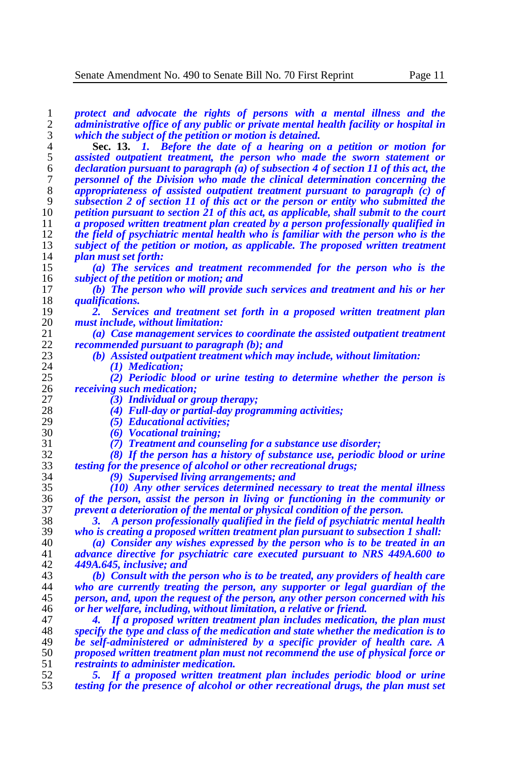*protect and advocate the rights of persons with a mental illness and the administrative office of any public or private mental health facility or hospital in which the subject of the petition or motion is detained.*

**Sec. 13.** ***1. Before the date of a hearing on a petition or motion for assisted outpatient treatment, the person who made the sworn statement or declaration pursuant to paragraph (a) of subsection 4 of section 11 of this act, the personnel of the Division who made the clinical determination concerning the appropriateness of assisted outpatient treatment pursuant to paragraph (c) of subsection 2 of section 11 of this act or the person or entity who submitted the petition pursuant to section 21 of this act, as applicable, shall submit to the court a proposed written treatment plan created by a person professionally qualified in the field of psychiatric mental health who is familiar with the person who is the subject of the petition or motion, as applicable. The proposed written treatment plan must set forth:***

***(a) The services and treatment recommended for the person who is the subject of the petition or motion; and***

***(b) The person who will provide such services and treatment and his or her qualifications.***

***2. Services and treatment set forth in a proposed written treatment plan must include, without limitation:***

***(a) Case management services to coordinate the assisted outpatient treatment recommended pursuant to paragraph (b); and***

***(b) Assisted outpatient treatment which may include, without limitation:***

***(1) Medication;***

***(2) Periodic blood or urine testing to determine whether the person is receiving such medication;***

***(3) Individual or group therapy;***

***(4) Full-day or partial-day programming activities;***

***(5) Educational activities;***

***(6) Vocational training;***

***(7) Treatment and counseling for a substance use disorder;***

***(8) If the person has a history of substance use, periodic blood or urine testing for the presence of alcohol or other recreational drugs;***

***(9) Supervised living arrangements; and***

***(10) Any other services determined necessary to treat the mental illness of the person, assist the person in living or functioning in the community or prevent a deterioration of the mental or physical condition of the person.***

***3. A person professionally qualified in the field of psychiatric mental health who is creating a proposed written treatment plan pursuant to subsection 1 shall:***

***(a) Consider any wishes expressed by the person who is to be treated in an advance directive for psychiatric care executed pursuant to NRS 449A.600 to 449A.645, inclusive; and***

***(b) Consult with the person who is to be treated, any providers of health care who are currently treating the person, any supporter or legal guardian of the person, and, upon the request of the person, any other person concerned with his or her welfare, including, without limitation, a relative or friend.***

***4. If a proposed written treatment plan includes medication, the plan must specify the type and class of the medication and state whether the medication is to be self-administered or administered by a specific provider of health care. A proposed written treatment plan must not recommend the use of physical force or restraints to administer medication.***

***5. If a proposed written treatment plan includes periodic blood or urine testing for the presence of alcohol or other recreational drugs, the plan must set***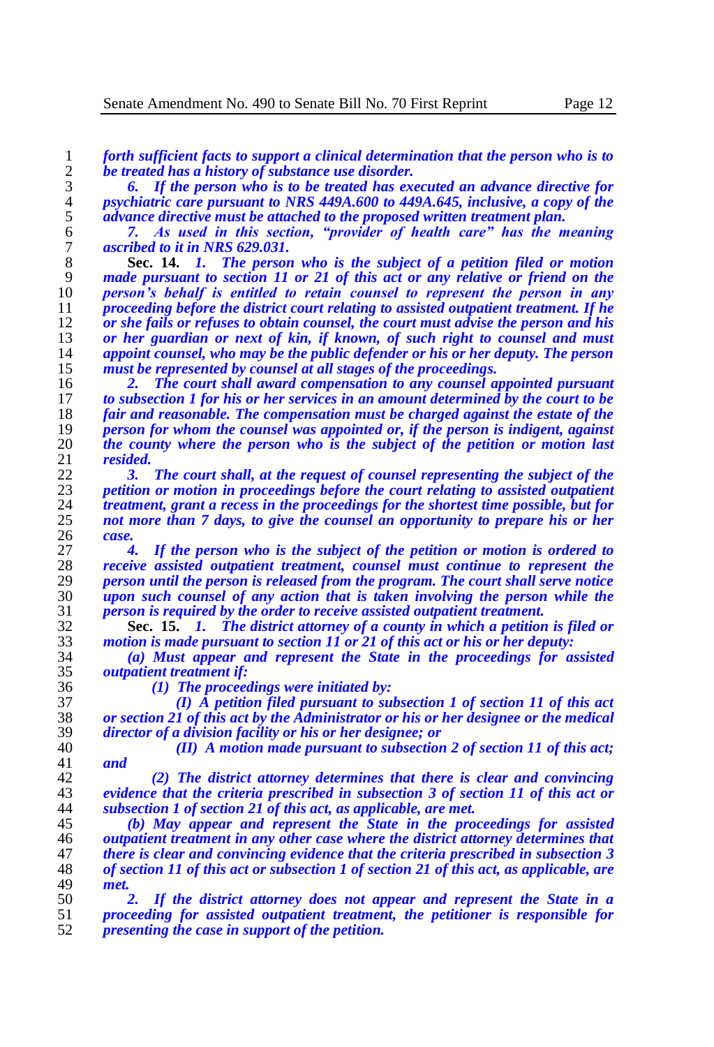*forth sufficient facts to support a clinical determination that the person who is to be treated has a history of substance use disorder.*

*6. If the person who is to be treated has executed an advance directive for psychiatric care pursuant to NRS 449A.600 to 449A.645, inclusive, a copy of the advance directive must be attached to the proposed written treatment plan.*

*7. As used in this section, "provider of health care" has the meaning ascribed to it in NRS 629.031.*

**Sec. 14.** *1. The person who is the subject of a petition filed or motion made pursuant to section 11 or 21 of this act or any relative or friend on the person's behalf is entitled to retain counsel to represent the person in any proceeding before the district court relating to assisted outpatient treatment. If he or she fails or refuses to obtain counsel, the court must advise the person and his or her guardian or next of kin, if known, of such right to counsel and must appoint counsel, who may be the public defender or his or her deputy. The person must be represented by counsel at all stages of the proceedings.*

*2. The court shall award compensation to any counsel appointed pursuant to subsection 1 for his or her services in an amount determined by the court to be fair and reasonable. The compensation must be charged against the estate of the person for whom the counsel was appointed or, if the person is indigent, against the county where the person who is the subject of the petition or motion last resided.*

*3. The court shall, at the request of counsel representing the subject of the petition or motion in proceedings before the court relating to assisted outpatient treatment, grant a recess in the proceedings for the shortest time possible, but for not more than 7 days, to give the counsel an opportunity to prepare his or her case.*

*4. If the person who is the subject of the petition or motion is ordered to receive assisted outpatient treatment, counsel must continue to represent the person until the person is released from the program. The court shall serve notice upon such counsel of any action that is taken involving the person while the person is required by the order to receive assisted outpatient treatment.*

**Sec. 15.** *1. The district attorney of a county in which a petition is filed or motion is made pursuant to section 11 or 21 of this act or his or her deputy:*

*(a) Must appear and represent the State in the proceedings for assisted outpatient treatment if:*

*(1) The proceedings were initiated by:*

*(I) A petition filed pursuant to subsection 1 of section 11 of this act or section 21 of this act by the Administrator or his or her designee or the medical director of a division facility or his or her designee; or*

*(II) A motion made pursuant to subsection 2 of section 11 of this act; and*

*(2) The district attorney determines that there is clear and convincing evidence that the criteria prescribed in subsection 3 of section 11 of this act or subsection 1 of section 21 of this act, as applicable, are met.*

*(b) May appear and represent the State in the proceedings for assisted outpatient treatment in any other case where the district attorney determines that there is clear and convincing evidence that the criteria prescribed in subsection 3 of section 11 of this act or subsection 1 of section 21 of this act, as applicable, are met.*

*2. If the district attorney does not appear and represent the State in a proceeding for assisted outpatient treatment, the petitioner is responsible for presenting the case in support of the petition.*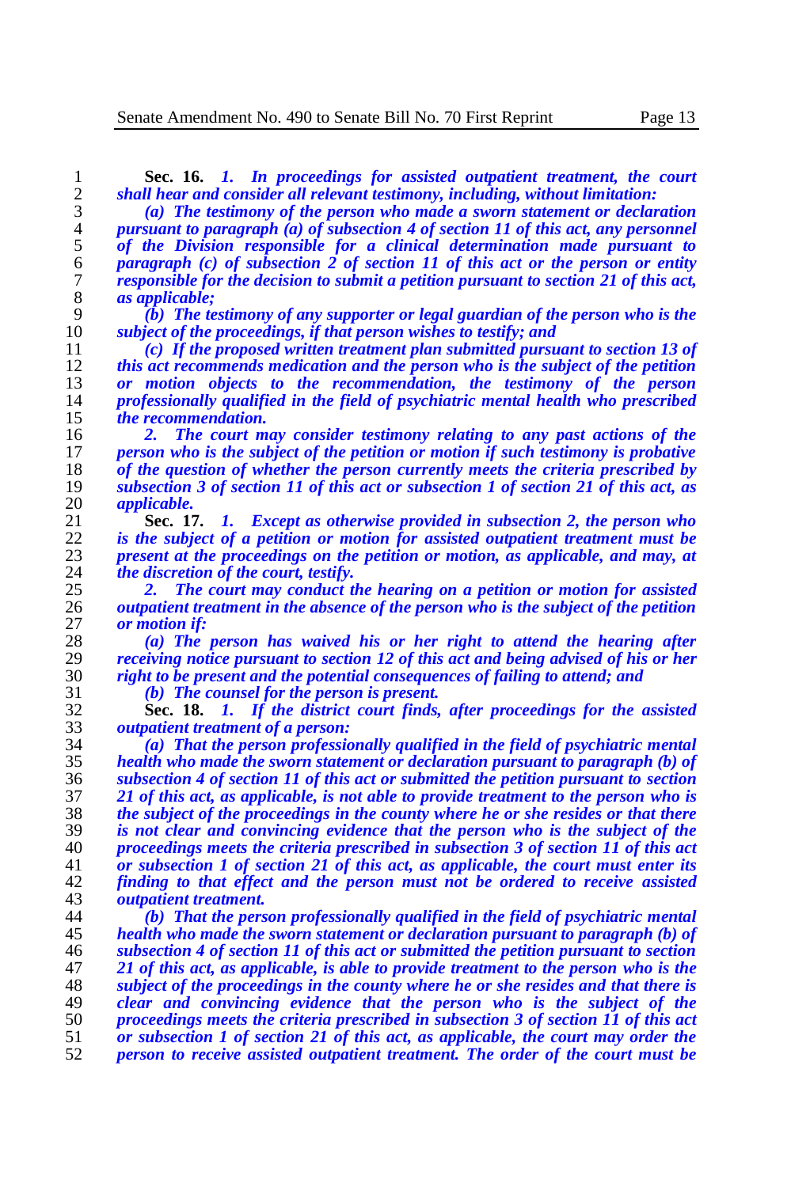**Sec. 16.** ***1. In proceedings for assisted outpatient treatment, the court shall hear and consider all relevant testimony, including, without limitation:***

***(a) The testimony of the person who made a sworn statement or declaration pursuant to paragraph (a) of subsection 4 of section 11 of this act, any personnel of the Division responsible for a clinical determination made pursuant to paragraph (c) of subsection 2 of section 11 of this act or the person or entity responsible for the decision to submit a petition pursuant to section 21 of this act, as applicable;***

***(b) The testimony of any supporter or legal guardian of the person who is the subject of the proceedings, if that person wishes to testify; and***

***(c) If the proposed written treatment plan submitted pursuant to section 13 of this act recommends medication and the person who is the subject of the petition or motion objects to the recommendation, the testimony of the person professionally qualified in the field of psychiatric mental health who prescribed the recommendation.***

***2. The court may consider testimony relating to any past actions of the person who is the subject of the petition or motion if such testimony is probative of the question of whether the person currently meets the criteria prescribed by subsection 3 of section 11 of this act or subsection 1 of section 21 of this act, as applicable.***

**Sec. 17.** ***1. Except as otherwise provided in subsection 2, the person who is the subject of a petition or motion for assisted outpatient treatment must be present at the proceedings on the petition or motion, as applicable, and may, at the discretion of the court, testify.***

***2. The court may conduct the hearing on a petition or motion for assisted outpatient treatment in the absence of the person who is the subject of the petition or motion if:***

***(a) The person has waived his or her right to attend the hearing after receiving notice pursuant to section 12 of this act and being advised of his or her right to be present and the potential consequences of failing to attend; and***

***(b) The counsel for the person is present.***

**Sec. 18.** ***1. If the district court finds, after proceedings for the assisted outpatient treatment of a person:***

***(a) That the person professionally qualified in the field of psychiatric mental health who made the sworn statement or declaration pursuant to paragraph (b) of subsection 4 of section 11 of this act or submitted the petition pursuant to section 21 of this act, as applicable, is not able to provide treatment to the person who is the subject of the proceedings in the county where he or she resides or that there is not clear and convincing evidence that the person who is the subject of the proceedings meets the criteria prescribed in subsection 3 of section 11 of this act or subsection 1 of section 21 of this act, as applicable, the court must enter its finding to that effect and the person must not be ordered to receive assisted outpatient treatment.***

***(b) That the person professionally qualified in the field of psychiatric mental health who made the sworn statement or declaration pursuant to paragraph (b) of subsection 4 of section 11 of this act or submitted the petition pursuant to section 21 of this act, as applicable, is able to provide treatment to the person who is the subject of the proceedings in the county where he or she resides and that there is clear and convincing evidence that the person who is the subject of the proceedings meets the criteria prescribed in subsection 3 of section 11 of this act or subsection 1 of section 21 of this act, as applicable, the court may order the person to receive assisted outpatient treatment. The order of the court must be***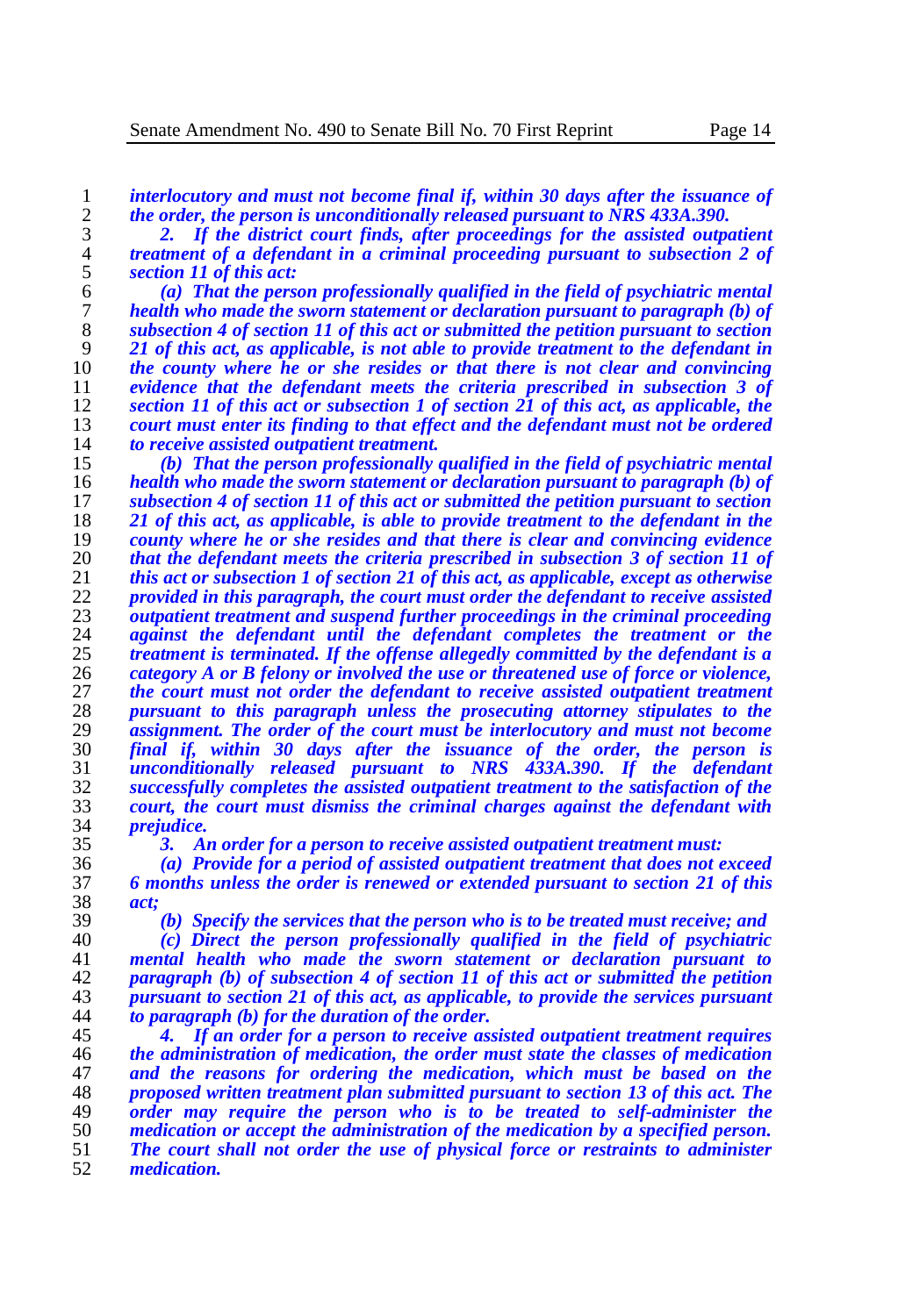***interlocutory and must not become final if, within 30 days after the issuance of the order, the person is unconditionally released pursuant to NRS 433A.390.***

***2. If the district court finds, after proceedings for the assisted outpatient treatment of a defendant in a criminal proceeding pursuant to subsection 2 of section 11 of this act:***

***(a) That the person professionally qualified in the field of psychiatric mental health who made the sworn statement or declaration pursuant to paragraph (b) of subsection 4 of section 11 of this act or submitted the petition pursuant to section 21 of this act, as applicable, is not able to provide treatment to the defendant in the county where he or she resides or that there is not clear and convincing evidence that the defendant meets the criteria prescribed in subsection 3 of section 11 of this act or subsection 1 of section 21 of this act, as applicable, the court must enter its finding to that effect and the defendant must not be ordered to receive assisted outpatient treatment.***

***(b) That the person professionally qualified in the field of psychiatric mental health who made the sworn statement or declaration pursuant to paragraph (b) of subsection 4 of section 11 of this act or submitted the petition pursuant to section 21 of this act, as applicable, is able to provide treatment to the defendant in the county where he or she resides and that there is clear and convincing evidence that the defendant meets the criteria prescribed in subsection 3 of section 11 of this act or subsection 1 of section 21 of this act, as applicable, except as otherwise provided in this paragraph, the court must order the defendant to receive assisted outpatient treatment and suspend further proceedings in the criminal proceeding against the defendant until the defendant completes the treatment or the treatment is terminated. If the offense allegedly committed by the defendant is a category A or B felony or involved the use or threatened use of force or violence, the court must not order the defendant to receive assisted outpatient treatment pursuant to this paragraph unless the prosecuting attorney stipulates to the assignment. The order of the court must be interlocutory and must not become final if, within 30 days after the issuance of the order, the person is unconditionally released pursuant to NRS 433A.390. If the defendant successfully completes the assisted outpatient treatment to the satisfaction of the court, the court must dismiss the criminal charges against the defendant with prejudice.***

***3. An order for a person to receive assisted outpatient treatment must:***

***(a) Provide for a period of assisted outpatient treatment that does not exceed 6 months unless the order is renewed or extended pursuant to section 21 of this act;***

***(b) Specify the services that the person who is to be treated must receive; and***

***(c) Direct the person professionally qualified in the field of psychiatric mental health who made the sworn statement or declaration pursuant to paragraph (b) of subsection 4 of section 11 of this act or submitted the petition pursuant to section 21 of this act, as applicable, to provide the services pursuant to paragraph (b) for the duration of the order.***

***4. If an order for a person to receive assisted outpatient treatment requires the administration of medication, the order must state the classes of medication and the reasons for ordering the medication, which must be based on the proposed written treatment plan submitted pursuant to section 13 of this act. The order may require the person who is to be treated to self-administer the medication or accept the administration of the medication by a specified person. The court shall not order the use of physical force or restraints to administer medication.***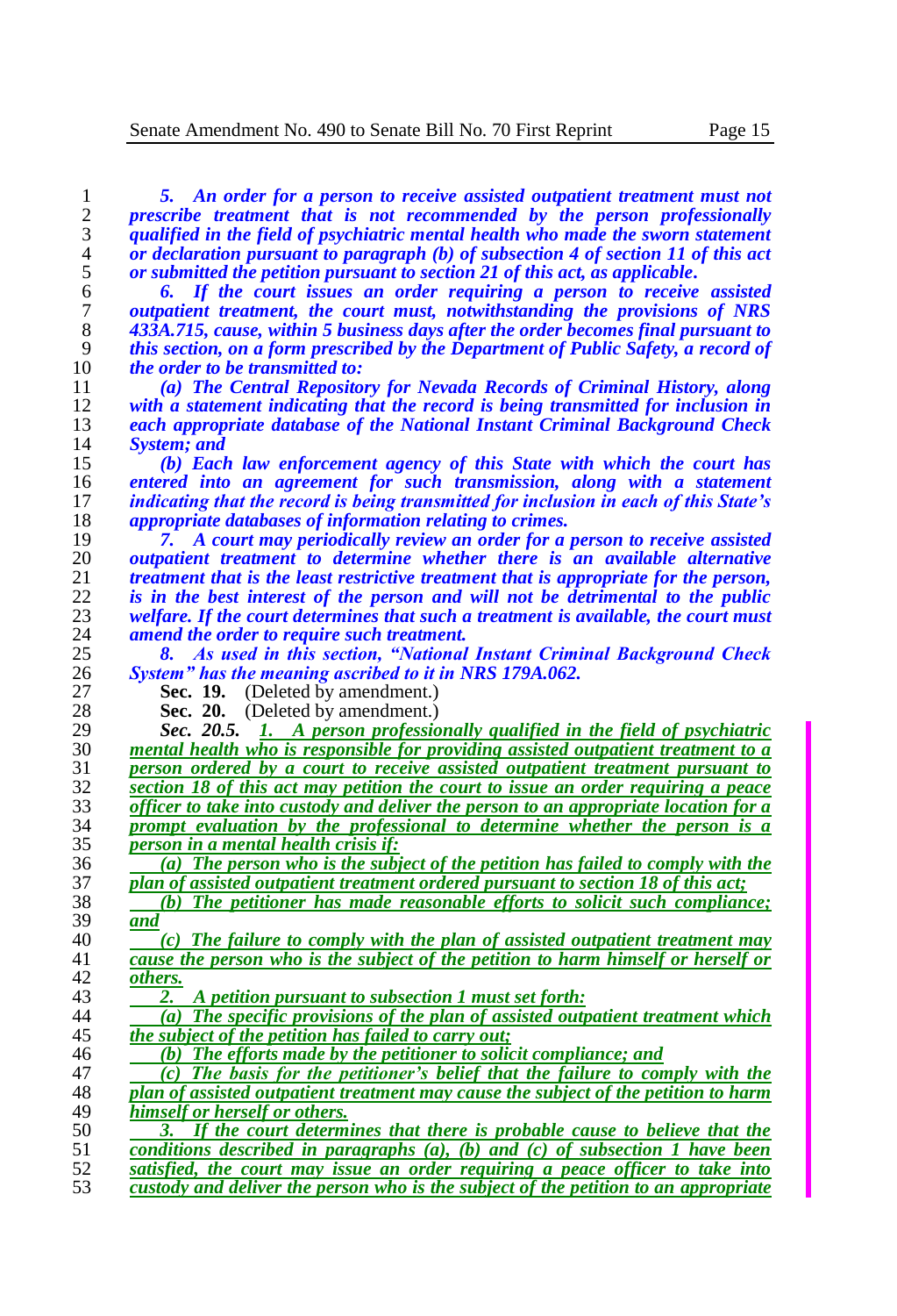***5. An order for a person to receive assisted outpatient treatment must not prescribe treatment that is not recommended by the person professionally qualified in the field of psychiatric mental health who made the sworn statement or declaration pursuant to paragraph (b) of subsection 4 of section 11 of this act or submitted the petition pursuant to section 21 of this act, as applicable.***

***6. If the court issues an order requiring a person to receive assisted outpatient treatment, the court must, notwithstanding the provisions of NRS 433A.715, cause, within 5 business days after the order becomes final pursuant to this section, on a form prescribed by the Department of Public Safety, a record of the order to be transmitted to:***

***(a) The Central Repository for Nevada Records of Criminal History, along with a statement indicating that the record is being transmitted for inclusion in each appropriate database of the National Instant Criminal Background Check System; and***

***(b) Each law enforcement agency of this State with which the court has entered into an agreement for such transmission, along with a statement indicating that the record is being transmitted for inclusion in each of this State's appropriate databases of information relating to crimes.***

***7. A court may periodically review an order for a person to receive assisted outpatient treatment to determine whether there is an available alternative treatment that is the least restrictive treatment that is appropriate for the person, is in the best interest of the person and will not be detrimental to the public welfare. If the court determines that such a treatment is available, the court must amend the order to require such treatment.***

***8. As used in this section, "National Instant Criminal Background Check System" has the meaning ascribed to it in NRS 179A.062.***

**Sec. 19.** (Deleted by amendment.)

**Sec. 20.** (Deleted by amendment.)

***Sec. 20.5.*** ***1. A person professionally qualified in the field of psychiatric mental health who is responsible for providing assisted outpatient treatment to a person ordered by a court to receive assisted outpatient treatment pursuant to section 18 of this act may petition the court to issue an order requiring a peace officer to take into custody and deliver the person to an appropriate location for a prompt evaluation by the professional to determine whether the person is a person in a mental health crisis if:***

***(a) The person who is the subject of the petition has failed to comply with the plan of assisted outpatient treatment ordered pursuant to section 18 of this act;***

***(b) The petitioner has made reasonable efforts to solicit such compliance; and***

***(c) The failure to comply with the plan of assisted outpatient treatment may cause the person who is the subject of the petition to harm himself or herself or others.***

***2. A petition pursuant to subsection 1 must set forth:***

***(a) The specific provisions of the plan of assisted outpatient treatment which the subject of the petition has failed to carry out;***

***(b) The efforts made by the petitioner to solicit compliance; and***

***(c) The basis for the petitioner's belief that the failure to comply with the plan of assisted outpatient treatment may cause the subject of the petition to harm himself or herself or others.***

***3. If the court determines that there is probable cause to believe that the conditions described in paragraphs (a), (b) and (c) of subsection 1 have been satisfied, the court may issue an order requiring a peace officer to take into custody and deliver the person who is the subject of the petition to an appropriate***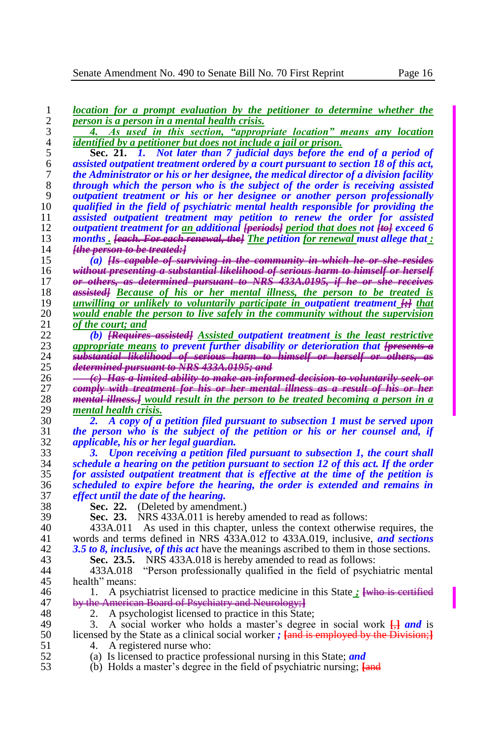location for a prompt evaluation by the petitioner to determine whether the person is a person in a mental health crisis.

4. As used in this section, "appropriate location" means any location identified by a petitioner but does not include a jail or prison.

**Sec. 21.** *1. Not later than 7 judicial days before the end of a period of assisted outpatient treatment ordered by a court pursuant to section 18 of this act, the Administrator or his or her designee, the medical director of a division facility through which the person who is the subject of the order is receiving assisted outpatient treatment or his or her designee or another person professionally qualified in the field of psychiatric mental health responsible for providing the assisted outpatient treatment may petition to renew the order for assisted outpatient treatment for an additional [periods] period that does not [to] exceed 6 months . [each. For each renewal, the] The petition for renewal must allege that : [the person to be treated:]*

*(a) [Is capable of surviving in the community in which he or she resides without presenting a substantial likelihood of serious harm to himself or herself or others, as determined pursuant to NRS 433A.0195, if he or she receives assisted] Because of his or her mental illness, the person to be treated is unwilling or unlikely to voluntarily participate in outpatient treatment [;] that would enable the person to live safely in the community without the supervision of the court; and*

*(b) [Requires assisted] Assisted outpatient treatment is the least restrictive appropriate means to prevent further disability or deterioration that [presents a substantial likelihood of serious harm to himself or herself or others, as determined pursuant to NRS 433A.0195; and*

*(c) Has a limited ability to make an informed decision to voluntarily seek or comply with treatment for his or her mental illness as a result of his or her mental illness.] would result in the person to be treated becoming a person in a mental health crisis.*

*2. A copy of a petition filed pursuant to subsection 1 must be served upon the person who is the subject of the petition or his or her counsel and, if applicable, his or her legal guardian.*

*3. Upon receiving a petition filed pursuant to subsection 1, the court shall schedule a hearing on the petition pursuant to section 12 of this act. If the order for assisted outpatient treatment that is effective at the time of the petition is scheduled to expire before the hearing, the order is extended and remains in effect until the date of the hearing.*

**Sec. 22.** (Deleted by amendment.)

**Sec. 23.** NRS 433A.011 is hereby amended to read as follows:

433A.011 As used in this chapter, unless the context otherwise requires, the words and terms defined in NRS 433A.012 to 433A.019, inclusive, ***and sections 3.5 to 8, inclusive, of this act*** have the meanings ascribed to them in those sections.

**Sec. 23.5.** NRS 433A.018 is hereby amended to read as follows:

433A.018 "Person professionally qualified in the field of psychiatric mental health" means:

1. A psychiatrist licensed to practice medicine in this State ***;*** [who is certified by the American Board of Psychiatry and Neurology;]

2. A psychologist licensed to practice in this State;

3. A social worker who holds a master's degree in social work [,] ***and*** is licensed by the State as a clinical social worker ***;*** [and is employed by the Division;]

4. A registered nurse who:

(a) Is licensed to practice professional nursing in this State; ***and***

(b) Holds a master's degree in the field of psychiatric nursing; [and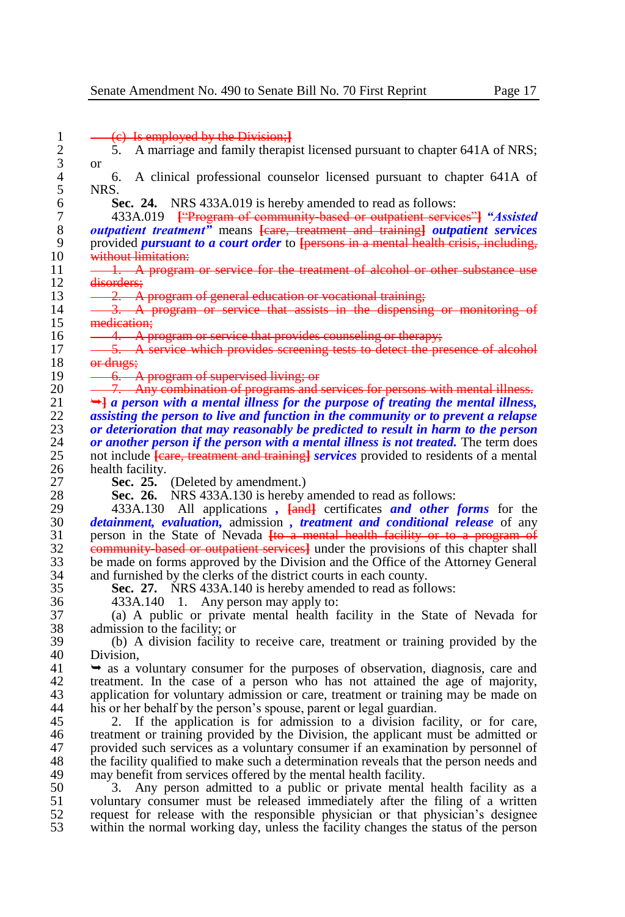(c) Is employed by the Division;]

5. A marriage and family therapist licensed pursuant to chapter 641A of NRS; or

6. A clinical professional counselor licensed pursuant to chapter 641A of NRS.

**Sec. 24.** NRS 433A.019 is hereby amended to read as follows:

433A.019 [“Program of community-based or outpatient services”] ***“Assisted outpatient treatment”*** means [care, treatment and training] ***outpatient services*** provided ***pursuant to a court order*** to [persons in a mental health crisis, including, without limitation:

1. A program or service for the treatment of alcohol or other substance use disorders;

2. A program of general education or vocational training;

3. A program or service that assists in the dispensing or monitoring of medication;

4. A program or service that provides counseling or therapy;

5. A service which provides screening tests to detect the presence of alcohol or drugs;

6. A program of supervised living; or

7. Any combination of programs and services for persons with mental illness.

➥] ***a person with a mental illness for the purpose of treating the mental illness, assisting the person to live and function in the community or to prevent a relapse or deterioration that may reasonably be predicted to result in harm to the person or another person if the person with a mental illness is not treated.*** The term does not include [care, treatment and training] ***services*** provided to residents of a mental health facility.

**Sec. 25.** (Deleted by amendment.)

**Sec. 26.** NRS 433A.130 is hereby amended to read as follows:

433A.130 All applications ***,*** [and] certificates ***and other forms*** for the ***detainment, evaluation,*** admission ***, treatment and conditional release*** of any person in the State of Nevada [to a mental health facility or to a program of community-based or outpatient services] under the provisions of this chapter shall be made on forms approved by the Division and the Office of the Attorney General and furnished by the clerks of the district courts in each county.

**Sec. 27.** NRS 433A.140 is hereby amended to read as follows:

433A.140 1. Any person may apply to:

(a) A public or private mental health facility in the State of Nevada for admission to the facility; or

(b) A division facility to receive care, treatment or training provided by the Division,

➥ as a voluntary consumer for the purposes of observation, diagnosis, care and treatment. In the case of a person who has not attained the age of majority, application for voluntary admission or care, treatment or training may be made on his or her behalf by the person’s spouse, parent or legal guardian.

2. If the application is for admission to a division facility, or for care, treatment or training provided by the Division, the applicant must be admitted or provided such services as a voluntary consumer if an examination by personnel of the facility qualified to make such a determination reveals that the person needs and may benefit from services offered by the mental health facility.

3. Any person admitted to a public or private mental health facility as a voluntary consumer must be released immediately after the filing of a written request for release with the responsible physician or that physician’s designee within the normal working day, unless the facility changes the status of the person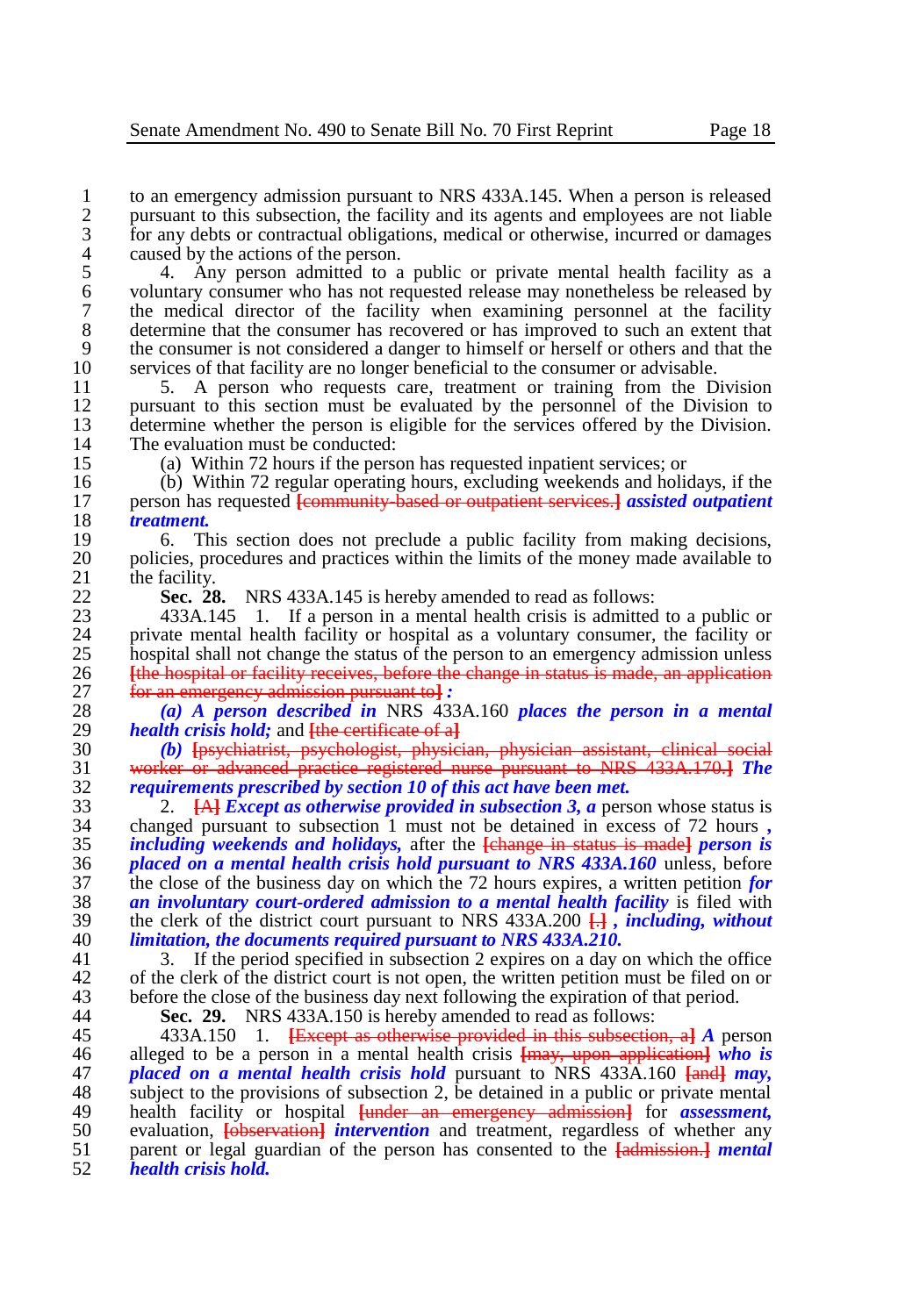to an emergency admission pursuant to NRS 433A.145. When a person is released pursuant to this subsection, the facility and its agents and employees are not liable for any debts or contractual obligations, medical or otherwise, incurred or damages caused by the actions of the person.

4. Any person admitted to a public or private mental health facility as a voluntary consumer who has not requested release may nonetheless be released by the medical director of the facility when examining personnel at the facility determine that the consumer has recovered or has improved to such an extent that the consumer is not considered a danger to himself or herself or others and that the services of that facility are no longer beneficial to the consumer or advisable.

5. A person who requests care, treatment or training from the Division pursuant to this section must be evaluated by the personnel of the Division to determine whether the person is eligible for the services offered by the Division. The evaluation must be conducted:

(a) Within 72 hours if the person has requested inpatient services; or

(b) Within 72 regular operating hours, excluding weekends and holidays, if the person has requested ~~[community-based or outpatient services.]~~ ***assisted outpatient treatment.***

6. This section does not preclude a public facility from making decisions, policies, procedures and practices within the limits of the money made available to the facility.

**Sec. 28.** NRS 433A.145 is hereby amended to read as follows:

433A.145 1. If a person in a mental health crisis is admitted to a public or private mental health facility or hospital as a voluntary consumer, the facility or hospital shall not change the status of the person to an emergency admission unless ~~[the hospital or facility receives, before the change in status is made, an application for an emergency admission pursuant to]~~ ***:***

***(a) A person described in*** NRS 433A.160 ***places the person in a mental health crisis hold;*** and ~~[the certificate of a]~~

***(b)*** ~~[psychiatrist, psychologist, physician, physician assistant, clinical social worker or advanced practice registered nurse pursuant to NRS 433A.170.]~~ ***The requirements prescribed by section 10 of this act have been met.***

2. ~~[A]~~ ***Except as otherwise provided in subsection 3, a*** person whose status is changed pursuant to subsection 1 must not be detained in excess of 72 hours ***, including weekends and holidays,*** after the ~~[change in status is made]~~ ***person is placed on a mental health crisis hold pursuant to NRS 433A.160*** unless, before the close of the business day on which the 72 hours expires, a written petition ***for an involuntary court-ordered admission to a mental health facility*** is filed with the clerk of the district court pursuant to NRS 433A.200 ~~[.]~~ ***, including, without limitation, the documents required pursuant to NRS 433A.210.***

3. If the period specified in subsection 2 expires on a day on which the office of the clerk of the district court is not open, the written petition must be filed on or before the close of the business day next following the expiration of that period.

**Sec. 29.** NRS 433A.150 is hereby amended to read as follows:

433A.150 1. ~~[Except as otherwise provided in this subsection, a]~~ ***A*** person alleged to be a person in a mental health crisis ~~[may, upon application]~~ ***who is placed on a mental health crisis hold*** pursuant to NRS 433A.160 ~~[and]~~ ***may,*** subject to the provisions of subsection 2, be detained in a public or private mental health facility or hospital ~~[under an emergency admission]~~ for ***assessment,*** evaluation, ~~[observation]~~ ***intervention*** and treatment, regardless of whether any parent or legal guardian of the person has consented to the ~~[admission.]~~ ***mental health crisis hold.***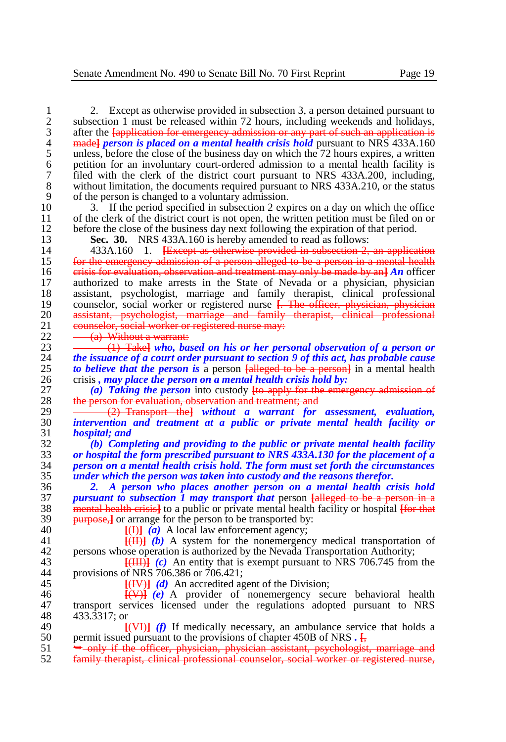2. Except as otherwise provided in subsection 3, a person detained pursuant to subsection 1 must be released within 72 hours, including weekends and holidays, after the [application for emergency admission or any part of such an application is made] ***person is placed on a mental health crisis hold*** pursuant to NRS 433A.160 unless, before the close of the business day on which the 72 hours expires, a written petition for an involuntary court-ordered admission to a mental health facility is filed with the clerk of the district court pursuant to NRS 433A.200, including, without limitation, the documents required pursuant to NRS 433A.210, or the status of the person is changed to a voluntary admission.

3. If the period specified in subsection 2 expires on a day on which the office of the clerk of the district court is not open, the written petition must be filed on or before the close of the business day next following the expiration of that period.

**Sec. 30.** NRS 433A.160 is hereby amended to read as follows:

433A.160 1. [Except as otherwise provided in subsection 2, an application for the emergency admission of a person alleged to be a person in a mental health crisis for evaluation, observation and treatment may only be made by an] ***An*** officer authorized to make arrests in the State of Nevada or a physician, physician assistant, psychologist, marriage and family therapist, clinical professional counselor, social worker or registered nurse [. The officer, physician, physician assistant, psychologist, marriage and family therapist, clinical professional counselor, social worker or registered nurse may:

(a) Without a warrant:

(1) Take] ***who, based on his or her personal observation of a person or the issuance of a court order pursuant to section 9 of this act, has probable cause to believe that the person is*** a person [alleged to be a person] in a mental health crisis ***, may place the person on a mental health crisis hold by:***

***(a) Taking the person*** into custody [to apply for the emergency admission of the person for evaluation, observation and treatment; and

(2) Transport the] ***without a warrant for assessment, evaluation, intervention and treatment at a public or private mental health facility or hospital; and***

***(b) Completing and providing to the public or private mental health facility or hospital the form prescribed pursuant to NRS 433A.130 for the placement of a person on a mental health crisis hold. The form must set forth the circumstances under which the person was taken into custody and the reasons therefor.***

***2. A person who places another person on a mental health crisis hold pursuant to subsection 1 may transport that*** person [alleged to be a person in a mental health crisis] to a public or private mental health facility or hospital [for that purpose,] or arrange for the person to be transported by:

[(I)] ***(a)*** A local law enforcement agency;

[(II)] ***(b)*** A system for the nonemergency medical transportation of persons whose operation is authorized by the Nevada Transportation Authority;

[(III)] ***(c)*** An entity that is exempt pursuant to NRS 706.745 from the provisions of NRS 706.386 or 706.421;

[(IV)] ***(d)*** An accredited agent of the Division;

[(V)] ***(e)*** A provider of nonemergency secure behavioral health transport services licensed under the regulations adopted pursuant to NRS 433.3317; or

[(VI)] ***(f)*** If medically necessary, an ambulance service that holds a permit issued pursuant to the provisions of chapter 450B of NRS ***.*** [,

➥ only if the officer, physician, physician assistant, psychologist, marriage and family therapist, clinical professional counselor, social worker or registered nurse,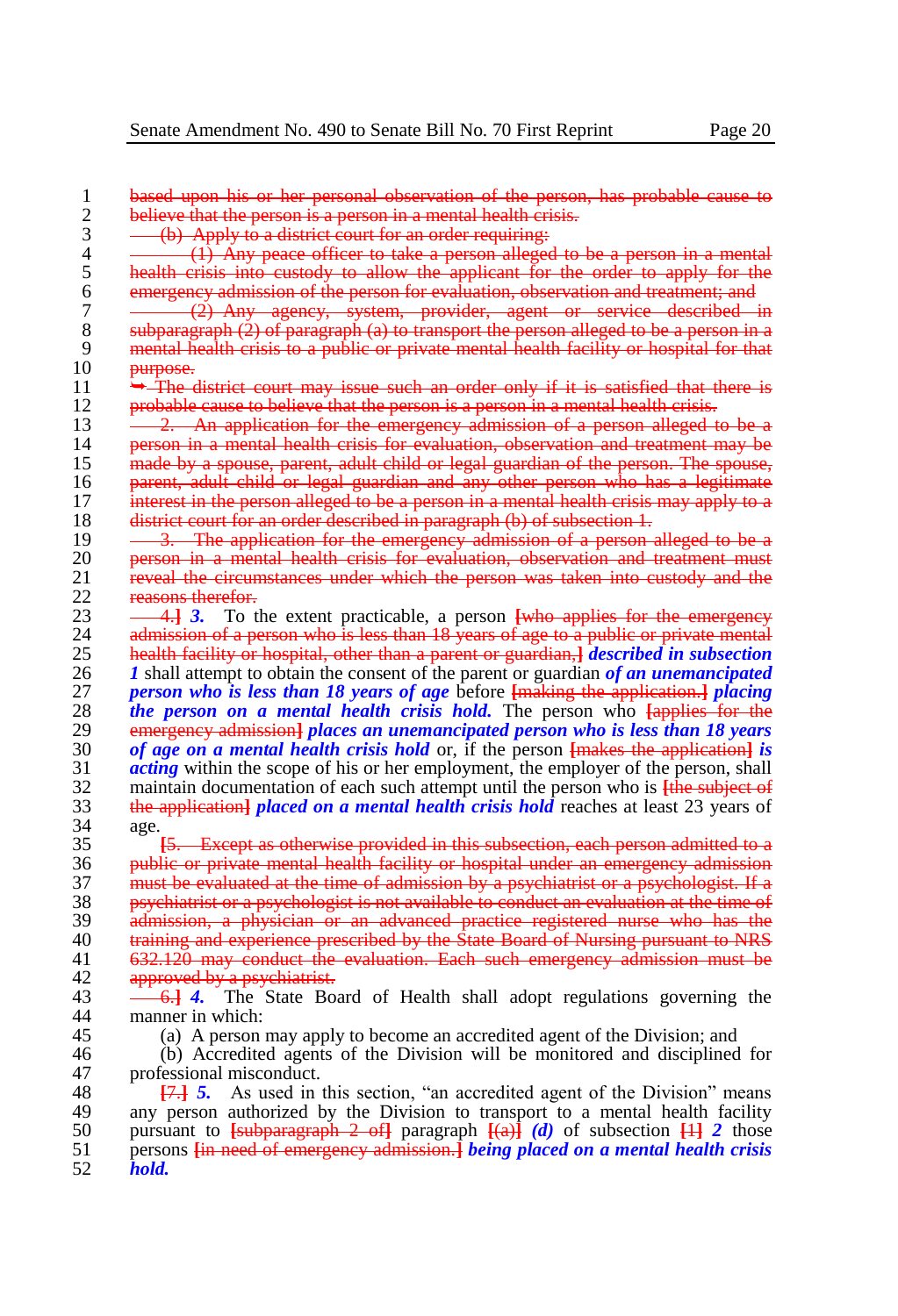~~based upon his or her personal observation of the person, has probable cause to believe that the person is a person in a mental health crisis.~~

~~(b) Apply to a district court for an order requiring:~~

~~(1) Any peace officer to take a person alleged to be a person in a mental health crisis into custody to allow the applicant for the order to apply for the emergency admission of the person for evaluation, observation and treatment; and~~

~~(2) Any agency, system, provider, agent or service described in subparagraph (2) of paragraph (a) to transport the person alleged to be a person in a mental health crisis to a public or private mental health facility or hospital for that purpose.~~

~~➥ The district court may issue such an order only if it is satisfied that there is probable cause to believe that the person is a person in a mental health crisis.~~

~~2. An application for the emergency admission of a person alleged to be a person in a mental health crisis for evaluation, observation and treatment may be made by a spouse, parent, adult child or legal guardian of the person. The spouse, parent, adult child or legal guardian and any other person who has a legitimate interest in the person alleged to be a person in a mental health crisis may apply to a district court for an order described in paragraph (b) of subsection 1.~~

~~3. The application for the emergency admission of a person alleged to be a person in a mental health crisis for evaluation, observation and treatment must reveal the circumstances under which the person was taken into custody and the reasons therefor.~~

~~4.~~] ***3.*** To the extent practicable, a person [~~who applies for the emergency admission of a person who is less than 18 years of age to a public or private mental health facility or hospital, other than a parent or guardian,~~] ***described in subsection 1*** shall attempt to obtain the consent of the parent or guardian ***of an unemancipated person who is less than 18 years of age*** before [~~making the application.~~] ***placing the person on a mental health crisis hold.*** The person who [~~applies for the emergency admission~~] ***places an unemancipated person who is less than 18 years of age on a mental health crisis hold*** or, if the person [~~makes the application~~] ***is acting*** within the scope of his or her employment, the employer of the person, shall maintain documentation of each such attempt until the person who is [~~the subject of the application~~] ***placed on a mental health crisis hold*** reaches at least 23 years of age.

[~~5. Except as otherwise provided in this subsection, each person admitted to a public or private mental health facility or hospital under an emergency admission must be evaluated at the time of admission by a psychiatrist or a psychologist. If a psychiatrist or a psychologist is not available to conduct an evaluation at the time of admission, a physician or an advanced practice registered nurse who has the training and experience prescribed by the State Board of Nursing pursuant to NRS 632.120 may conduct the evaluation. Each such emergency admission must be approved by a psychiatrist.~~

~~6.~~] ***4.*** The State Board of Health shall adopt regulations governing the manner in which:

(a) A person may apply to become an accredited agent of the Division; and

(b) Accredited agents of the Division will be monitored and disciplined for professional misconduct.

[~~7.~~] ***5.*** As used in this section, "an accredited agent of the Division" means any person authorized by the Division to transport to a mental health facility pursuant to [~~subparagraph 2 of~~] paragraph [~~(a)~~] ***(d)*** of subsection [~~1~~] ***2*** those persons [~~in need of emergency admission.~~] ***being placed on a mental health crisis hold.***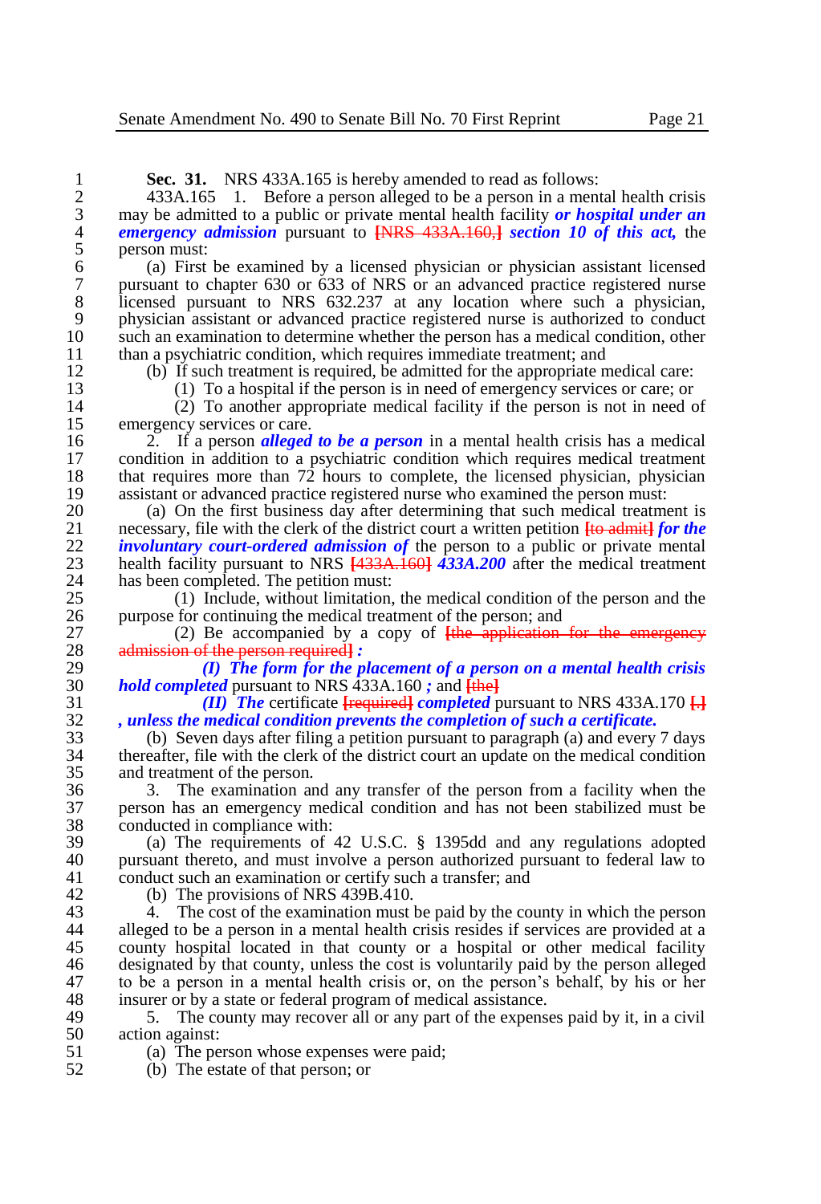**Sec. 31.** NRS 433A.165 is hereby amended to read as follows:

433A.165 1. Before a person alleged to be a person in a mental health crisis may be admitted to a public or private mental health facility ***or hospital under an emergency admission*** pursuant to [NRS 433A.160,] ***section 10 of this act,*** the person must:

(a) First be examined by a licensed physician or physician assistant licensed pursuant to chapter 630 or 633 of NRS or an advanced practice registered nurse licensed pursuant to NRS 632.237 at any location where such a physician, physician assistant or advanced practice registered nurse is authorized to conduct such an examination to determine whether the person has a medical condition, other than a psychiatric condition, which requires immediate treatment; and

(b) If such treatment is required, be admitted for the appropriate medical care:

(1) To a hospital if the person is in need of emergency services or care; or

(2) To another appropriate medical facility if the person is not in need of emergency services or care.

2. If a person ***alleged to be a person*** in a mental health crisis has a medical condition in addition to a psychiatric condition which requires medical treatment that requires more than 72 hours to complete, the licensed physician, physician assistant or advanced practice registered nurse who examined the person must:

(a) On the first business day after determining that such medical treatment is necessary, file with the clerk of the district court a written petition [to admit] ***for the involuntary court-ordered admission of*** the person to a public or private mental health facility pursuant to NRS [433A.160] ***433A.200*** after the medical treatment has been completed. The petition must:

(1) Include, without limitation, the medical condition of the person and the purpose for continuing the medical treatment of the person; and

(2) Be accompanied by a copy of [the application for the emergency admission of the person required] ***:***

***(I) The form for the placement of a person on a mental health crisis hold completed*** pursuant to NRS 433A.160 ***;*** and [the]

***(II) The*** certificate [required] ***completed*** pursuant to NRS 433A.170 [.] ***, unless the medical condition prevents the completion of such a certificate.***

(b) Seven days after filing a petition pursuant to paragraph (a) and every 7 days thereafter, file with the clerk of the district court an update on the medical condition and treatment of the person.

3. The examination and any transfer of the person from a facility when the person has an emergency medical condition and has not been stabilized must be conducted in compliance with:

(a) The requirements of 42 U.S.C. § 1395dd and any regulations adopted pursuant thereto, and must involve a person authorized pursuant to federal law to conduct such an examination or certify such a transfer; and

(b) The provisions of NRS 439B.410.

4. The cost of the examination must be paid by the county in which the person alleged to be a person in a mental health crisis resides if services are provided at a county hospital located in that county or a hospital or other medical facility designated by that county, unless the cost is voluntarily paid by the person alleged to be a person in a mental health crisis or, on the person's behalf, by his or her insurer or by a state or federal program of medical assistance.

5. The county may recover all or any part of the expenses paid by it, in a civil action against:

(a) The person whose expenses were paid;

(b) The estate of that person; or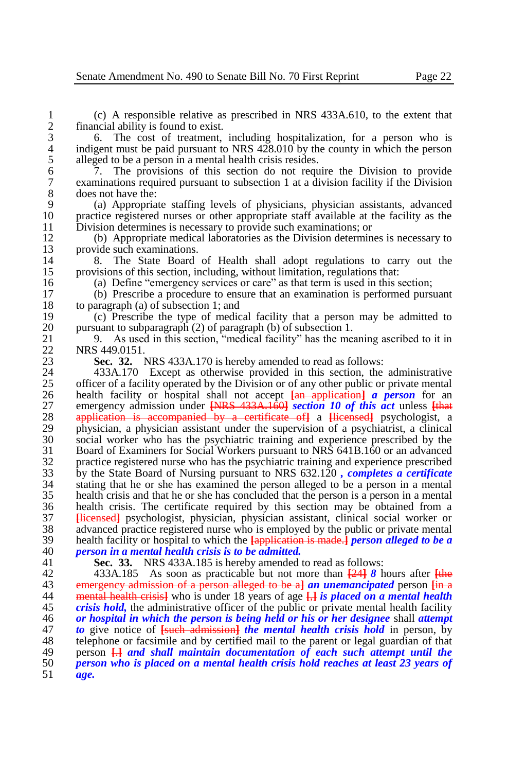(c) A responsible relative as prescribed in NRS 433A.610, to the extent that financial ability is found to exist.

6. The cost of treatment, including hospitalization, for a person who is indigent must be paid pursuant to NRS 428.010 by the county in which the person alleged to be a person in a mental health crisis resides.

7. The provisions of this section do not require the Division to provide examinations required pursuant to subsection 1 at a division facility if the Division does not have the:

(a) Appropriate staffing levels of physicians, physician assistants, advanced practice registered nurses or other appropriate staff available at the facility as the Division determines is necessary to provide such examinations; or

(b) Appropriate medical laboratories as the Division determines is necessary to provide such examinations.

8. The State Board of Health shall adopt regulations to carry out the provisions of this section, including, without limitation, regulations that:

(a) Define "emergency services or care" as that term is used in this section;

(b) Prescribe a procedure to ensure that an examination is performed pursuant to paragraph (a) of subsection 1; and

(c) Prescribe the type of medical facility that a person may be admitted to pursuant to subparagraph (2) of paragraph (b) of subsection 1.

9. As used in this section, "medical facility" has the meaning ascribed to it in NRS 449.0151.

**Sec. 32.** NRS 433A.170 is hereby amended to read as follows:

433A.170 Except as otherwise provided in this section, the administrative officer of a facility operated by the Division or of any other public or private mental health facility or hospital shall not accept [an application] ***a person*** for an emergency admission under [NRS 433A.160] ***section 10 of this act*** unless [that application is accompanied by a certificate of] a [licensed] psychologist, a physician, a physician assistant under the supervision of a psychiatrist, a clinical social worker who has the psychiatric training and experience prescribed by the Board of Examiners for Social Workers pursuant to NRS 641B.160 or an advanced practice registered nurse who has the psychiatric training and experience prescribed by the State Board of Nursing pursuant to NRS 632.120 ***, completes a certificate*** stating that he or she has examined the person alleged to be a person in a mental health crisis and that he or she has concluded that the person is a person in a mental health crisis. The certificate required by this section may be obtained from a [licensed] psychologist, physician, physician assistant, clinical social worker or advanced practice registered nurse who is employed by the public or private mental health facility or hospital to which the [application is made.] ***person alleged to be a person in a mental health crisis is to be admitted.***

**Sec. 33.** NRS 433A.185 is hereby amended to read as follows:

433A.185 As soon as practicable but not more than [24] ***8*** hours after [the emergency admission of a person alleged to be a] ***an unemancipated*** person [in a mental health crisis] who is under 18 years of age [,] ***is placed on a mental health crisis hold,*** the administrative officer of the public or private mental health facility ***or hospital in which the person is being held or his or her designee*** shall ***attempt to*** give notice of [such admission] ***the mental health crisis hold*** in person, by telephone or facsimile and by certified mail to the parent or legal guardian of that person [.] ***and shall maintain documentation of each such attempt until the person who is placed on a mental health crisis hold reaches at least 23 years of age.***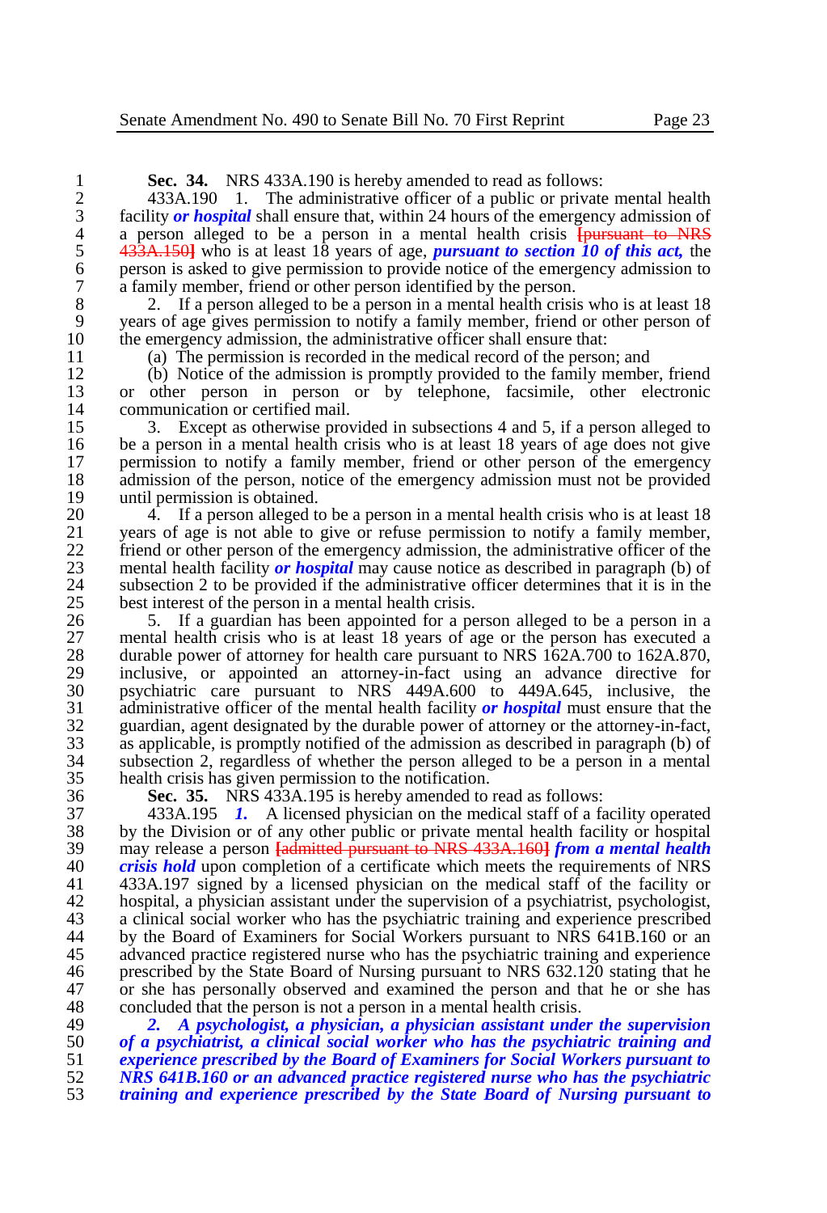**Sec. 34.** NRS 433A.190 is hereby amended to read as follows:

433A.190 1. The administrative officer of a public or private mental health facility ***or hospital*** shall ensure that, within 24 hours of the emergency admission of a person alleged to be a person in a mental health crisis ~~[pursuant to NRS 433A.150]~~ who is at least 18 years of age, ***pursuant to section 10 of this act,*** the person is asked to give permission to provide notice of the emergency admission to a family member, friend or other person identified by the person.

2. If a person alleged to be a person in a mental health crisis who is at least 18 years of age gives permission to notify a family member, friend or other person of the emergency admission, the administrative officer shall ensure that:

(a) The permission is recorded in the medical record of the person; and

(b) Notice of the admission is promptly provided to the family member, friend or other person in person or by telephone, facsimile, other electronic communication or certified mail.

3. Except as otherwise provided in subsections 4 and 5, if a person alleged to be a person in a mental health crisis who is at least 18 years of age does not give permission to notify a family member, friend or other person of the emergency admission of the person, notice of the emergency admission must not be provided until permission is obtained.

4. If a person alleged to be a person in a mental health crisis who is at least 18 years of age is not able to give or refuse permission to notify a family member, friend or other person of the emergency admission, the administrative officer of the mental health facility ***or hospital*** may cause notice as described in paragraph (b) of subsection 2 to be provided if the administrative officer determines that it is in the best interest of the person in a mental health crisis.

5. If a guardian has been appointed for a person alleged to be a person in a mental health crisis who is at least 18 years of age or the person has executed a durable power of attorney for health care pursuant to NRS 162A.700 to 162A.870, inclusive, or appointed an attorney-in-fact using an advance directive for psychiatric care pursuant to NRS 449A.600 to 449A.645, inclusive, the administrative officer of the mental health facility ***or hospital*** must ensure that the guardian, agent designated by the durable power of attorney or the attorney-in-fact, as applicable, is promptly notified of the admission as described in paragraph (b) of subsection 2, regardless of whether the person alleged to be a person in a mental health crisis has given permission to the notification.

**Sec. 35.** NRS 433A.195 is hereby amended to read as follows:

433A.195 ***1.*** A licensed physician on the medical staff of a facility operated by the Division or of any other public or private mental health facility or hospital may release a person ~~[admitted pursuant to NRS 433A.160]~~ ***from a mental health crisis hold*** upon completion of a certificate which meets the requirements of NRS 433A.197 signed by a licensed physician on the medical staff of the facility or hospital, a physician assistant under the supervision of a psychiatrist, psychologist, a clinical social worker who has the psychiatric training and experience prescribed by the Board of Examiners for Social Workers pursuant to NRS 641B.160 or an advanced practice registered nurse who has the psychiatric training and experience prescribed by the State Board of Nursing pursuant to NRS 632.120 stating that he or she has personally observed and examined the person and that he or she has concluded that the person is not a person in a mental health crisis.

***2. A psychologist, a physician, a physician assistant under the supervision of a psychiatrist, a clinical social worker who has the psychiatric training and experience prescribed by the Board of Examiners for Social Workers pursuant to NRS 641B.160 or an advanced practice registered nurse who has the psychiatric training and experience prescribed by the State Board of Nursing pursuant to***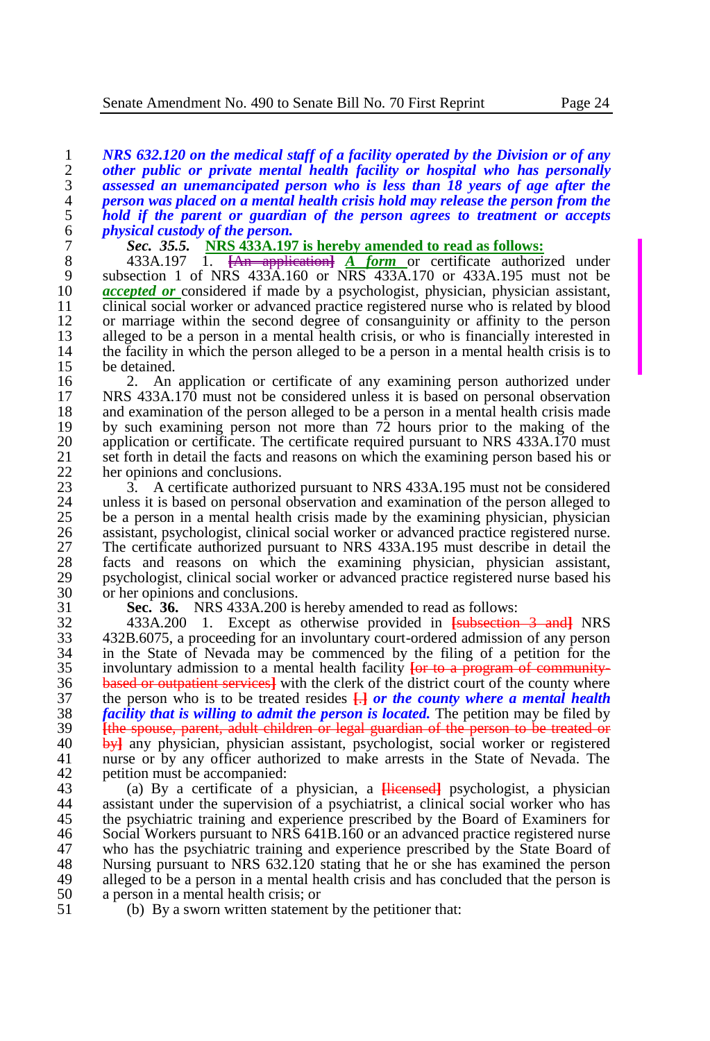***NRS 632.120 on the medical staff of a facility operated by the Division or of any other public or private mental health facility or hospital who has personally assessed an unemancipated person who is less than 18 years of age after the person was placed on a mental health crisis hold may release the person from the hold if the parent or guardian of the person agrees to treatment or accepts physical custody of the person.***

***Sec. 35.5.*** NRS 433A.197 is hereby amended to read as follows:

433A.197 1. [An application] ***A form*** or certificate authorized under subsection 1 of NRS 433A.160 or NRS 433A.170 or 433A.195 must not be ***accepted or*** considered if made by a psychologist, physician, physician assistant, clinical social worker or advanced practice registered nurse who is related by blood or marriage within the second degree of consanguinity or affinity to the person alleged to be a person in a mental health crisis, or who is financially interested in the facility in which the person alleged to be a person in a mental health crisis is to be detained.

2. An application or certificate of any examining person authorized under NRS 433A.170 must not be considered unless it is based on personal observation and examination of the person alleged to be a person in a mental health crisis made by such examining person not more than 72 hours prior to the making of the application or certificate. The certificate required pursuant to NRS 433A.170 must set forth in detail the facts and reasons on which the examining person based his or her opinions and conclusions.

3. A certificate authorized pursuant to NRS 433A.195 must not be considered unless it is based on personal observation and examination of the person alleged to be a person in a mental health crisis made by the examining physician, physician assistant, psychologist, clinical social worker or advanced practice registered nurse. The certificate authorized pursuant to NRS 433A.195 must describe in detail the facts and reasons on which the examining physician, physician assistant, psychologist, clinical social worker or advanced practice registered nurse based his or her opinions and conclusions.

**Sec. 36.** NRS 433A.200 is hereby amended to read as follows:

433A.200 1. Except as otherwise provided in [subsection 3 and] NRS 432B.6075, a proceeding for an involuntary court-ordered admission of any person in the State of Nevada may be commenced by the filing of a petition for the involuntary admission to a mental health facility [or to a program of community-based or outpatient services] with the clerk of the district court of the county where the person who is to be treated resides [.] ***or the county where a mental health facility that is willing to admit the person is located.*** The petition may be filed by [the spouse, parent, adult children or legal guardian of the person to be treated or by] any physician, physician assistant, psychologist, social worker or registered nurse or by any officer authorized to make arrests in the State of Nevada. The petition must be accompanied:

(a) By a certificate of a physician, a [licensed] psychologist, a physician assistant under the supervision of a psychiatrist, a clinical social worker who has the psychiatric training and experience prescribed by the Board of Examiners for Social Workers pursuant to NRS 641B.160 or an advanced practice registered nurse who has the psychiatric training and experience prescribed by the State Board of Nursing pursuant to NRS 632.120 stating that he or she has examined the person alleged to be a person in a mental health crisis and has concluded that the person is a person in a mental health crisis; or

(b) By a sworn written statement by the petitioner that: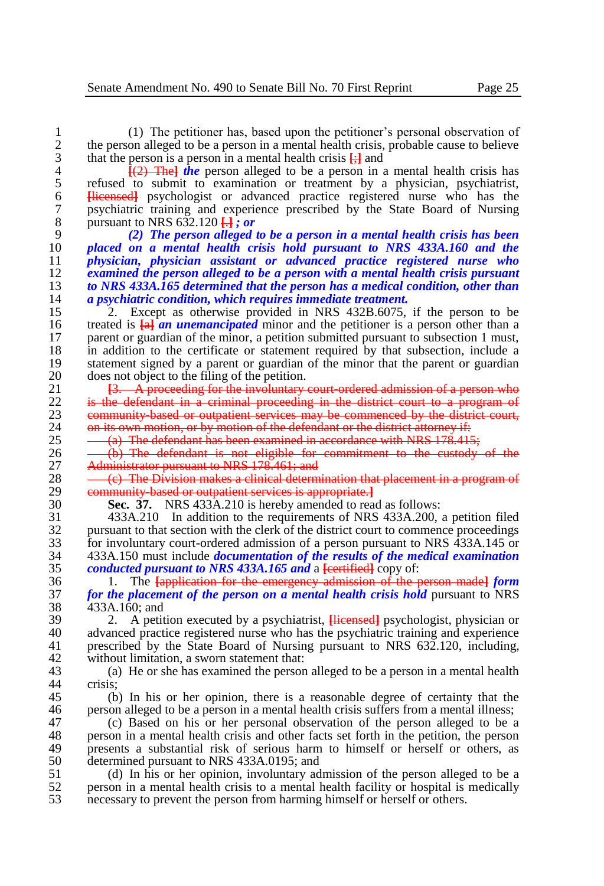(1) The petitioner has, based upon the petitioner's personal observation of the person alleged to be a person in a mental health crisis, probable cause to believe that the person is a person in a mental health crisis [;] and

[(2) The] ***the*** person alleged to be a person in a mental health crisis has refused to submit to examination or treatment by a physician, psychiatrist, [licensed] psychologist or advanced practice registered nurse who has the psychiatric training and experience prescribed by the State Board of Nursing pursuant to NRS 632.120 [.] ***; or***

***(2) The person alleged to be a person in a mental health crisis has been placed on a mental health crisis hold pursuant to NRS 433A.160 and the physician, physician assistant or advanced practice registered nurse who examined the person alleged to be a person with a mental health crisis pursuant to NRS 433A.165 determined that the person has a medical condition, other than a psychiatric condition, which requires immediate treatment.***

2. Except as otherwise provided in NRS 432B.6075, if the person to be treated is [a] ***an unemancipated*** minor and the petitioner is a person other than a parent or guardian of the minor, a petition submitted pursuant to subsection 1 must, in addition to the certificate or statement required by that subsection, include a statement signed by a parent or guardian of the minor that the parent or guardian does not object to the filing of the petition.

[3. A proceeding for the involuntary court-ordered admission of a person who is the defendant in a criminal proceeding in the district court to a program of community-based or outpatient services may be commenced by the district court, on its own motion, or by motion of the defendant or the district attorney if:

(a) The defendant has been examined in accordance with NRS 178.415;

(b) The defendant is not eligible for commitment to the custody of the Administrator pursuant to NRS 178.461; and

(c) The Division makes a clinical determination that placement in a program of community-based or outpatient services is appropriate.]

**Sec. 37.** NRS 433A.210 is hereby amended to read as follows:

433A.210 In addition to the requirements of NRS 433A.200, a petition filed pursuant to that section with the clerk of the district court to commence proceedings for involuntary court-ordered admission of a person pursuant to NRS 433A.145 or 433A.150 must include ***documentation of the results of the medical examination conducted pursuant to NRS 433A.165 and*** a [certified] copy of:

1. The [application for the emergency admission of the person made] ***form for the placement of the person on a mental health crisis hold*** pursuant to NRS 433A.160; and

2. A petition executed by a psychiatrist, [licensed] psychologist, physician or advanced practice registered nurse who has the psychiatric training and experience prescribed by the State Board of Nursing pursuant to NRS 632.120, including, without limitation, a sworn statement that:

(a) He or she has examined the person alleged to be a person in a mental health crisis;

(b) In his or her opinion, there is a reasonable degree of certainty that the person alleged to be a person in a mental health crisis suffers from a mental illness;

(c) Based on his or her personal observation of the person alleged to be a person in a mental health crisis and other facts set forth in the petition, the person presents a substantial risk of serious harm to himself or herself or others, as determined pursuant to NRS 433A.0195; and

(d) In his or her opinion, involuntary admission of the person alleged to be a person in a mental health crisis to a mental health facility or hospital is medically necessary to prevent the person from harming himself or herself or others.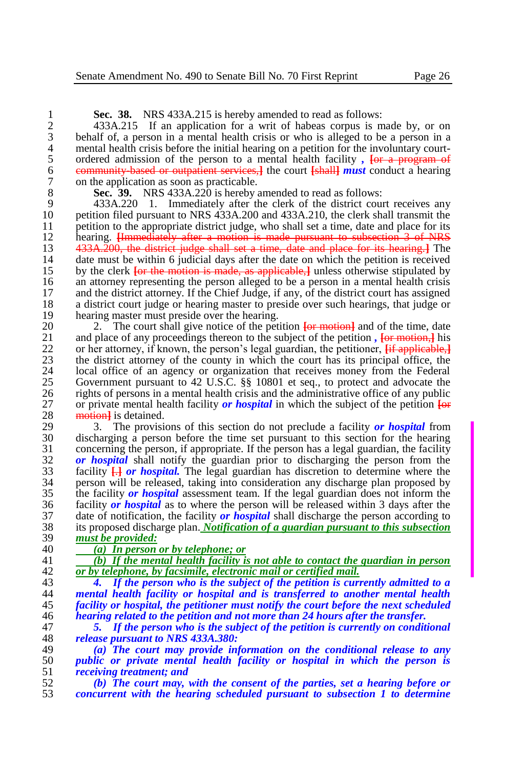**Sec. 38.** NRS 433A.215 is hereby amended to read as follows:

433A.215 If an application for a writ of habeas corpus is made by, or on behalf of, a person in a mental health crisis or who is alleged to be a person in a mental health crisis before the initial hearing on a petition for the involuntary court-ordered admission of the person to a mental health facility *,* [or a program of community-based or outpatient services,] the court [shall] ***must*** conduct a hearing on the application as soon as practicable.

**Sec. 39.** NRS 433A.220 is hereby amended to read as follows:

433A.220 1. Immediately after the clerk of the district court receives any petition filed pursuant to NRS 433A.200 and 433A.210, the clerk shall transmit the petition to the appropriate district judge, who shall set a time, date and place for its hearing. [Immediately after a motion is made pursuant to subsection 3 of NRS 433A.200, the district judge shall set a time, date and place for its hearing.] The date must be within 6 judicial days after the date on which the petition is received by the clerk [or the motion is made, as applicable,] unless otherwise stipulated by an attorney representing the person alleged to be a person in a mental health crisis and the district attorney. If the Chief Judge, if any, of the district court has assigned a district court judge or hearing master to preside over such hearings, that judge or hearing master must preside over the hearing.

2. The court shall give notice of the petition [or motion] and of the time, date and place of any proceedings thereon to the subject of the petition *,* [or motion,] his or her attorney, if known, the person's legal guardian, the petitioner, [if applicable,] the district attorney of the county in which the court has its principal office, the local office of an agency or organization that receives money from the Federal Government pursuant to 42 U.S.C. §§ 10801 et seq., to protect and advocate the rights of persons in a mental health crisis and the administrative office of any public or private mental health facility ***or hospital*** in which the subject of the petition [or motion] is detained.

3. The provisions of this section do not preclude a facility ***or hospital*** from discharging a person before the time set pursuant to this section for the hearing concerning the person, if appropriate. If the person has a legal guardian, the facility ***or hospital*** shall notify the guardian prior to discharging the person from the facility [.] ***or hospital.*** The legal guardian has discretion to determine where the person will be released, taking into consideration any discharge plan proposed by the facility ***or hospital*** assessment team. If the legal guardian does not inform the facility ***or hospital*** as to where the person will be released within 3 days after the date of notification, the facility ***or hospital*** shall discharge the person according to its proposed discharge plan. ***Notification of a guardian pursuant to this subsection must be provided:***

***(a) In person or by telephone; or***

***(b) If the mental health facility is not able to contact the guardian in person or by telephone, by facsimile, electronic mail or certified mail.***

***4. If the person who is the subject of the petition is currently admitted to a mental health facility or hospital and is transferred to another mental health facility or hospital, the petitioner must notify the court before the next scheduled hearing related to the petition and not more than 24 hours after the transfer.***

***5. If the person who is the subject of the petition is currently on conditional release pursuant to NRS 433A.380:***

***(a) The court may provide information on the conditional release to any public or private mental health facility or hospital in which the person is receiving treatment; and***

***(b) The court may, with the consent of the parties, set a hearing before or concurrent with the hearing scheduled pursuant to subsection 1 to determine***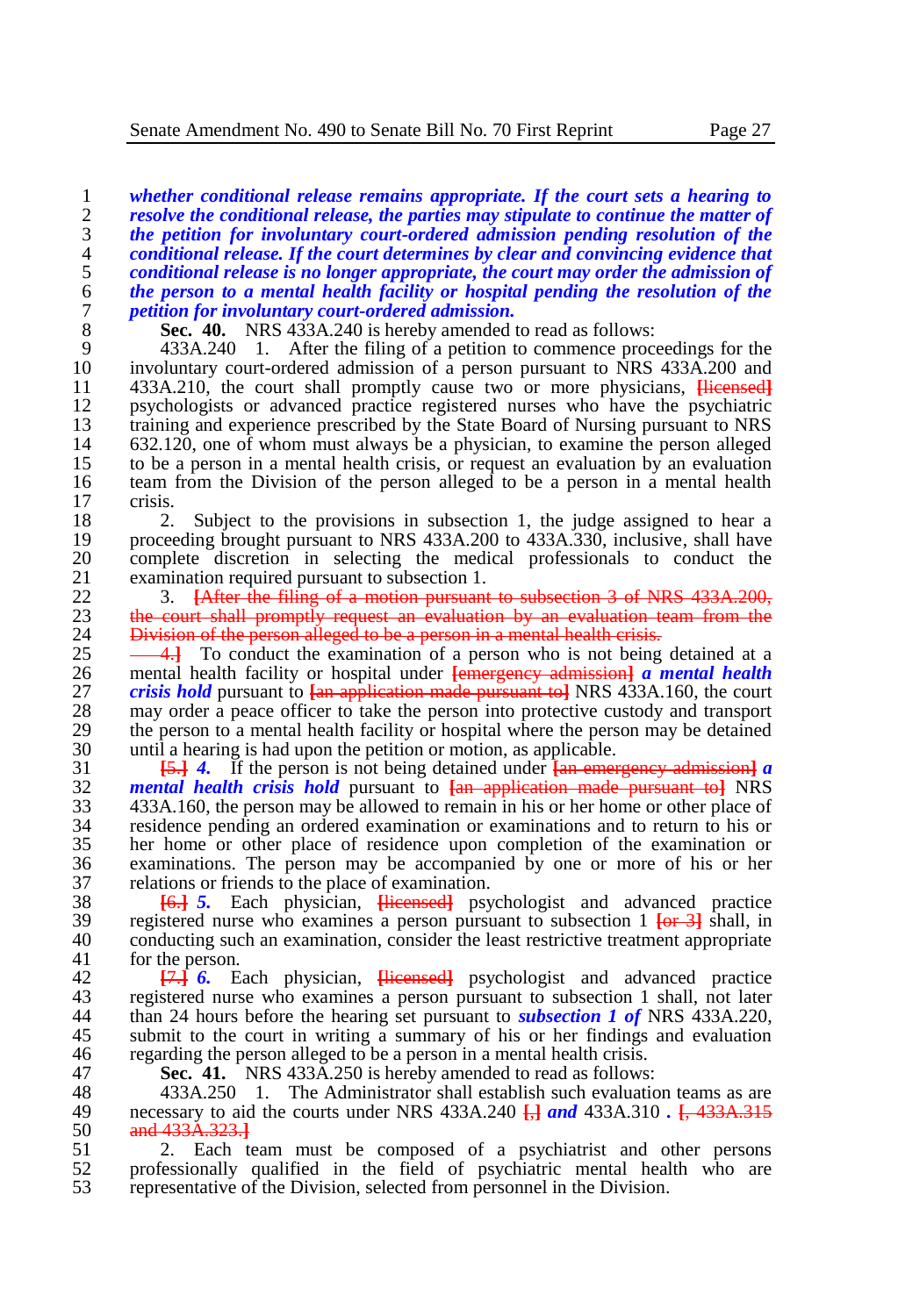***whether conditional release remains appropriate. If the court sets a hearing to resolve the conditional release, the parties may stipulate to continue the matter of the petition for involuntary court-ordered admission pending resolution of the conditional release. If the court determines by clear and convincing evidence that conditional release is no longer appropriate, the court may order the admission of the person to a mental health facility or hospital pending the resolution of the petition for involuntary court-ordered admission.***

**Sec. 40.** NRS 433A.240 is hereby amended to read as follows:

433A.240 1. After the filing of a petition to commence proceedings for the involuntary court-ordered admission of a person pursuant to NRS 433A.200 and 433A.210, the court shall promptly cause two or more physicians, [licensed] psychologists or advanced practice registered nurses who have the psychiatric training and experience prescribed by the State Board of Nursing pursuant to NRS 632.120, one of whom must always be a physician, to examine the person alleged to be a person in a mental health crisis, or request an evaluation by an evaluation team from the Division of the person alleged to be a person in a mental health crisis.

2. Subject to the provisions in subsection 1, the judge assigned to hear a proceeding brought pursuant to NRS 433A.200 to 433A.330, inclusive, shall have complete discretion in selecting the medical professionals to conduct the examination required pursuant to subsection 1.

3. [After the filing of a motion pursuant to subsection 3 of NRS 433A.200, the court shall promptly request an evaluation by an evaluation team from the Division of the person alleged to be a person in a mental health crisis.

4.] To conduct the examination of a person who is not being detained at a mental health facility or hospital under [emergency admission] ***a mental health crisis hold*** pursuant to [an application made pursuant to] NRS 433A.160, the court may order a peace officer to take the person into protective custody and transport the person to a mental health facility or hospital where the person may be detained until a hearing is had upon the petition or motion, as applicable.

[5.] ***4.*** If the person is not being detained under [an emergency admission] ***a mental health crisis hold*** pursuant to [an application made pursuant to] NRS 433A.160, the person may be allowed to remain in his or her home or other place of residence pending an ordered examination or examinations and to return to his or her home or other place of residence upon completion of the examination or examinations. The person may be accompanied by one or more of his or her relations or friends to the place of examination.

[6.] ***5.*** Each physician, [licensed] psychologist and advanced practice registered nurse who examines a person pursuant to subsection 1 [or 3] shall, in conducting such an examination, consider the least restrictive treatment appropriate for the person.

[7.] ***6.*** Each physician, [licensed] psychologist and advanced practice registered nurse who examines a person pursuant to subsection 1 shall, not later than 24 hours before the hearing set pursuant to ***subsection 1 of*** NRS 433A.220, submit to the court in writing a summary of his or her findings and evaluation regarding the person alleged to be a person in a mental health crisis.

**Sec. 41.** NRS 433A.250 is hereby amended to read as follows:

433A.250 1. The Administrator shall establish such evaluation teams as are necessary to aid the courts under NRS 433A.240 [,] ***and*** 433A.310 ***.*** [, 433A.315 and 433A.323.]

2. Each team must be composed of a psychiatrist and other persons professionally qualified in the field of psychiatric mental health who are representative of the Division, selected from personnel in the Division.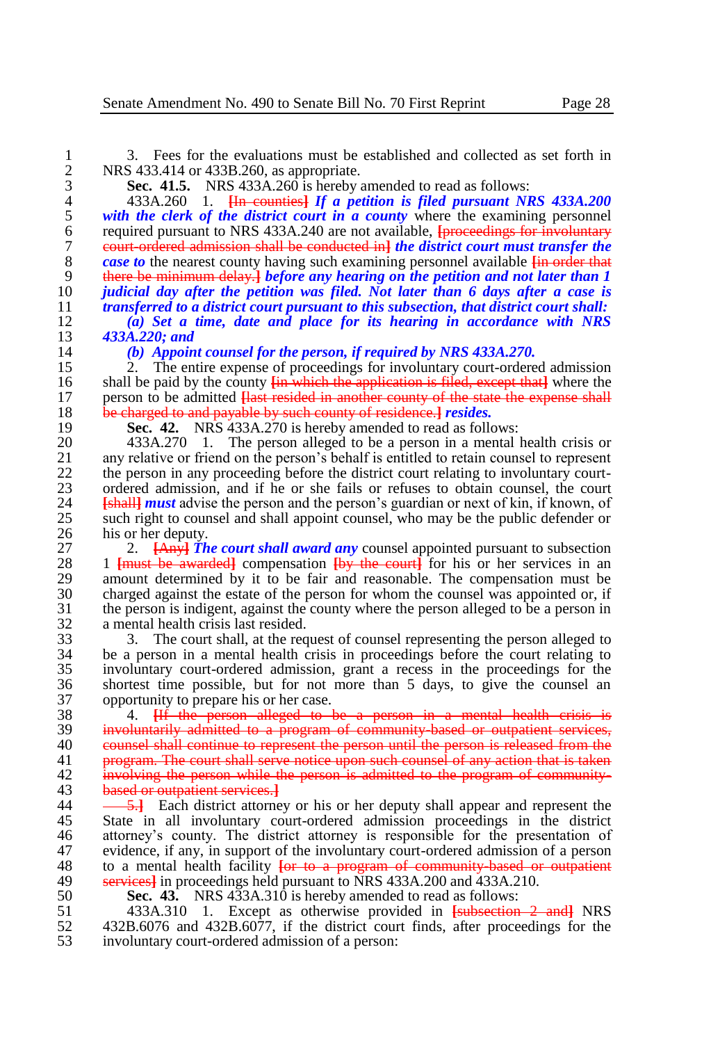3. Fees for the evaluations must be established and collected as set forth in NRS 433.414 or 433B.260, as appropriate.

**Sec. 41.5.** NRS 433A.260 is hereby amended to read as follows:

433A.260 1. [In counties] ***If a petition is filed pursuant NRS 433A.200 with the clerk of the district court in a county*** where the examining personnel required pursuant to NRS 433A.240 are not available, [proceedings for involuntary court-ordered admission shall be conducted in] ***the district court must transfer the case to*** the nearest county having such examining personnel available [in order that there be minimum delay.] ***before any hearing on the petition and not later than 1 judicial day after the petition was filed. Not later than 6 days after a case is transferred to a district court pursuant to this subsection, that district court shall:***

***(a) Set a time, date and place for its hearing in accordance with NRS 433A.220; and***

***(b) Appoint counsel for the person, if required by NRS 433A.270.***

2. The entire expense of proceedings for involuntary court-ordered admission shall be paid by the county [in which the application is filed, except that] where the person to be admitted [last resided in another county of the state the expense shall be charged to and payable by such county of residence.] ***resides.***

**Sec. 42.** NRS 433A.270 is hereby amended to read as follows:

433A.270 1. The person alleged to be a person in a mental health crisis or any relative or friend on the person's behalf is entitled to retain counsel to represent the person in any proceeding before the district court relating to involuntary court-ordered admission, and if he or she fails or refuses to obtain counsel, the court [shall] ***must*** advise the person and the person's guardian or next of kin, if known, of such right to counsel and shall appoint counsel, who may be the public defender or his or her deputy.

2. [Any] ***The court shall award any*** counsel appointed pursuant to subsection 1 [must be awarded] compensation [by the court] for his or her services in an amount determined by it to be fair and reasonable. The compensation must be charged against the estate of the person for whom the counsel was appointed or, if the person is indigent, against the county where the person alleged to be a person in a mental health crisis last resided.

3. The court shall, at the request of counsel representing the person alleged to be a person in a mental health crisis in proceedings before the court relating to involuntary court-ordered admission, grant a recess in the proceedings for the shortest time possible, but for not more than 5 days, to give the counsel an opportunity to prepare his or her case.

4. [If the person alleged to be a person in a mental health crisis is involuntarily admitted to a program of community-based or outpatient services, counsel shall continue to represent the person until the person is released from the program. The court shall serve notice upon such counsel of any action that is taken involving the person while the person is admitted to the program of community-based or outpatient services.

5.] Each district attorney or his or her deputy shall appear and represent the State in all involuntary court-ordered admission proceedings in the district attorney's county. The district attorney is responsible for the presentation of evidence, if any, in support of the involuntary court-ordered admission of a person to a mental health facility [or to a program of community-based or outpatient services] in proceedings held pursuant to NRS 433A.200 and 433A.210.

**Sec. 43.** NRS 433A.310 is hereby amended to read as follows:

433A.310 1. Except as otherwise provided in [subsection 2 and] NRS 432B.6076 and 432B.6077, if the district court finds, after proceedings for the involuntary court-ordered admission of a person: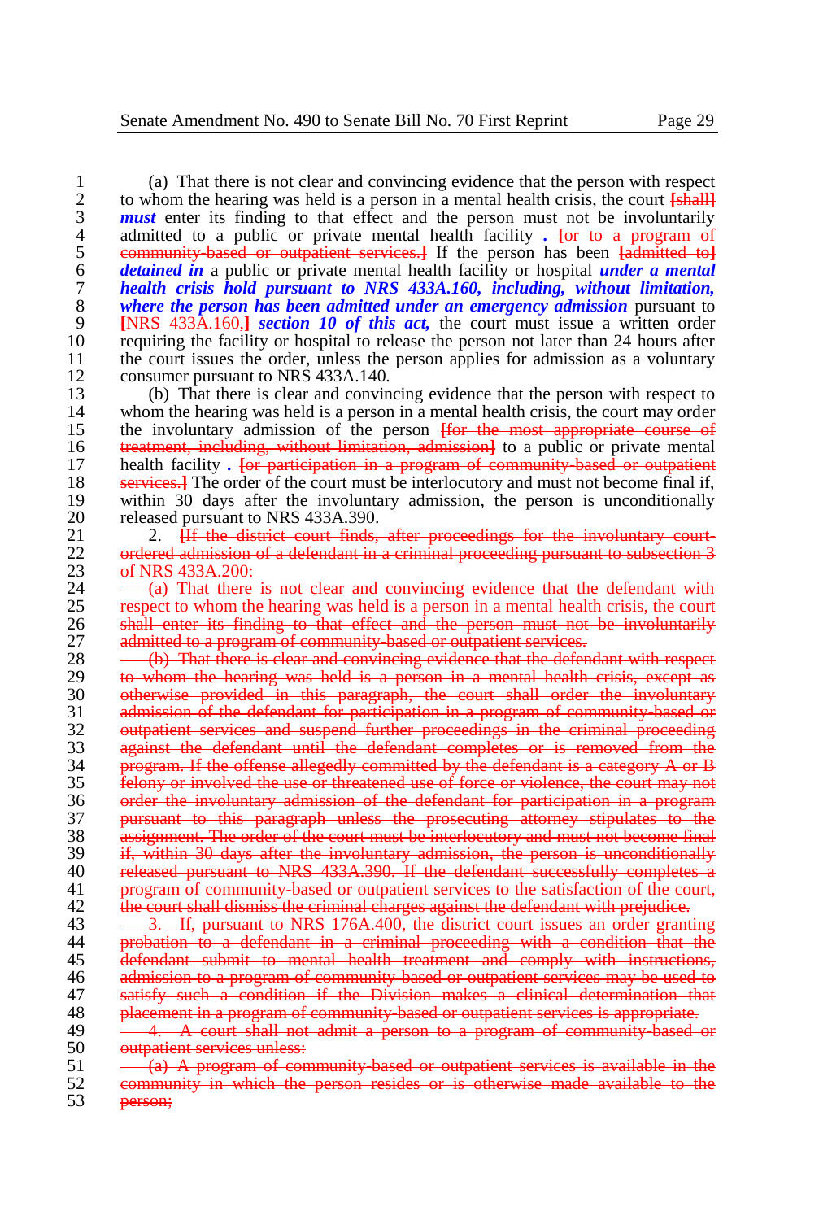(a) That there is not clear and convincing evidence that the person with respect to whom the hearing was held is a person in a mental health crisis, the court [shall] ***must*** enter its finding to that effect and the person must not be involuntarily admitted to a public or private mental health facility ***.*** ~~[or to a program of community-based or outpatient services.]~~ If the person has been ~~[admitted to]~~ ***detained in*** a public or private mental health facility or hospital ***under a mental health crisis hold pursuant to NRS 433A.160, including, without limitation, where the person has been admitted under an emergency admission*** pursuant to ~~[NRS 433A.160,]~~ ***section 10 of this act,*** the court must issue a written order requiring the facility or hospital to release the person not later than 24 hours after the court issues the order, unless the person applies for admission as a voluntary consumer pursuant to NRS 433A.140.

(b) That there is clear and convincing evidence that the person with respect to whom the hearing was held is a person in a mental health crisis, the court may order the involuntary admission of the person ~~[for the most appropriate course of treatment, including, without limitation, admission]~~ to a public or private mental health facility ***.*** ~~[or participation in a program of community-based or outpatient services.]~~ The order of the court must be interlocutory and must not become final if, within 30 days after the involuntary admission, the person is unconditionally released pursuant to NRS 433A.390.

2. ~~[If the district court finds, after proceedings for the involuntary court-ordered admission of a defendant in a criminal proceeding pursuant to subsection 3 of NRS 433A.200:~~

~~(a) That there is not clear and convincing evidence that the defendant with respect to whom the hearing was held is a person in a mental health crisis, the court shall enter its finding to that effect and the person must not be involuntarily admitted to a program of community-based or outpatient services.~~

~~(b) That there is clear and convincing evidence that the defendant with respect to whom the hearing was held is a person in a mental health crisis, except as otherwise provided in this paragraph, the court shall order the involuntary admission of the defendant for participation in a program of community-based or outpatient services and suspend further proceedings in the criminal proceeding against the defendant until the defendant completes or is removed from the program. If the offense allegedly committed by the defendant is a category A or B felony or involved the use or threatened use of force or violence, the court may not order the involuntary admission of the defendant for participation in a program pursuant to this paragraph unless the prosecuting attorney stipulates to the assignment. The order of the court must be interlocutory and must not become final if, within 30 days after the involuntary admission, the person is unconditionally released pursuant to NRS 433A.390. If the defendant successfully completes a program of community-based or outpatient services to the satisfaction of the court, the court shall dismiss the criminal charges against the defendant with prejudice.~~

~~3. If, pursuant to NRS 176A.400, the district court issues an order granting probation to a defendant in a criminal proceeding with a condition that the defendant submit to mental health treatment and comply with instructions, admission to a program of community-based or outpatient services may be used to satisfy such a condition if the Division makes a clinical determination that placement in a program of community-based or outpatient services is appropriate.~~

~~4. A court shall not admit a person to a program of community-based or outpatient services unless:~~

~~(a) A program of community-based or outpatient services is available in the community in which the person resides or is otherwise made available to the person;~~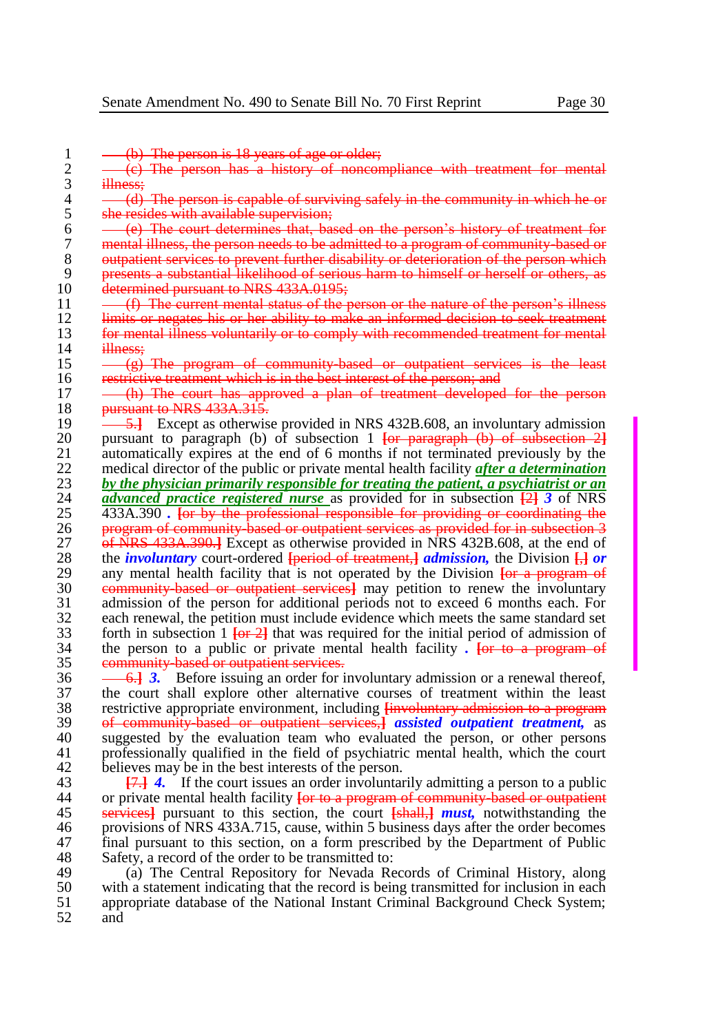(b) The person is 18 years of age or older;

(c) The person has a history of noncompliance with treatment for mental illness;

(d) The person is capable of surviving safely in the community in which he or she resides with available supervision;

(e) The court determines that, based on the person's history of treatment for mental illness, the person needs to be admitted to a program of community-based or outpatient services to prevent further disability or deterioration of the person which presents a substantial likelihood of serious harm to himself or herself or others, as determined pursuant to NRS 433A.0195;

(f) The current mental status of the person or the nature of the person's illness limits or negates his or her ability to make an informed decision to seek treatment for mental illness voluntarily or to comply with recommended treatment for mental illness;

(g) The program of community-based or outpatient services is the least restrictive treatment which is in the best interest of the person; and

(h) The court has approved a plan of treatment developed for the person pursuant to NRS 433A.315.

5.] Except as otherwise provided in NRS 432B.608, an involuntary admission pursuant to paragraph (b) of subsection 1 [or paragraph (b) of subsection 2] automatically expires at the end of 6 months if not terminated previously by the medical director of the public or private mental health facility ***after a determination by the physician primarily responsible for treating the patient, a psychiatrist or an advanced practice registered nurse*** as provided for in subsection [2] ***3*** of NRS 433A.390 ***.*** [or by the professional responsible for providing or coordinating the program of community-based or outpatient services as provided for in subsection 3 of NRS 433A.390.] Except as otherwise provided in NRS 432B.608, at the end of the ***involuntary*** court-ordered [period of treatment,] ***admission,*** the Division [,] ***or*** any mental health facility that is not operated by the Division [or a program of community-based or outpatient services] may petition to renew the involuntary admission of the person for additional periods not to exceed 6 months each. For each renewal, the petition must include evidence which meets the same standard set forth in subsection 1 [or 2] that was required for the initial period of admission of the person to a public or private mental health facility ***.*** [or to a program of community-based or outpatient services.

6.] ***3.*** Before issuing an order for involuntary admission or a renewal thereof, the court shall explore other alternative courses of treatment within the least restrictive appropriate environment, including [involuntary admission to a program of community-based or outpatient services,] ***assisted outpatient treatment,*** as suggested by the evaluation team who evaluated the person, or other persons professionally qualified in the field of psychiatric mental health, which the court believes may be in the best interests of the person.

[7.] ***4.*** If the court issues an order involuntarily admitting a person to a public or private mental health facility [or to a program of community-based or outpatient services] pursuant to this section, the court [shall,] ***must,*** notwithstanding the provisions of NRS 433A.715, cause, within 5 business days after the order becomes final pursuant to this section, on a form prescribed by the Department of Public Safety, a record of the order to be transmitted to:

(a) The Central Repository for Nevada Records of Criminal History, along with a statement indicating that the record is being transmitted for inclusion in each appropriate database of the National Instant Criminal Background Check System; and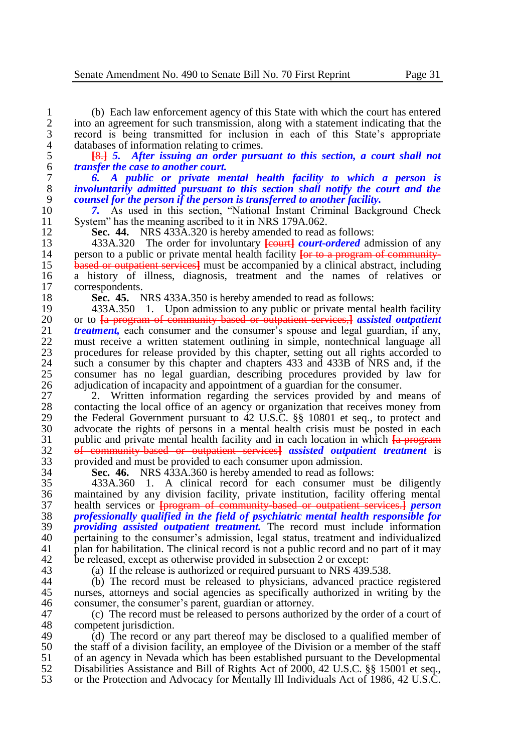(b) Each law enforcement agency of this State with which the court has entered into an agreement for such transmission, along with a statement indicating that the record is being transmitted for inclusion in each of this State's appropriate databases of information relating to crimes.

~~[8.]~~ ***5. After issuing an order pursuant to this section, a court shall not transfer the case to another court.***

***6. A public or private mental health facility to which a person is involuntarily admitted pursuant to this section shall notify the court and the counsel for the person if the person is transferred to another facility.***

***7.*** As used in this section, "National Instant Criminal Background Check System" has the meaning ascribed to it in NRS 179A.062.

**Sec. 44.** NRS 433A.320 is hereby amended to read as follows:

433A.320 The order for involuntary ~~[court]~~ ***court-ordered*** admission of any person to a public or private mental health facility ~~[or to a program of community-based or outpatient services]~~ must be accompanied by a clinical abstract, including a history of illness, diagnosis, treatment and the names of relatives or correspondents.

**Sec. 45.** NRS 433A.350 is hereby amended to read as follows:

433A.350 1. Upon admission to any public or private mental health facility or to ~~[a program of community-based or outpatient services,]~~ ***assisted outpatient treatment,*** each consumer and the consumer's spouse and legal guardian, if any, must receive a written statement outlining in simple, nontechnical language all procedures for release provided by this chapter, setting out all rights accorded to such a consumer by this chapter and chapters 433 and 433B of NRS and, if the consumer has no legal guardian, describing procedures provided by law for adjudication of incapacity and appointment of a guardian for the consumer.

2. Written information regarding the services provided by and means of contacting the local office of an agency or organization that receives money from the Federal Government pursuant to 42 U.S.C. §§ 10801 et seq., to protect and advocate the rights of persons in a mental health crisis must be posted in each public and private mental health facility and in each location in which ~~[a program of community-based or outpatient services]~~ ***assisted outpatient treatment*** is provided and must be provided to each consumer upon admission.

**Sec. 46.** NRS 433A.360 is hereby amended to read as follows:

433A.360 1. A clinical record for each consumer must be diligently maintained by any division facility, private institution, facility offering mental health services or ~~[program of community-based or outpatient services.]~~ ***person professionally qualified in the field of psychiatric mental health responsible for providing assisted outpatient treatment.*** The record must include information pertaining to the consumer's admission, legal status, treatment and individualized plan for habilitation. The clinical record is not a public record and no part of it may be released, except as otherwise provided in subsection 2 or except:

(a) If the release is authorized or required pursuant to NRS 439.538.

(b) The record must be released to physicians, advanced practice registered nurses, attorneys and social agencies as specifically authorized in writing by the consumer, the consumer's parent, guardian or attorney.

(c) The record must be released to persons authorized by the order of a court of competent jurisdiction.

(d) The record or any part thereof may be disclosed to a qualified member of the staff of a division facility, an employee of the Division or a member of the staff of an agency in Nevada which has been established pursuant to the Developmental Disabilities Assistance and Bill of Rights Act of 2000, 42 U.S.C. §§ 15001 et seq., or the Protection and Advocacy for Mentally Ill Individuals Act of 1986, 42 U.S.C.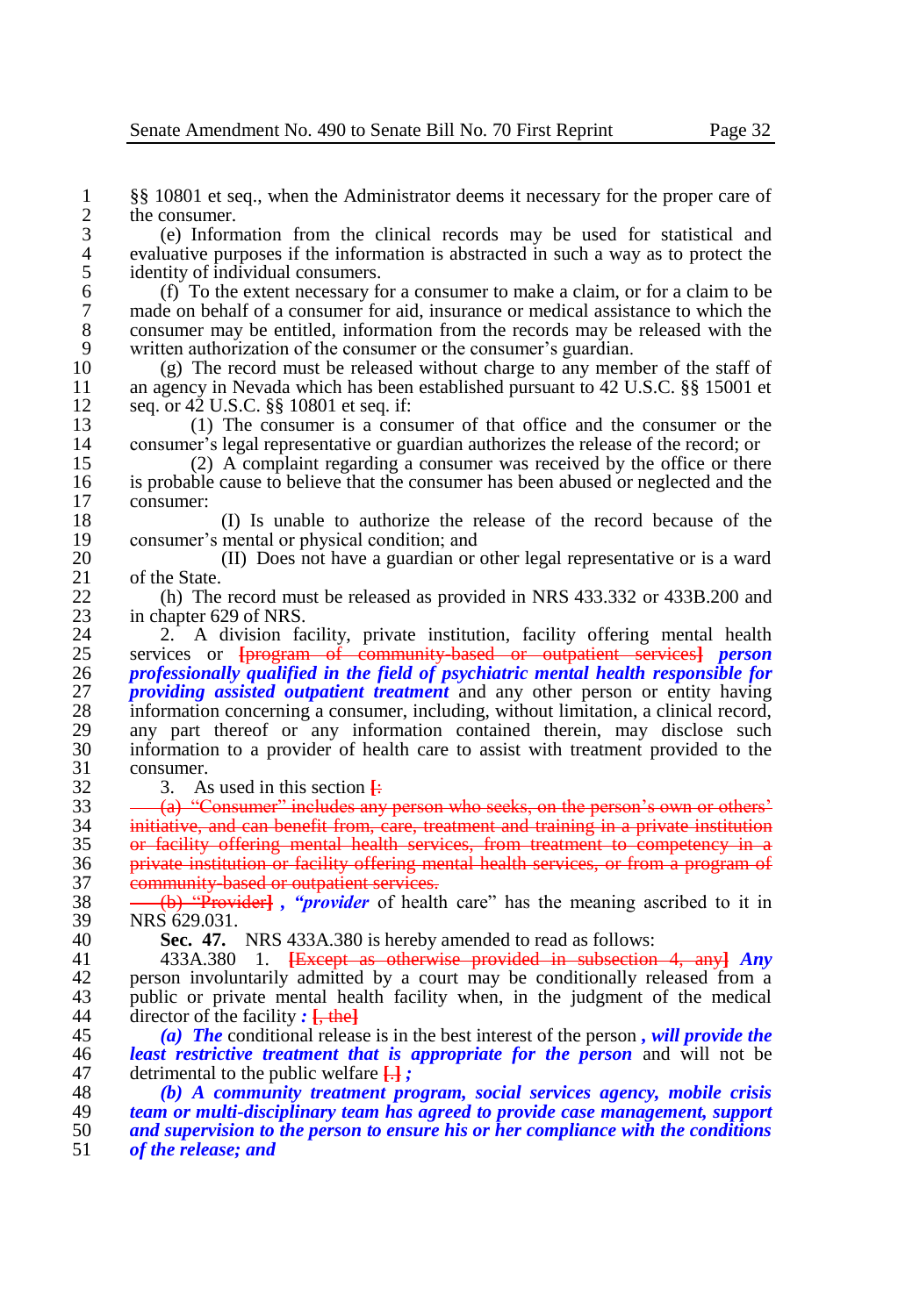§§ 10801 et seq., when the Administrator deems it necessary for the proper care of the consumer.

(e) Information from the clinical records may be used for statistical and evaluative purposes if the information is abstracted in such a way as to protect the identity of individual consumers.

(f) To the extent necessary for a consumer to make a claim, or for a claim to be made on behalf of a consumer for aid, insurance or medical assistance to which the consumer may be entitled, information from the records may be released with the written authorization of the consumer or the consumer's guardian.

(g) The record must be released without charge to any member of the staff of an agency in Nevada which has been established pursuant to 42 U.S.C. §§ 15001 et seq. or 42 U.S.C. §§ 10801 et seq. if:

(1) The consumer is a consumer of that office and the consumer or the consumer's legal representative or guardian authorizes the release of the record; or

(2) A complaint regarding a consumer was received by the office or there is probable cause to believe that the consumer has been abused or neglected and the consumer:

(I) Is unable to authorize the release of the record because of the consumer's mental or physical condition; and

(II) Does not have a guardian or other legal representative or is a ward of the State.

(h) The record must be released as provided in NRS 433.332 or 433B.200 and in chapter 629 of NRS.

2. A division facility, private institution, facility offering mental health services or [program of community-based or outpatient services] ***person professionally qualified in the field of psychiatric mental health responsible for providing assisted outpatient treatment*** and any other person or entity having information concerning a consumer, including, without limitation, a clinical record, any part thereof or any information contained therein, may disclose such information to a provider of health care to assist with treatment provided to the consumer.

3. As used in this section [:

(a) "Consumer" includes any person who seeks, on the person's own or others' initiative, and can benefit from, care, treatment and training in a private institution or facility offering mental health services, from treatment to competency in a private institution or facility offering mental health services, or from a program of community-based or outpatient services.

(b) "Provider] ***, "provider*** of health care" has the meaning ascribed to it in NRS 629.031.

**Sec. 47.** NRS 433A.380 is hereby amended to read as follows:

433A.380 1. [Except as otherwise provided in subsection 4, any] ***Any*** person involuntarily admitted by a court may be conditionally released from a public or private mental health facility when, in the judgment of the medical director of the facility ***:*** [, the]

***(a) The*** conditional release is in the best interest of the person ***, will provide the least restrictive treatment that is appropriate for the person*** and will not be detrimental to the public welfare [.] ***;***

***(b) A community treatment program, social services agency, mobile crisis team or multi-disciplinary team has agreed to provide case management, support and supervision to the person to ensure his or her compliance with the conditions of the release; and***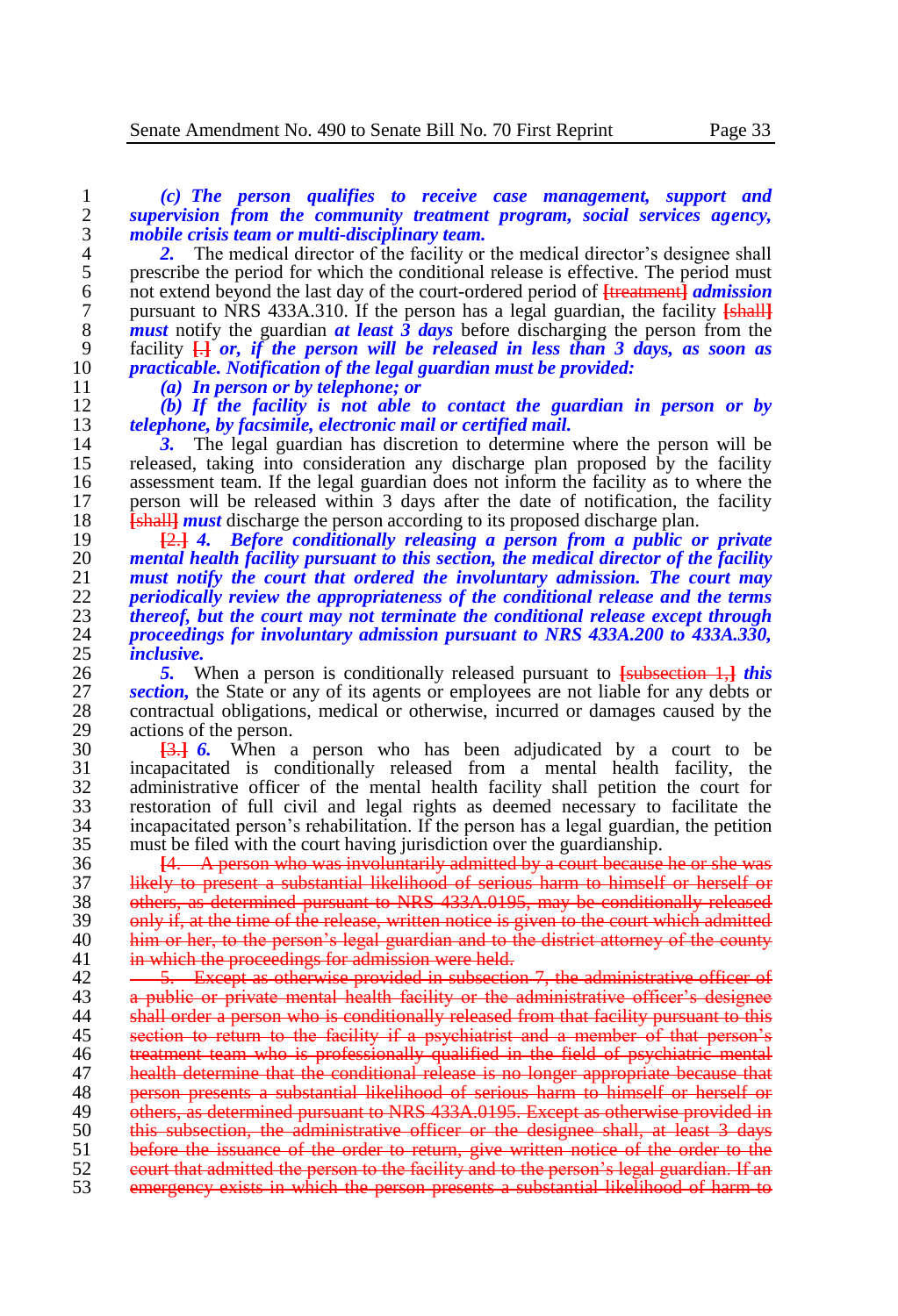*(c) The person qualifies to receive case management, support and supervision from the community treatment program, social services agency, mobile crisis team or multi-disciplinary team.*

*2.* The medical director of the facility or the medical director's designee shall prescribe the period for which the conditional release is effective. The period must not extend beyond the last day of the court-ordered period of ~~[treatment]~~ *admission* pursuant to NRS 433A.310. If the person has a legal guardian, the facility ~~[shall]~~ *must* notify the guardian *at least 3 days* before discharging the person from the facility ~~[.]~~ *or, if the person will be released in less than 3 days, as soon as practicable. Notification of the legal guardian must be provided:*

*(a) In person or by telephone; or*

*(b) If the facility is not able to contact the guardian in person or by telephone, by facsimile, electronic mail or certified mail.*

*3.* The legal guardian has discretion to determine where the person will be released, taking into consideration any discharge plan proposed by the facility assessment team. If the legal guardian does not inform the facility as to where the person will be released within 3 days after the date of notification, the facility ~~[shall]~~ *must* discharge the person according to its proposed discharge plan.

~~[2.]~~ *4. Before conditionally releasing a person from a public or private mental health facility pursuant to this section, the medical director of the facility must notify the court that ordered the involuntary admission. The court may periodically review the appropriateness of the conditional release and the terms thereof, but the court may not terminate the conditional release except through proceedings for involuntary admission pursuant to NRS 433A.200 to 433A.330, inclusive.*

*5.* When a person is conditionally released pursuant to ~~[subsection 1,]~~ *this section,* the State or any of its agents or employees are not liable for any debts or contractual obligations, medical or otherwise, incurred or damages caused by the actions of the person.

~~[3.]~~ *6.* When a person who has been adjudicated by a court to be incapacitated is conditionally released from a mental health facility, the administrative officer of the mental health facility shall petition the court for restoration of full civil and legal rights as deemed necessary to facilitate the incapacitated person's rehabilitation. If the person has a legal guardian, the petition must be filed with the court having jurisdiction over the guardianship.

~~[4. A person who was involuntarily admitted by a court because he or she was likely to present a substantial likelihood of serious harm to himself or herself or others, as determined pursuant to NRS 433A.0195, may be conditionally released only if, at the time of the release, written notice is given to the court which admitted him or her, to the person's legal guardian and to the district attorney of the county in which the proceedings for admission were held.~~

~~5. Except as otherwise provided in subsection 7, the administrative officer of a public or private mental health facility or the administrative officer's designee shall order a person who is conditionally released from that facility pursuant to this section to return to the facility if a psychiatrist and a member of that person's treatment team who is professionally qualified in the field of psychiatric mental health determine that the conditional release is no longer appropriate because that person presents a substantial likelihood of serious harm to himself or herself or others, as determined pursuant to NRS 433A.0195. Except as otherwise provided in this subsection, the administrative officer or the designee shall, at least 3 days before the issuance of the order to return, give written notice of the order to the court that admitted the person to the facility and to the person's legal guardian. If an emergency exists in which the person presents a substantial likelihood of harm to~~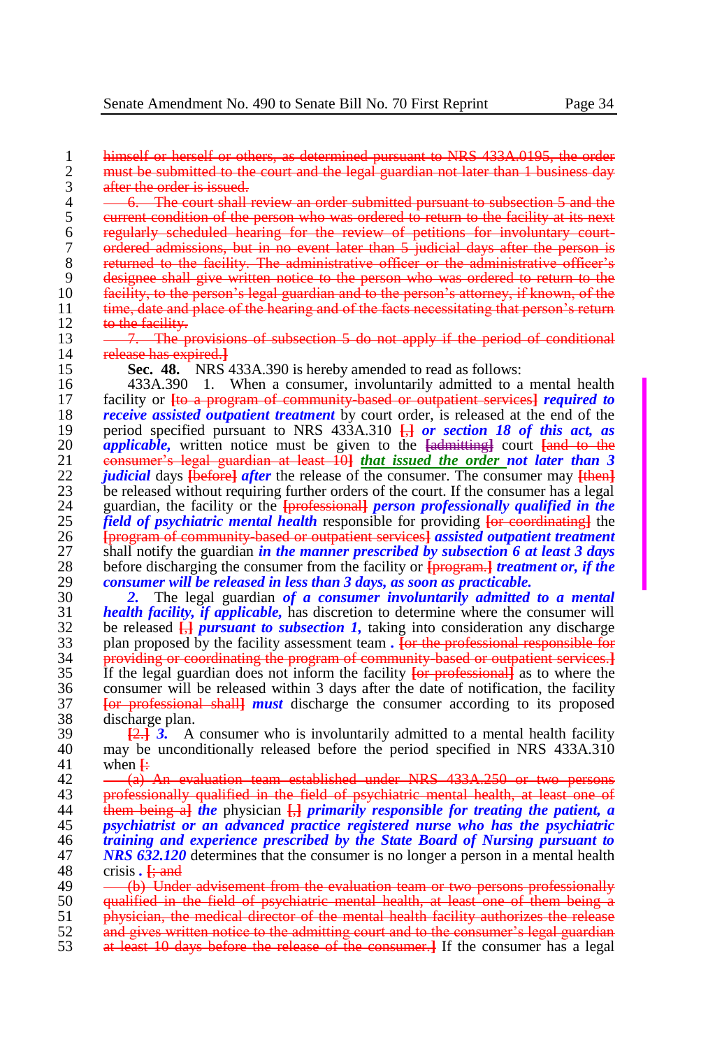himself or herself or others, as determined pursuant to NRS 433A.0195, the order must be submitted to the court and the legal guardian not later than 1 business day after the order is issued.

6. The court shall review an order submitted pursuant to subsection 5 and the current condition of the person who was ordered to return to the facility at its next regularly scheduled hearing for the review of petitions for involuntary court-ordered admissions, but in no event later than 5 judicial days after the person is returned to the facility. The administrative officer or the administrative officer's designee shall give written notice to the person who was ordered to return to the facility, to the person's legal guardian and to the person's attorney, if known, of the time, date and place of the hearing and of the facts necessitating that person's return to the facility.

7. The provisions of subsection 5 do not apply if the period of conditional release has expired.]

**Sec. 48.** NRS 433A.390 is hereby amended to read as follows:

433A.390 1. When a consumer, involuntarily admitted to a mental health facility or [to a program of community-based or outpatient services] ***required to receive assisted outpatient treatment*** by court order, is released at the end of the period specified pursuant to NRS 433A.310 [,] ***or section 18 of this act, as applicable,*** written notice must be given to the [admitting] court [and to the consumer's legal guardian at least 10] ***that issued the order not later than 3 judicial*** days [before] ***after*** the release of the consumer. The consumer may [then] be released without requiring further orders of the court. If the consumer has a legal guardian, the facility or the [professional] ***person professionally qualified in the field of psychiatric mental health*** responsible for providing [or coordinating] the [program of community-based or outpatient services] ***assisted outpatient treatment*** shall notify the guardian ***in the manner prescribed by subsection 6 at least 3 days*** before discharging the consumer from the facility or [program.] ***treatment or, if the consumer will be released in less than 3 days, as soon as practicable.***

***2.*** The legal guardian ***of a consumer involuntarily admitted to a mental health facility, if applicable,*** has discretion to determine where the consumer will be released [,] ***pursuant to subsection 1,*** taking into consideration any discharge plan proposed by the facility assessment team ***.*** [or the professional responsible for providing or coordinating the program of community-based or outpatient services.] If the legal guardian does not inform the facility [or professional] as to where the consumer will be released within 3 days after the date of notification, the facility [or professional shall] ***must*** discharge the consumer according to its proposed discharge plan.

[2.] ***3.*** A consumer who is involuntarily admitted to a mental health facility may be unconditionally released before the period specified in NRS 433A.310 when [:

(a) An evaluation team established under NRS 433A.250 or two persons professionally qualified in the field of psychiatric mental health, at least one of them being a] ***the*** physician [,] ***primarily responsible for treating the patient, a psychiatrist or an advanced practice registered nurse who has the psychiatric training and experience prescribed by the State Board of Nursing pursuant to NRS 632.120*** determines that the consumer is no longer a person in a mental health crisis ***.*** [; and

(b) Under advisement from the evaluation team or two persons professionally qualified in the field of psychiatric mental health, at least one of them being a physician, the medical director of the mental health facility authorizes the release and gives written notice to the admitting court and to the consumer's legal guardian at least 10 days before the release of the consumer.] If the consumer has a legal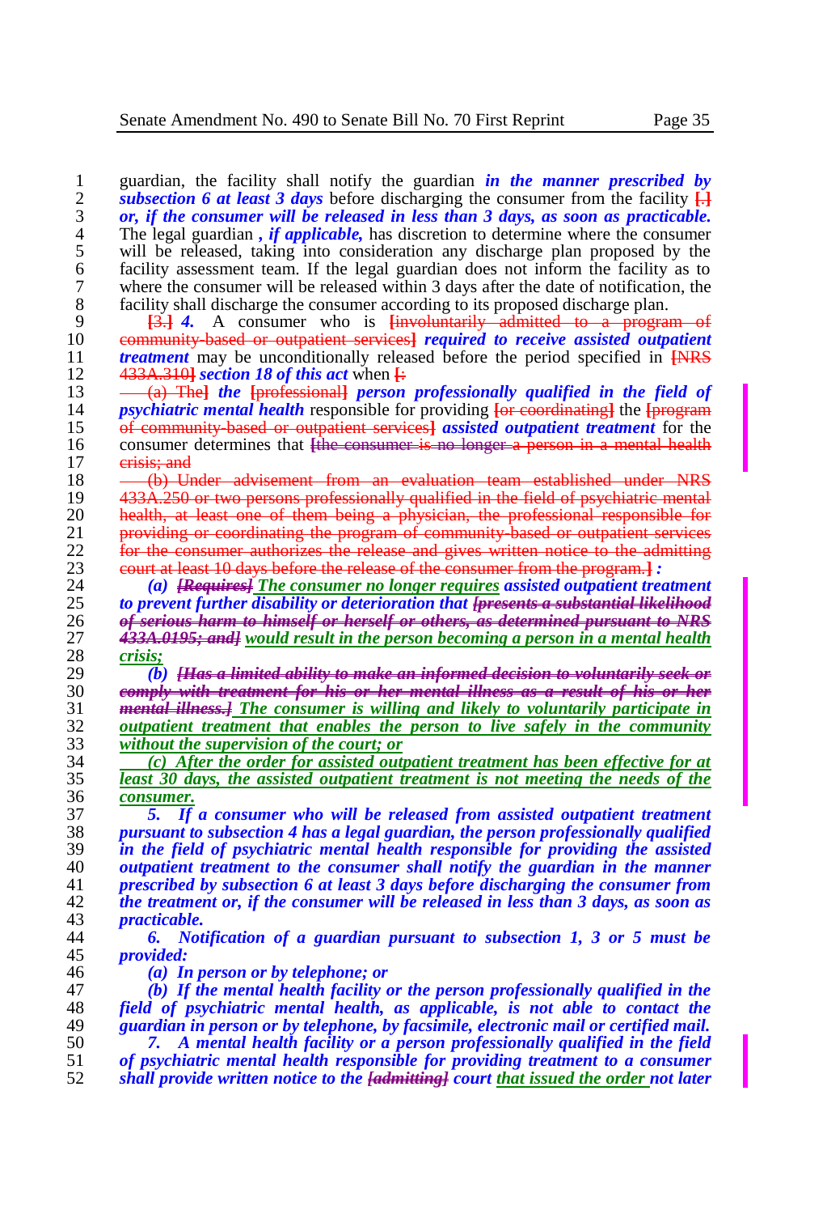guardian, the facility shall notify the guardian ***in the manner prescribed by subsection 6 at least 3 days*** before discharging the consumer from the facility ~~[.]~~ ***or, if the consumer will be released in less than 3 days, as soon as practicable.*** The legal guardian ***, if applicable,*** has discretion to determine where the consumer will be released, taking into consideration any discharge plan proposed by the facility assessment team. If the legal guardian does not inform the facility as to where the consumer will be released within 3 days after the date of notification, the facility shall discharge the consumer according to its proposed discharge plan.

~~[3.]~~ ***4.*** A consumer who is ~~[involuntarily admitted to a program of community-based or outpatient services]~~ ***required to receive assisted outpatient treatment*** may be unconditionally released before the period specified in ~~[NRS 433A.310]~~ ***section 18 of this act*** when ~~[:~~

~~(a) The]~~ ***the*** ~~[professional]~~ ***person professionally qualified in the field of psychiatric mental health*** responsible for providing ~~[or coordinating]~~ the ~~[program of community-based or outpatient services]~~ ***assisted outpatient treatment*** for the consumer determines that ~~[the consumer is no longer a person in a mental health crisis; and~~

~~(b) Under advisement from an evaluation team established under NRS 433A.250 or two persons professionally qualified in the field of psychiatric mental health, at least one of them being a physician, the professional responsible for providing or coordinating the program of community-based or outpatient services for the consumer authorizes the release and gives written notice to the admitting court at least 10 days before the release of the consumer from the program.]~~ ***:***

***(a)*** ~~***[Requires]***~~ ***The consumer no longer requires assisted outpatient treatment to prevent further disability or deterioration that*** ~~***[presents a substantial likelihood of serious harm to himself or herself or others, as determined pursuant to NRS 433A.0195; and]***~~ ***would result in the person becoming a person in a mental health crisis;***

***(b)*** ~~***[Has a limited ability to make an informed decision to voluntarily seek or comply with treatment for his or her mental illness as a result of his or her mental illness.]***~~ ***The consumer is willing and likely to voluntarily participate in outpatient treatment that enables the person to live safely in the community without the supervision of the court; or***

***(c) After the order for assisted outpatient treatment has been effective for at least 30 days, the assisted outpatient treatment is not meeting the needs of the consumer.***

***5. If a consumer who will be released from assisted outpatient treatment pursuant to subsection 4 has a legal guardian, the person professionally qualified in the field of psychiatric mental health responsible for providing the assisted outpatient treatment to the consumer shall notify the guardian in the manner prescribed by subsection 6 at least 3 days before discharging the consumer from the treatment or, if the consumer will be released in less than 3 days, as soon as practicable.***

***6. Notification of a guardian pursuant to subsection 1, 3 or 5 must be provided:***

***(a) In person or by telephone; or***

***(b) If the mental health facility or the person professionally qualified in the field of psychiatric mental health, as applicable, is not able to contact the guardian in person or by telephone, by facsimile, electronic mail or certified mail.***

***7. A mental health facility or a person professionally qualified in the field of psychiatric mental health responsible for providing treatment to a consumer shall provide written notice to the*** ~~***[admitting]***~~ ***court that issued the order not later***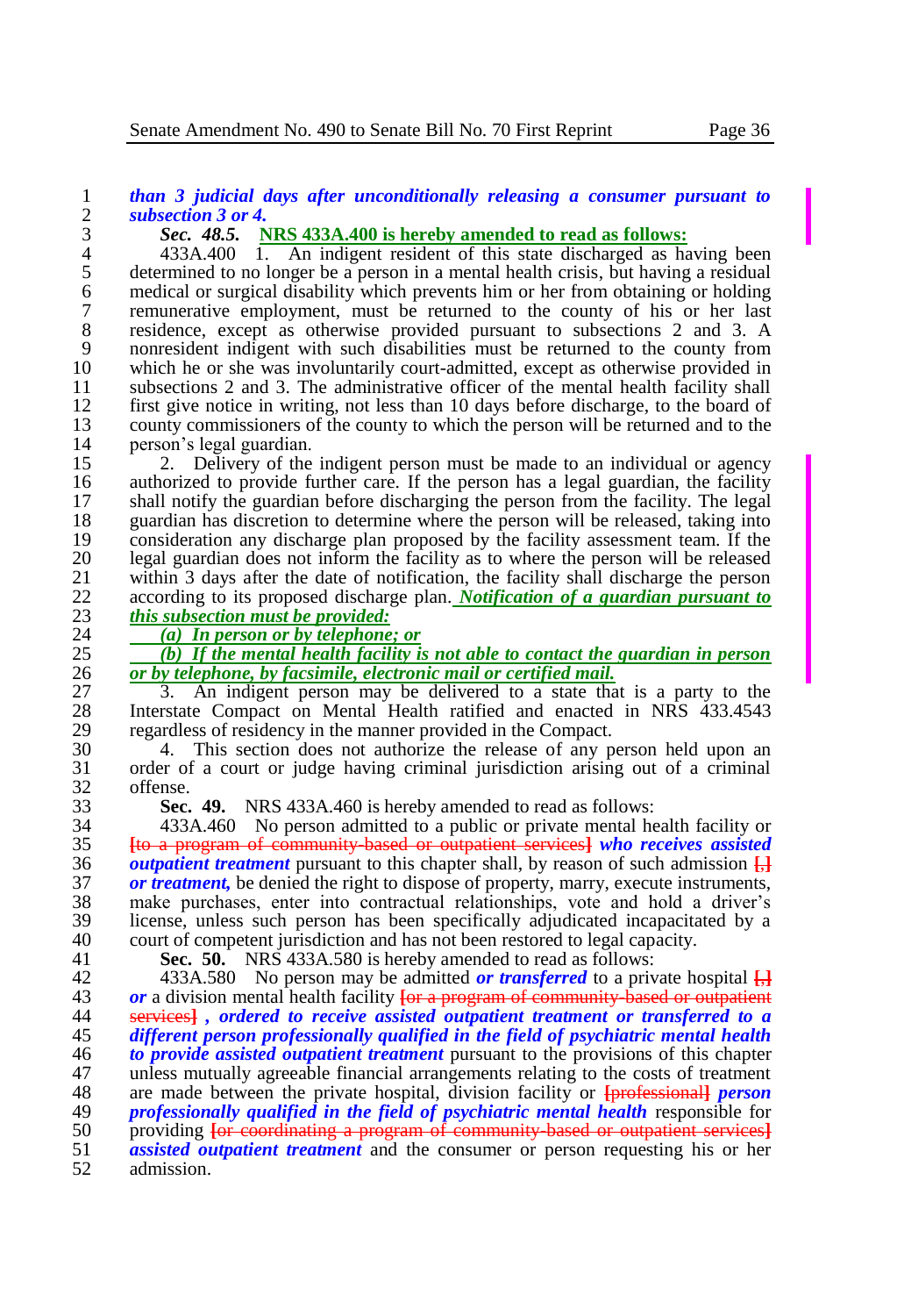***than 3 judicial days after unconditionally releasing a consumer pursuant to subsection 3 or 4.***

***Sec. 48.5.*** **NRS 433A.400 is hereby amended to read as follows:**

433A.400 1. An indigent resident of this state discharged as having been determined to no longer be a person in a mental health crisis, but having a residual medical or surgical disability which prevents him or her from obtaining or holding remunerative employment, must be returned to the county of his or her last residence, except as otherwise provided pursuant to subsections 2 and 3. A nonresident indigent with such disabilities must be returned to the county from which he or she was involuntarily court-admitted, except as otherwise provided in subsections 2 and 3. The administrative officer of the mental health facility shall first give notice in writing, not less than 10 days before discharge, to the board of county commissioners of the county to which the person will be returned and to the person's legal guardian.

2. Delivery of the indigent person must be made to an individual or agency authorized to provide further care. If the person has a legal guardian, the facility shall notify the guardian before discharging the person from the facility. The legal guardian has discretion to determine where the person will be released, taking into consideration any discharge plan proposed by the facility assessment team. If the legal guardian does not inform the facility as to where the person will be released within 3 days after the date of notification, the facility shall discharge the person according to its proposed discharge plan. ***Notification of a guardian pursuant to this subsection must be provided:***

***(a) In person or by telephone; or***

***(b) If the mental health facility is not able to contact the guardian in person or by telephone, by facsimile, electronic mail or certified mail.***

3. An indigent person may be delivered to a state that is a party to the Interstate Compact on Mental Health ratified and enacted in NRS 433.4543 regardless of residency in the manner provided in the Compact.

4. This section does not authorize the release of any person held upon an order of a court or judge having criminal jurisdiction arising out of a criminal offense.

**Sec. 49.** NRS 433A.460 is hereby amended to read as follows:

433A.460 No person admitted to a public or private mental health facility or [to a program of community-based or outpatient services] ***who receives assisted outpatient treatment*** pursuant to this chapter shall, by reason of such admission [,] ***or treatment,*** be denied the right to dispose of property, marry, execute instruments, make purchases, enter into contractual relationships, vote and hold a driver's license, unless such person has been specifically adjudicated incapacitated by a court of competent jurisdiction and has not been restored to legal capacity.

**Sec. 50.** NRS 433A.580 is hereby amended to read as follows:

433A.580 No person may be admitted ***or transferred*** to a private hospital [,] ***or*** a division mental health facility [or a program of community-based or outpatient services] ***, ordered to receive assisted outpatient treatment or transferred to a different person professionally qualified in the field of psychiatric mental health to provide assisted outpatient treatment*** pursuant to the provisions of this chapter unless mutually agreeable financial arrangements relating to the costs of treatment are made between the private hospital, division facility or [professional] ***person professionally qualified in the field of psychiatric mental health*** responsible for providing [or coordinating a program of community-based or outpatient services] ***assisted outpatient treatment*** and the consumer or person requesting his or her admission.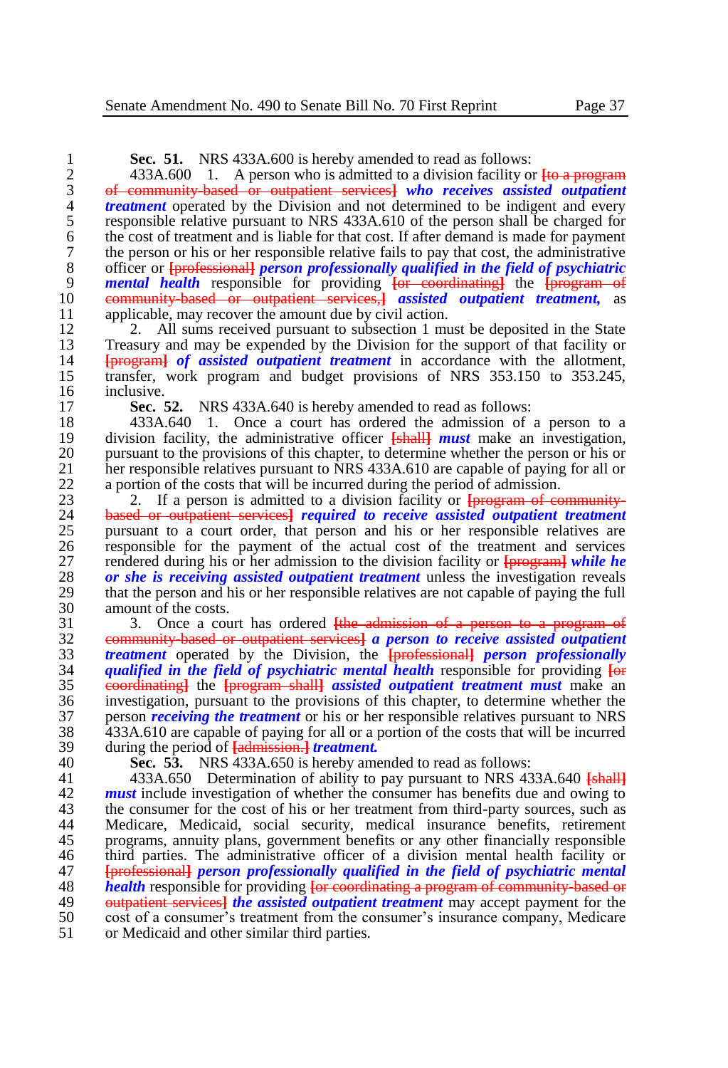**Sec. 51.** NRS 433A.600 is hereby amended to read as follows:

433A.600 1. A person who is admitted to a division facility or ~~[to a program of community-based or outpatient services]~~ ***who receives assisted outpatient treatment*** operated by the Division and not determined to be indigent and every responsible relative pursuant to NRS 433A.610 of the person shall be charged for the cost of treatment and is liable for that cost. If after demand is made for payment the person or his or her responsible relative fails to pay that cost, the administrative officer or ~~[professional]~~ ***person professionally qualified in the field of psychiatric mental health*** responsible for providing ~~[or coordinating]~~ the ~~[program of community-based or outpatient services,]~~ ***assisted outpatient treatment,*** as applicable, may recover the amount due by civil action.

2. All sums received pursuant to subsection 1 must be deposited in the State Treasury and may be expended by the Division for the support of that facility or ~~[program]~~ ***of assisted outpatient treatment*** in accordance with the allotment, transfer, work program and budget provisions of NRS 353.150 to 353.245, inclusive.

**Sec. 52.** NRS 433A.640 is hereby amended to read as follows:

433A.640 1. Once a court has ordered the admission of a person to a division facility, the administrative officer ~~[shall]~~ ***must*** make an investigation, pursuant to the provisions of this chapter, to determine whether the person or his or her responsible relatives pursuant to NRS 433A.610 are capable of paying for all or a portion of the costs that will be incurred during the period of admission.

2. If a person is admitted to a division facility or ~~[program of community-based or outpatient services]~~ ***required to receive assisted outpatient treatment*** pursuant to a court order, that person and his or her responsible relatives are responsible for the payment of the actual cost of the treatment and services rendered during his or her admission to the division facility or ~~[program]~~ ***while he or she is receiving assisted outpatient treatment*** unless the investigation reveals that the person and his or her responsible relatives are not capable of paying the full amount of the costs.

3. Once a court has ordered ~~[the admission of a person to a program of community-based or outpatient services]~~ ***a person to receive assisted outpatient treatment*** operated by the Division, the ~~[professional]~~ ***person professionally qualified in the field of psychiatric mental health*** responsible for providing ~~[or coordinating]~~ the ~~[program shall]~~ ***assisted outpatient treatment must*** make an investigation, pursuant to the provisions of this chapter, to determine whether the person ***receiving the treatment*** or his or her responsible relatives pursuant to NRS 433A.610 are capable of paying for all or a portion of the costs that will be incurred during the period of ~~[admission.]~~ ***treatment.***

**Sec. 53.** NRS 433A.650 is hereby amended to read as follows:

433A.650 Determination of ability to pay pursuant to NRS 433A.640 ~~[shall]~~ ***must*** include investigation of whether the consumer has benefits due and owing to the consumer for the cost of his or her treatment from third-party sources, such as Medicare, Medicaid, social security, medical insurance benefits, retirement programs, annuity plans, government benefits or any other financially responsible third parties. The administrative officer of a division mental health facility or ~~[professional]~~ ***person professionally qualified in the field of psychiatric mental health*** responsible for providing ~~[or coordinating a program of community-based or outpatient services]~~ ***the assisted outpatient treatment*** may accept payment for the cost of a consumer's treatment from the consumer's insurance company, Medicare or Medicaid and other similar third parties.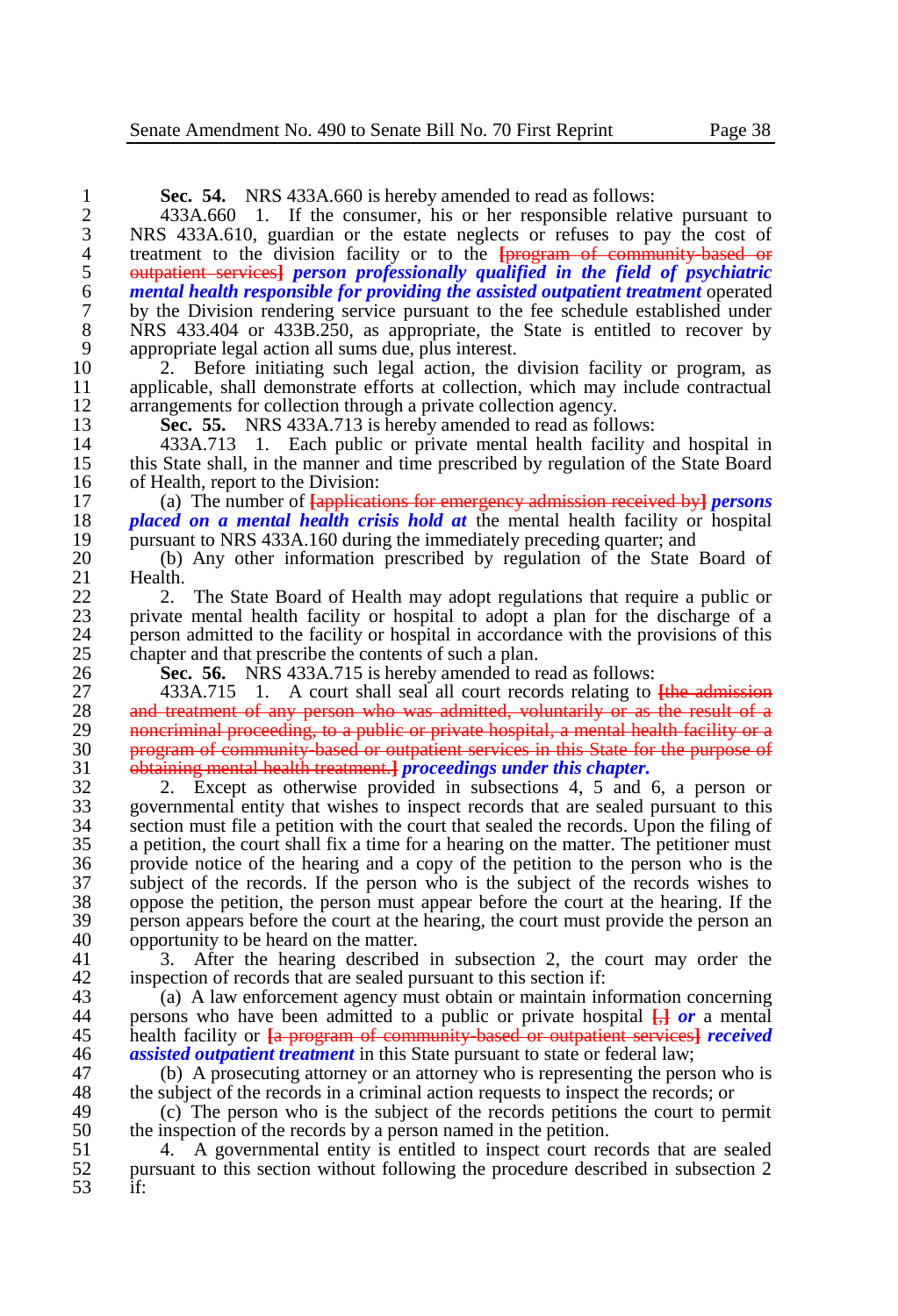**Sec. 54.** NRS 433A.660 is hereby amended to read as follows:

433A.660 1. If the consumer, his or her responsible relative pursuant to NRS 433A.610, guardian or the estate neglects or refuses to pay the cost of treatment to the division facility or to the [program of community-based or outpatient services] ***person professionally qualified in the field of psychiatric mental health responsible for providing the assisted outpatient treatment*** operated by the Division rendering service pursuant to the fee schedule established under NRS 433.404 or 433B.250, as appropriate, the State is entitled to recover by appropriate legal action all sums due, plus interest.

2. Before initiating such legal action, the division facility or program, as applicable, shall demonstrate efforts at collection, which may include contractual arrangements for collection through a private collection agency.

**Sec. 55.** NRS 433A.713 is hereby amended to read as follows:

433A.713 1. Each public or private mental health facility and hospital in this State shall, in the manner and time prescribed by regulation of the State Board of Health, report to the Division:

(a) The number of [applications for emergency admission received by] ***persons placed on a mental health crisis hold at*** the mental health facility or hospital pursuant to NRS 433A.160 during the immediately preceding quarter; and

(b) Any other information prescribed by regulation of the State Board of Health.

2. The State Board of Health may adopt regulations that require a public or private mental health facility or hospital to adopt a plan for the discharge of a person admitted to the facility or hospital in accordance with the provisions of this chapter and that prescribe the contents of such a plan.

**Sec. 56.** NRS 433A.715 is hereby amended to read as follows:

433A.715 1. A court shall seal all court records relating to [the admission and treatment of any person who was admitted, voluntarily or as the result of a noncriminal proceeding, to a public or private hospital, a mental health facility or a program of community-based or outpatient services in this State for the purpose of obtaining mental health treatment.] ***proceedings under this chapter.***

2. Except as otherwise provided in subsections 4, 5 and 6, a person or governmental entity that wishes to inspect records that are sealed pursuant to this section must file a petition with the court that sealed the records. Upon the filing of a petition, the court shall fix a time for a hearing on the matter. The petitioner must provide notice of the hearing and a copy of the petition to the person who is the subject of the records. If the person who is the subject of the records wishes to oppose the petition, the person must appear before the court at the hearing. If the person appears before the court at the hearing, the court must provide the person an opportunity to be heard on the matter.

3. After the hearing described in subsection 2, the court may order the inspection of records that are sealed pursuant to this section if:

(a) A law enforcement agency must obtain or maintain information concerning persons who have been admitted to a public or private hospital [,] ***or*** a mental health facility or [a program of community-based or outpatient services] ***received assisted outpatient treatment*** in this State pursuant to state or federal law;

(b) A prosecuting attorney or an attorney who is representing the person who is the subject of the records in a criminal action requests to inspect the records; or

(c) The person who is the subject of the records petitions the court to permit the inspection of the records by a person named in the petition.

4. A governmental entity is entitled to inspect court records that are sealed pursuant to this section without following the procedure described in subsection 2 if: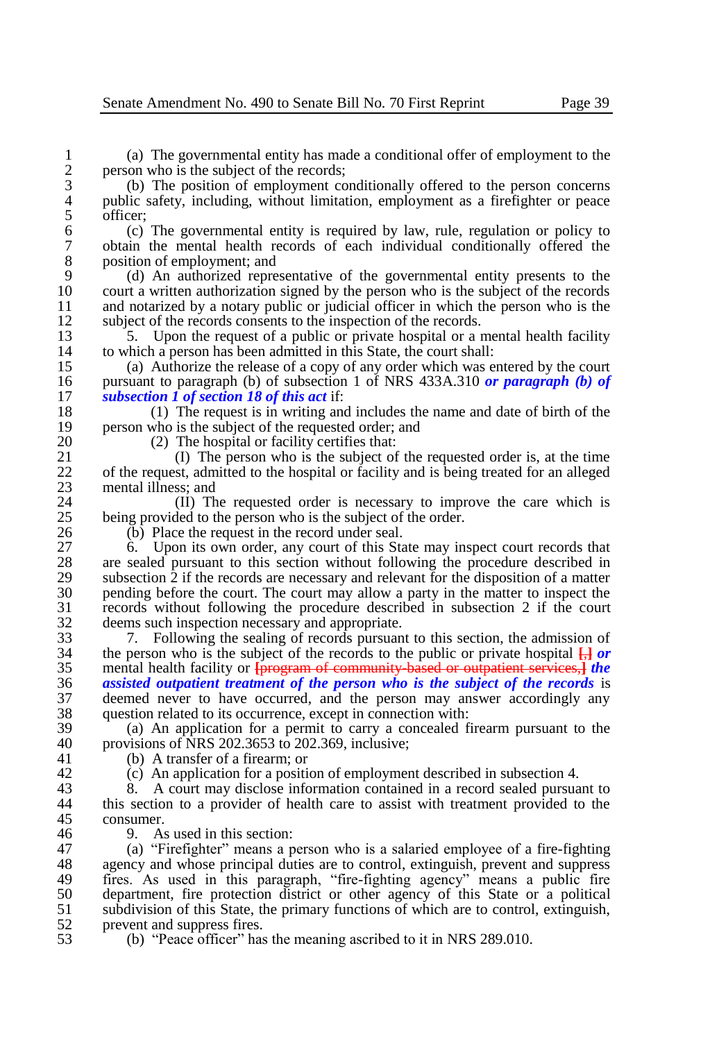(a) The governmental entity has made a conditional offer of employment to the person who is the subject of the records;

(b) The position of employment conditionally offered to the person concerns public safety, including, without limitation, employment as a firefighter or peace officer;

(c) The governmental entity is required by law, rule, regulation or policy to obtain the mental health records of each individual conditionally offered the position of employment; and

(d) An authorized representative of the governmental entity presents to the court a written authorization signed by the person who is the subject of the records and notarized by a notary public or judicial officer in which the person who is the subject of the records consents to the inspection of the records.

5. Upon the request of a public or private hospital or a mental health facility to which a person has been admitted in this State, the court shall:

(a) Authorize the release of a copy of any order which was entered by the court pursuant to paragraph (b) of subsection 1 of NRS 433A.310 ***or paragraph (b) of subsection 1 of section 18 of this act*** if:

(1) The request is in writing and includes the name and date of birth of the person who is the subject of the requested order; and

(2) The hospital or facility certifies that:

(I) The person who is the subject of the requested order is, at the time of the request, admitted to the hospital or facility and is being treated for an alleged mental illness; and

(II) The requested order is necessary to improve the care which is being provided to the person who is the subject of the order.

(b) Place the request in the record under seal.

6. Upon its own order, any court of this State may inspect court records that are sealed pursuant to this section without following the procedure described in subsection 2 if the records are necessary and relevant for the disposition of a matter pending before the court. The court may allow a party in the matter to inspect the records without following the procedure described in subsection 2 if the court deems such inspection necessary and appropriate.

7. Following the sealing of records pursuant to this section, the admission of the person who is the subject of the records to the public or private hospital [,] ***or*** mental health facility or [program of community-based or outpatient services,] ***the assisted outpatient treatment of the person who is the subject of the records*** is deemed never to have occurred, and the person may answer accordingly any question related to its occurrence, except in connection with:

(a) An application for a permit to carry a concealed firearm pursuant to the provisions of NRS 202.3653 to 202.369, inclusive;

(b) A transfer of a firearm; or

(c) An application for a position of employment described in subsection 4.

8. A court may disclose information contained in a record sealed pursuant to this section to a provider of health care to assist with treatment provided to the consumer.

9. As used in this section:

(a) "Firefighter" means a person who is a salaried employee of a fire-fighting agency and whose principal duties are to control, extinguish, prevent and suppress fires. As used in this paragraph, "fire-fighting agency" means a public fire department, fire protection district or other agency of this State or a political subdivision of this State, the primary functions of which are to control, extinguish, prevent and suppress fires.

(b) "Peace officer" has the meaning ascribed to it in NRS 289.010.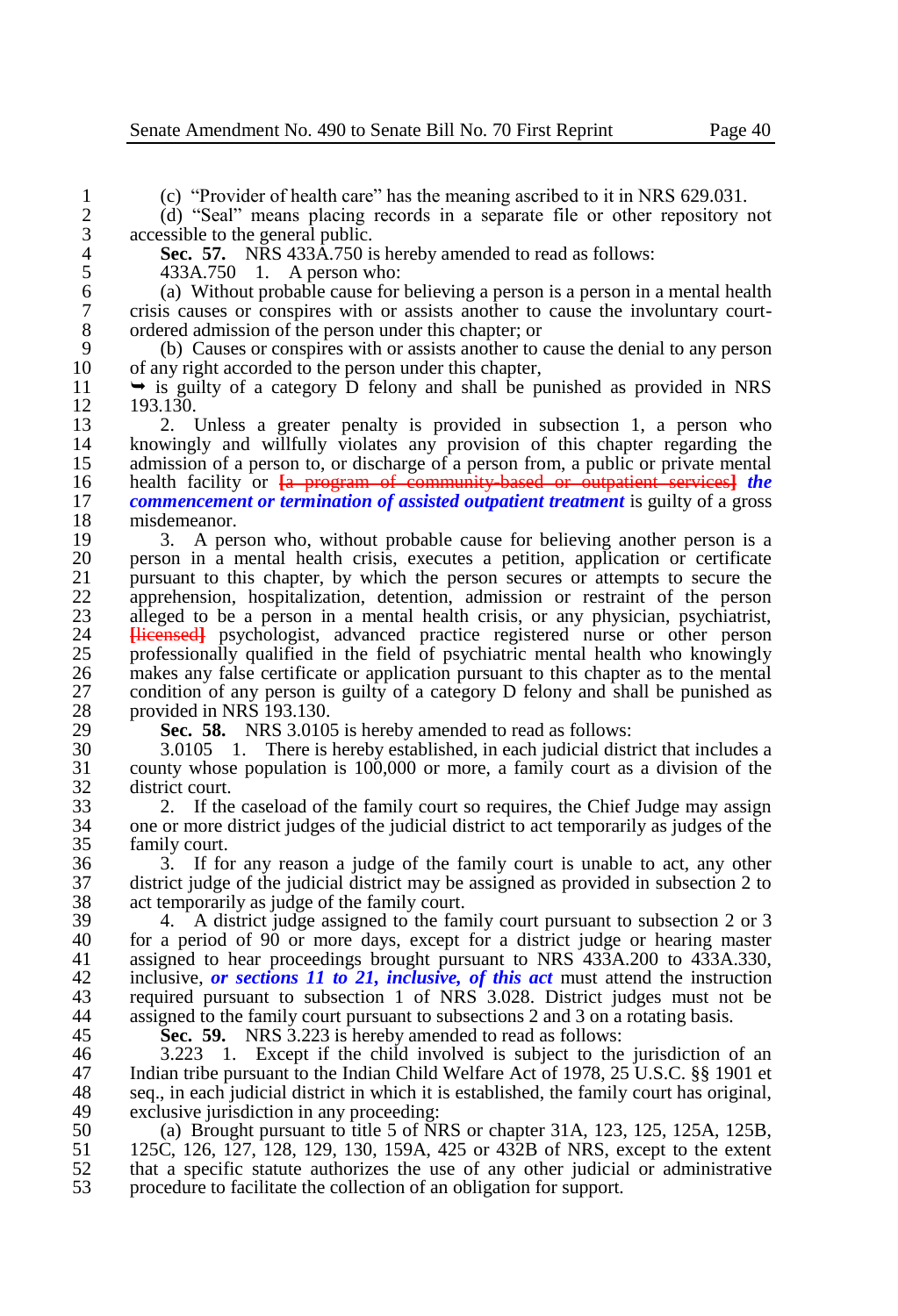(c) "Provider of health care" has the meaning ascribed to it in NRS 629.031.

(d) "Seal" means placing records in a separate file or other repository not accessible to the general public.

**Sec. 57.** NRS 433A.750 is hereby amended to read as follows:

433A.750 1. A person who:

(a) Without probable cause for believing a person is a person in a mental health crisis causes or conspires with or assists another to cause the involuntary court-ordered admission of the person under this chapter; or

(b) Causes or conspires with or assists another to cause the denial to any person of any right accorded to the person under this chapter,

➥ is guilty of a category D felony and shall be punished as provided in NRS 193.130.

2. Unless a greater penalty is provided in subsection 1, a person who knowingly and willfully violates any provision of this chapter regarding the admission of a person to, or discharge of a person from, a public or private mental health facility or ~~[a program of community-based or outpatient services]~~ ***the commencement or termination of assisted outpatient treatment*** is guilty of a gross misdemeanor.

3. A person who, without probable cause for believing another person is a person in a mental health crisis, executes a petition, application or certificate pursuant to this chapter, by which the person secures or attempts to secure the apprehension, hospitalization, detention, admission or restraint of the person alleged to be a person in a mental health crisis, or any physician, psychiatrist, ~~[licensed]~~ psychologist, advanced practice registered nurse or other person professionally qualified in the field of psychiatric mental health who knowingly makes any false certificate or application pursuant to this chapter as to the mental condition of any person is guilty of a category D felony and shall be punished as provided in NRS 193.130.

**Sec. 58.** NRS 3.0105 is hereby amended to read as follows:

3.0105 1. There is hereby established, in each judicial district that includes a county whose population is 100,000 or more, a family court as a division of the district court.

2. If the caseload of the family court so requires, the Chief Judge may assign one or more district judges of the judicial district to act temporarily as judges of the family court.

3. If for any reason a judge of the family court is unable to act, any other district judge of the judicial district may be assigned as provided in subsection 2 to act temporarily as judge of the family court.

4. A district judge assigned to the family court pursuant to subsection 2 or 3 for a period of 90 or more days, except for a district judge or hearing master assigned to hear proceedings brought pursuant to NRS 433A.200 to 433A.330, inclusive, ***or sections 11 to 21, inclusive, of this act*** must attend the instruction required pursuant to subsection 1 of NRS 3.028. District judges must not be assigned to the family court pursuant to subsections 2 and 3 on a rotating basis.

**Sec. 59.** NRS 3.223 is hereby amended to read as follows:

3.223 1. Except if the child involved is subject to the jurisdiction of an Indian tribe pursuant to the Indian Child Welfare Act of 1978, 25 U.S.C. §§ 1901 et seq., in each judicial district in which it is established, the family court has original, exclusive jurisdiction in any proceeding:

(a) Brought pursuant to title 5 of NRS or chapter 31A, 123, 125, 125A, 125B, 125C, 126, 127, 128, 129, 130, 159A, 425 or 432B of NRS, except to the extent that a specific statute authorizes the use of any other judicial or administrative procedure to facilitate the collection of an obligation for support.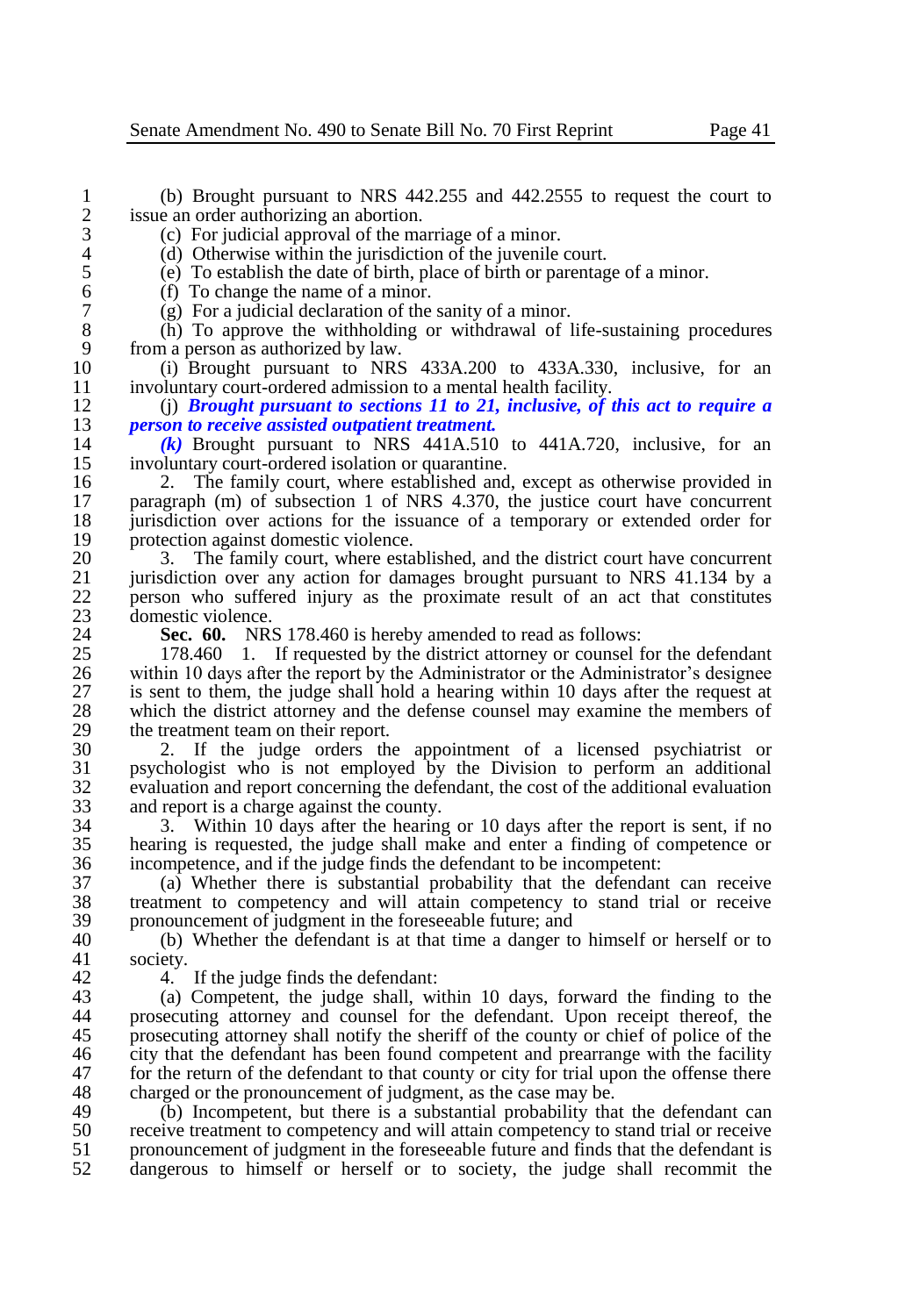(b) Brought pursuant to NRS 442.255 and 442.2555 to request the court to issue an order authorizing an abortion.

(c) For judicial approval of the marriage of a minor.

(d) Otherwise within the jurisdiction of the juvenile court.

(e) To establish the date of birth, place of birth or parentage of a minor.

(f) To change the name of a minor.

(g) For a judicial declaration of the sanity of a minor.

(h) To approve the withholding or withdrawal of life-sustaining procedures from a person as authorized by law.

(i) Brought pursuant to NRS 433A.200 to 433A.330, inclusive, for an involuntary court-ordered admission to a mental health facility.

(j) ***Brought pursuant to sections 11 to 21, inclusive, of this act to require a person to receive assisted outpatient treatment.***

***(k)*** Brought pursuant to NRS 441A.510 to 441A.720, inclusive, for an involuntary court-ordered isolation or quarantine.

2. The family court, where established and, except as otherwise provided in paragraph (m) of subsection 1 of NRS 4.370, the justice court have concurrent jurisdiction over actions for the issuance of a temporary or extended order for protection against domestic violence.

3. The family court, where established, and the district court have concurrent jurisdiction over any action for damages brought pursuant to NRS 41.134 by a person who suffered injury as the proximate result of an act that constitutes domestic violence.

**Sec. 60.** NRS 178.460 is hereby amended to read as follows:

178.460 1. If requested by the district attorney or counsel for the defendant within 10 days after the report by the Administrator or the Administrator's designee is sent to them, the judge shall hold a hearing within 10 days after the request at which the district attorney and the defense counsel may examine the members of the treatment team on their report.

2. If the judge orders the appointment of a licensed psychiatrist or psychologist who is not employed by the Division to perform an additional evaluation and report concerning the defendant, the cost of the additional evaluation and report is a charge against the county.

3. Within 10 days after the hearing or 10 days after the report is sent, if no hearing is requested, the judge shall make and enter a finding of competence or incompetence, and if the judge finds the defendant to be incompetent:

(a) Whether there is substantial probability that the defendant can receive treatment to competency and will attain competency to stand trial or receive pronouncement of judgment in the foreseeable future; and

(b) Whether the defendant is at that time a danger to himself or herself or to society.

4. If the judge finds the defendant:

(a) Competent, the judge shall, within 10 days, forward the finding to the prosecuting attorney and counsel for the defendant. Upon receipt thereof, the prosecuting attorney shall notify the sheriff of the county or chief of police of the city that the defendant has been found competent and prearrange with the facility for the return of the defendant to that county or city for trial upon the offense there charged or the pronouncement of judgment, as the case may be.

(b) Incompetent, but there is a substantial probability that the defendant can receive treatment to competency and will attain competency to stand trial or receive pronouncement of judgment in the foreseeable future and finds that the defendant is dangerous to himself or herself or to society, the judge shall recommit the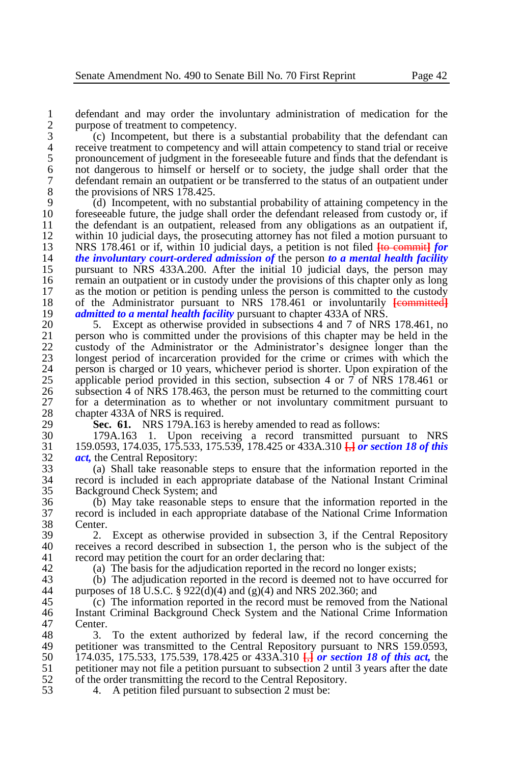defendant and may order the involuntary administration of medication for the purpose of treatment to competency.

(c) Incompetent, but there is a substantial probability that the defendant can receive treatment to competency and will attain competency to stand trial or receive pronouncement of judgment in the foreseeable future and finds that the defendant is not dangerous to himself or herself or to society, the judge shall order that the defendant remain an outpatient or be transferred to the status of an outpatient under the provisions of NRS 178.425.

(d) Incompetent, with no substantial probability of attaining competency in the foreseeable future, the judge shall order the defendant released from custody or, if the defendant is an outpatient, released from any obligations as an outpatient if, within 10 judicial days, the prosecuting attorney has not filed a motion pursuant to NRS 178.461 or if, within 10 judicial days, a petition is not filed [to commit] ***for the involuntary court-ordered admission of*** the person ***to a mental health facility*** pursuant to NRS 433A.200. After the initial 10 judicial days, the person may remain an outpatient or in custody under the provisions of this chapter only as long as the motion or petition is pending unless the person is committed to the custody of the Administrator pursuant to NRS 178.461 or involuntarily [committed] ***admitted to a mental health facility*** pursuant to chapter 433A of NRS.

5. Except as otherwise provided in subsections 4 and 7 of NRS 178.461, no person who is committed under the provisions of this chapter may be held in the custody of the Administrator or the Administrator's designee longer than the longest period of incarceration provided for the crime or crimes with which the person is charged or 10 years, whichever period is shorter. Upon expiration of the applicable period provided in this section, subsection 4 or 7 of NRS 178.461 or subsection 4 of NRS 178.463, the person must be returned to the committing court for a determination as to whether or not involuntary commitment pursuant to chapter 433A of NRS is required.

**Sec. 61.** NRS 179A.163 is hereby amended to read as follows:

179A.163 1. Upon receiving a record transmitted pursuant to NRS 159.0593, 174.035, 175.533, 175.539, 178.425 or 433A.310 [,] ***or section 18 of this act,*** the Central Repository:

(a) Shall take reasonable steps to ensure that the information reported in the record is included in each appropriate database of the National Instant Criminal Background Check System; and

(b) May take reasonable steps to ensure that the information reported in the record is included in each appropriate database of the National Crime Information Center.

2. Except as otherwise provided in subsection 3, if the Central Repository receives a record described in subsection 1, the person who is the subject of the record may petition the court for an order declaring that:

(a) The basis for the adjudication reported in the record no longer exists;

(b) The adjudication reported in the record is deemed not to have occurred for purposes of 18 U.S.C. § 922(d)(4) and (g)(4) and NRS 202.360; and

(c) The information reported in the record must be removed from the National Instant Criminal Background Check System and the National Crime Information Center.

3. To the extent authorized by federal law, if the record concerning the petitioner was transmitted to the Central Repository pursuant to NRS 159.0593, 174.035, 175.533, 175.539, 178.425 or 433A.310 [,] ***or section 18 of this act,*** the petitioner may not file a petition pursuant to subsection 2 until 3 years after the date of the order transmitting the record to the Central Repository.

4. A petition filed pursuant to subsection 2 must be: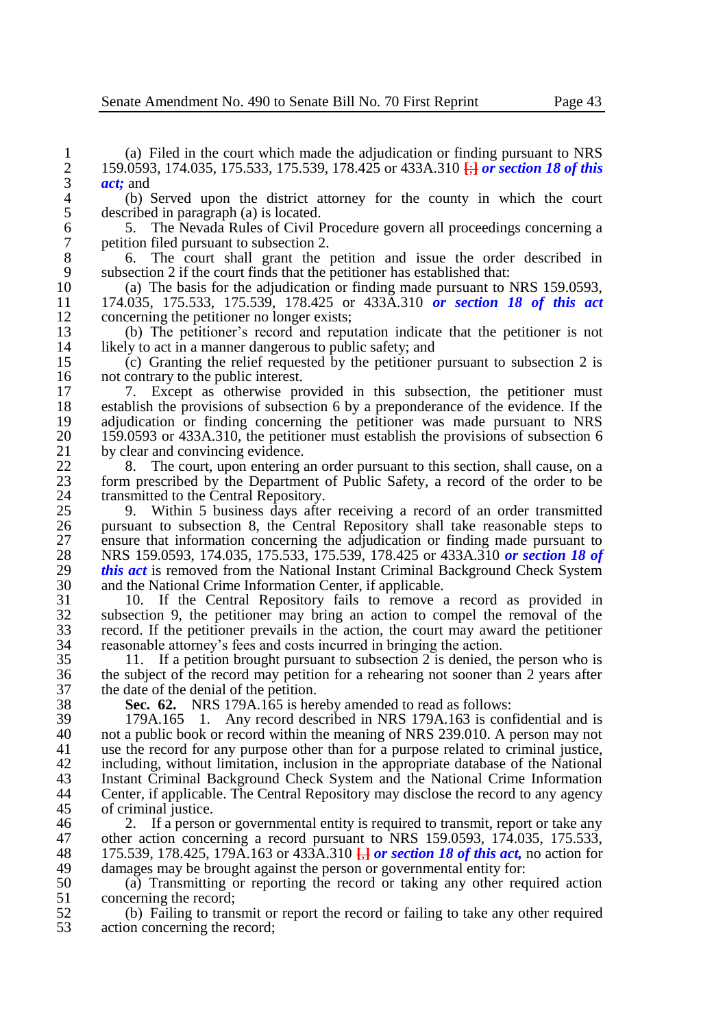(a) Filed in the court which made the adjudication or finding pursuant to NRS 159.0593, 174.035, 175.533, 175.539, 178.425 or 433A.310 [;] ***or section 18 of this act;*** and

(b) Served upon the district attorney for the county in which the court described in paragraph (a) is located.

5. The Nevada Rules of Civil Procedure govern all proceedings concerning a petition filed pursuant to subsection 2.

6. The court shall grant the petition and issue the order described in subsection 2 if the court finds that the petitioner has established that:

(a) The basis for the adjudication or finding made pursuant to NRS 159.0593, 174.035, 175.533, 175.539, 178.425 or 433A.310 ***or section 18 of this act*** concerning the petitioner no longer exists;

(b) The petitioner's record and reputation indicate that the petitioner is not likely to act in a manner dangerous to public safety; and

(c) Granting the relief requested by the petitioner pursuant to subsection 2 is not contrary to the public interest.

7. Except as otherwise provided in this subsection, the petitioner must establish the provisions of subsection 6 by a preponderance of the evidence. If the adjudication or finding concerning the petitioner was made pursuant to NRS 159.0593 or 433A.310, the petitioner must establish the provisions of subsection 6 by clear and convincing evidence.

8. The court, upon entering an order pursuant to this section, shall cause, on a form prescribed by the Department of Public Safety, a record of the order to be transmitted to the Central Repository.

9. Within 5 business days after receiving a record of an order transmitted pursuant to subsection 8, the Central Repository shall take reasonable steps to ensure that information concerning the adjudication or finding made pursuant to NRS 159.0593, 174.035, 175.533, 175.539, 178.425 or 433A.310 ***or section 18 of this act*** is removed from the National Instant Criminal Background Check System and the National Crime Information Center, if applicable.

10. If the Central Repository fails to remove a record as provided in subsection 9, the petitioner may bring an action to compel the removal of the record. If the petitioner prevails in the action, the court may award the petitioner reasonable attorney's fees and costs incurred in bringing the action.

11. If a petition brought pursuant to subsection 2 is denied, the person who is the subject of the record may petition for a rehearing not sooner than 2 years after the date of the denial of the petition.

**Sec. 62.** NRS 179A.165 is hereby amended to read as follows:

179A.165 1. Any record described in NRS 179A.163 is confidential and is not a public book or record within the meaning of NRS 239.010. A person may not use the record for any purpose other than for a purpose related to criminal justice, including, without limitation, inclusion in the appropriate database of the National Instant Criminal Background Check System and the National Crime Information Center, if applicable. The Central Repository may disclose the record to any agency of criminal justice.

2. If a person or governmental entity is required to transmit, report or take any other action concerning a record pursuant to NRS 159.0593, 174.035, 175.533, 175.539, 178.425, 179A.163 or 433A.310 [,] ***or section 18 of this act,*** no action for damages may be brought against the person or governmental entity for:

(a) Transmitting or reporting the record or taking any other required action concerning the record;

(b) Failing to transmit or report the record or failing to take any other required action concerning the record;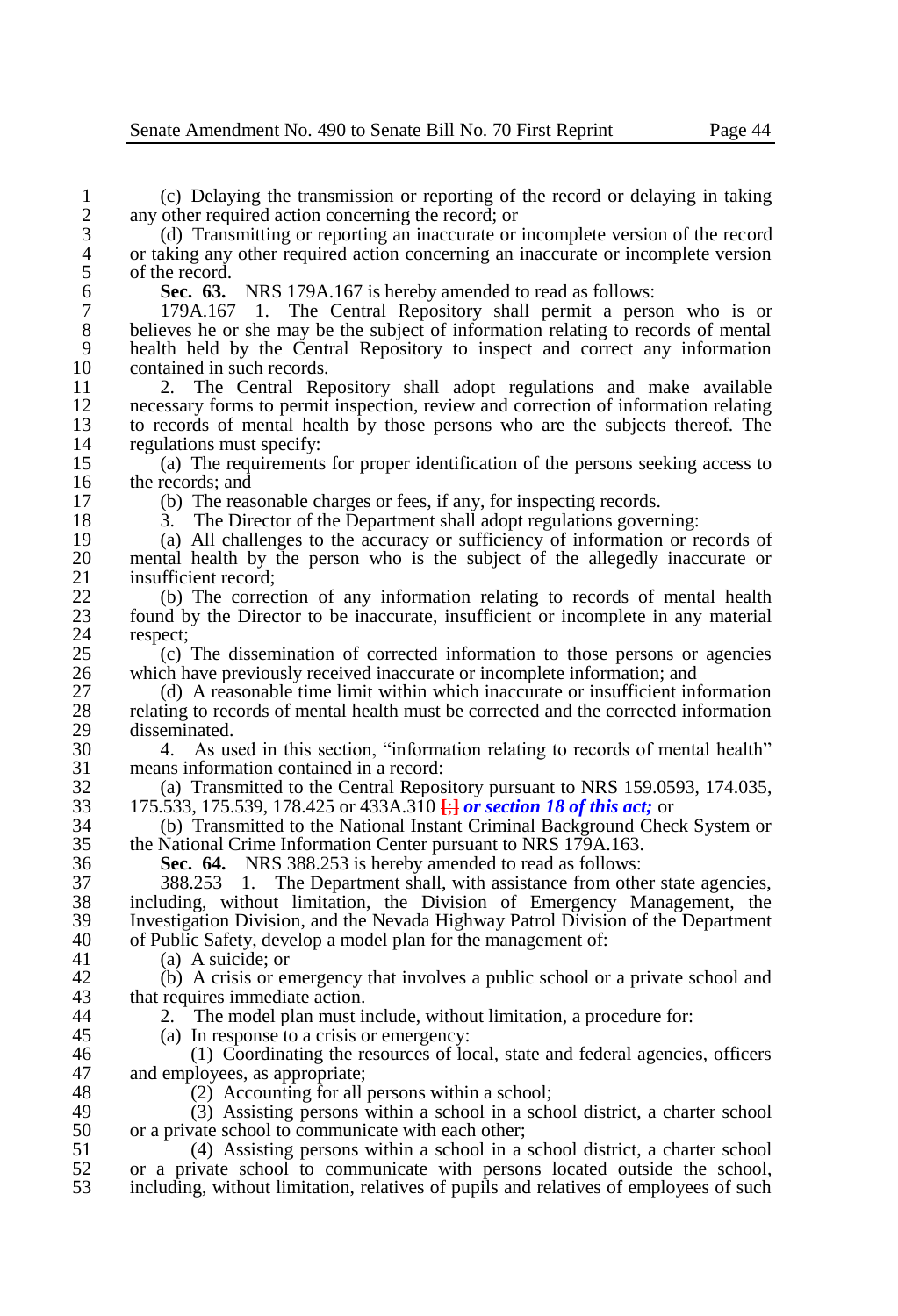(c) Delaying the transmission or reporting of the record or delaying in taking any other required action concerning the record; or

(d) Transmitting or reporting an inaccurate or incomplete version of the record or taking any other required action concerning an inaccurate or incomplete version of the record.

**Sec. 63.** NRS 179A.167 is hereby amended to read as follows:

179A.167 1. The Central Repository shall permit a person who is or believes he or she may be the subject of information relating to records of mental health held by the Central Repository to inspect and correct any information contained in such records.

2. The Central Repository shall adopt regulations and make available necessary forms to permit inspection, review and correction of information relating to records of mental health by those persons who are the subjects thereof. The regulations must specify:

(a) The requirements for proper identification of the persons seeking access to the records; and

(b) The reasonable charges or fees, if any, for inspecting records.

3. The Director of the Department shall adopt regulations governing:

(a) All challenges to the accuracy or sufficiency of information or records of mental health by the person who is the subject of the allegedly inaccurate or insufficient record;

(b) The correction of any information relating to records of mental health found by the Director to be inaccurate, insufficient or incomplete in any material respect;

(c) The dissemination of corrected information to those persons or agencies which have previously received inaccurate or incomplete information; and

(d) A reasonable time limit within which inaccurate or insufficient information relating to records of mental health must be corrected and the corrected information disseminated.

4. As used in this section, "information relating to records of mental health" means information contained in a record:

(a) Transmitted to the Central Repository pursuant to NRS 159.0593, 174.035, 175.533, 175.539, 178.425 or 433A.310 [;] ***or section 18 of this act;*** or

(b) Transmitted to the National Instant Criminal Background Check System or the National Crime Information Center pursuant to NRS 179A.163.

**Sec. 64.** NRS 388.253 is hereby amended to read as follows:

388.253 1. The Department shall, with assistance from other state agencies, including, without limitation, the Division of Emergency Management, the Investigation Division, and the Nevada Highway Patrol Division of the Department of Public Safety, develop a model plan for the management of:

(a) A suicide; or

(b) A crisis or emergency that involves a public school or a private school and that requires immediate action.

2. The model plan must include, without limitation, a procedure for:

(a) In response to a crisis or emergency:

(1) Coordinating the resources of local, state and federal agencies, officers and employees, as appropriate;

(2) Accounting for all persons within a school;

(3) Assisting persons within a school in a school district, a charter school or a private school to communicate with each other;

(4) Assisting persons within a school in a school district, a charter school or a private school to communicate with persons located outside the school, including, without limitation, relatives of pupils and relatives of employees of such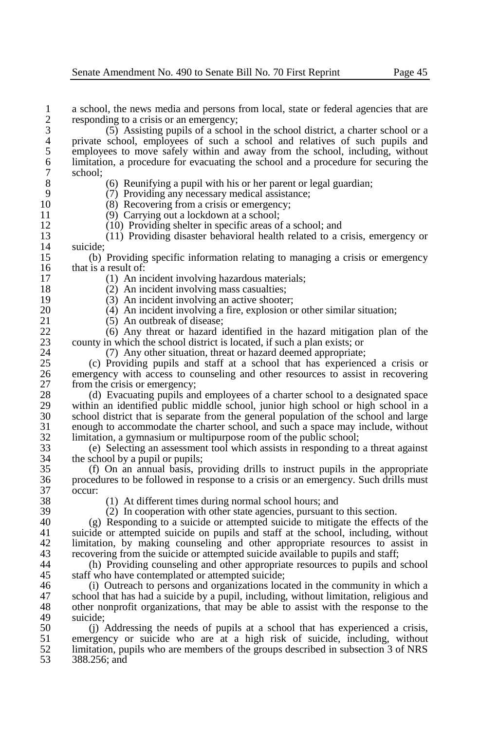a school, the news media and persons from local, state or federal agencies that are responding to a crisis or an emergency;

(5) Assisting pupils of a school in the school district, a charter school or a private school, employees of such a school and relatives of such pupils and employees to move safely within and away from the school, including, without limitation, a procedure for evacuating the school and a procedure for securing the school;

(6) Reunifying a pupil with his or her parent or legal guardian;

(7) Providing any necessary medical assistance;

(8) Recovering from a crisis or emergency;

(9) Carrying out a lockdown at a school;

(10) Providing shelter in specific areas of a school; and

(11) Providing disaster behavioral health related to a crisis, emergency or suicide;

(b) Providing specific information relating to managing a crisis or emergency that is a result of:

(1) An incident involving hazardous materials;

(2) An incident involving mass casualties;

(3) An incident involving an active shooter;

(4) An incident involving a fire, explosion or other similar situation;

(5) An outbreak of disease;

(6) Any threat or hazard identified in the hazard mitigation plan of the county in which the school district is located, if such a plan exists; or

(7) Any other situation, threat or hazard deemed appropriate;

(c) Providing pupils and staff at a school that has experienced a crisis or emergency with access to counseling and other resources to assist in recovering from the crisis or emergency;

(d) Evacuating pupils and employees of a charter school to a designated space within an identified public middle school, junior high school or high school in a school district that is separate from the general population of the school and large enough to accommodate the charter school, and such a space may include, without limitation, a gymnasium or multipurpose room of the public school;

(e) Selecting an assessment tool which assists in responding to a threat against the school by a pupil or pupils;

(f) On an annual basis, providing drills to instruct pupils in the appropriate procedures to be followed in response to a crisis or an emergency. Such drills must occur:

(1) At different times during normal school hours; and

(2) In cooperation with other state agencies, pursuant to this section.

(g) Responding to a suicide or attempted suicide to mitigate the effects of the suicide or attempted suicide on pupils and staff at the school, including, without limitation, by making counseling and other appropriate resources to assist in recovering from the suicide or attempted suicide available to pupils and staff;

(h) Providing counseling and other appropriate resources to pupils and school staff who have contemplated or attempted suicide;

(i) Outreach to persons and organizations located in the community in which a school that has had a suicide by a pupil, including, without limitation, religious and other nonprofit organizations, that may be able to assist with the response to the suicide;

(j) Addressing the needs of pupils at a school that has experienced a crisis, emergency or suicide who are at a high risk of suicide, including, without limitation, pupils who are members of the groups described in subsection 3 of NRS 388.256; and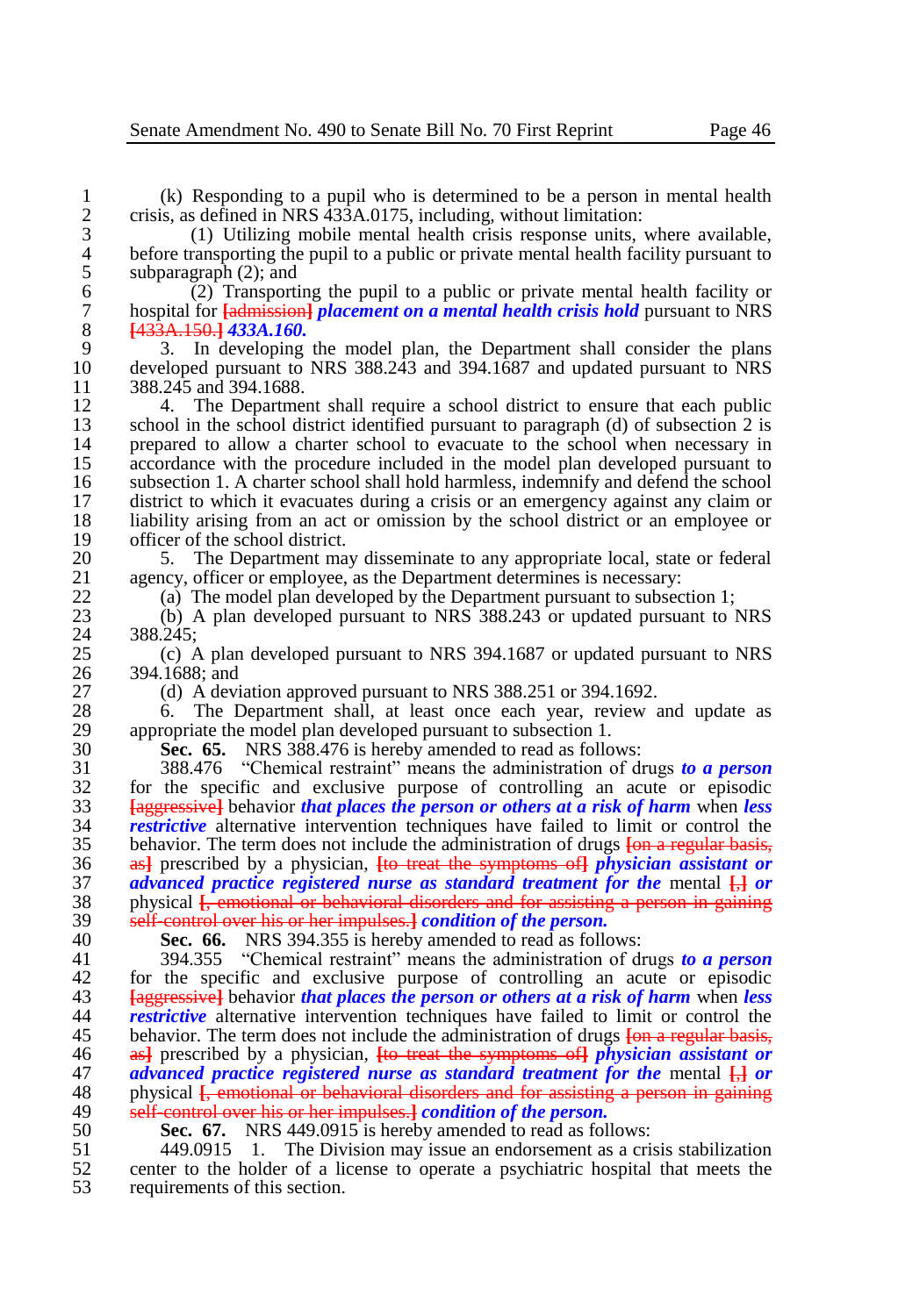(k) Responding to a pupil who is determined to be a person in mental health crisis, as defined in NRS 433A.0175, including, without limitation:

(1) Utilizing mobile mental health crisis response units, where available, before transporting the pupil to a public or private mental health facility pursuant to subparagraph (2); and

(2) Transporting the pupil to a public or private mental health facility or hospital for [admission] ***placement on a mental health crisis hold*** pursuant to NRS [433A.150.] ***433A.160.***

3. In developing the model plan, the Department shall consider the plans developed pursuant to NRS 388.243 and 394.1687 and updated pursuant to NRS 388.245 and 394.1688.

4. The Department shall require a school district to ensure that each public school in the school district identified pursuant to paragraph (d) of subsection 2 is prepared to allow a charter school to evacuate to the school when necessary in accordance with the procedure included in the model plan developed pursuant to subsection 1. A charter school shall hold harmless, indemnify and defend the school district to which it evacuates during a crisis or an emergency against any claim or liability arising from an act or omission by the school district or an employee or officer of the school district.

5. The Department may disseminate to any appropriate local, state or federal agency, officer or employee, as the Department determines is necessary:

(a) The model plan developed by the Department pursuant to subsection 1;

(b) A plan developed pursuant to NRS 388.243 or updated pursuant to NRS 388.245;

(c) A plan developed pursuant to NRS 394.1687 or updated pursuant to NRS 394.1688; and

(d) A deviation approved pursuant to NRS 388.251 or 394.1692.

6. The Department shall, at least once each year, review and update as appropriate the model plan developed pursuant to subsection 1.

**Sec. 65.** NRS 388.476 is hereby amended to read as follows:

388.476 "Chemical restraint" means the administration of drugs ***to a person*** for the specific and exclusive purpose of controlling an acute or episodic [aggressive] behavior ***that places the person or others at a risk of harm*** when ***less restrictive*** alternative intervention techniques have failed to limit or control the behavior. The term does not include the administration of drugs [on a regular basis, as] prescribed by a physician, [to treat the symptoms of] ***physician assistant or advanced practice registered nurse as standard treatment for the*** mental [,] ***or*** physical [, emotional or behavioral disorders and for assisting a person in gaining self-control over his or her impulses.] ***condition of the person.***

**Sec. 66.** NRS 394.355 is hereby amended to read as follows:

394.355 "Chemical restraint" means the administration of drugs ***to a person*** for the specific and exclusive purpose of controlling an acute or episodic [aggressive] behavior ***that places the person or others at a risk of harm*** when ***less restrictive*** alternative intervention techniques have failed to limit or control the behavior. The term does not include the administration of drugs [on a regular basis, as] prescribed by a physician, [to treat the symptoms of] ***physician assistant or advanced practice registered nurse as standard treatment for the*** mental [,] ***or*** physical [, emotional or behavioral disorders and for assisting a person in gaining self-control over his or her impulses.] ***condition of the person.***

**Sec. 67.** NRS 449.0915 is hereby amended to read as follows:

449.0915 1. The Division may issue an endorsement as a crisis stabilization center to the holder of a license to operate a psychiatric hospital that meets the requirements of this section.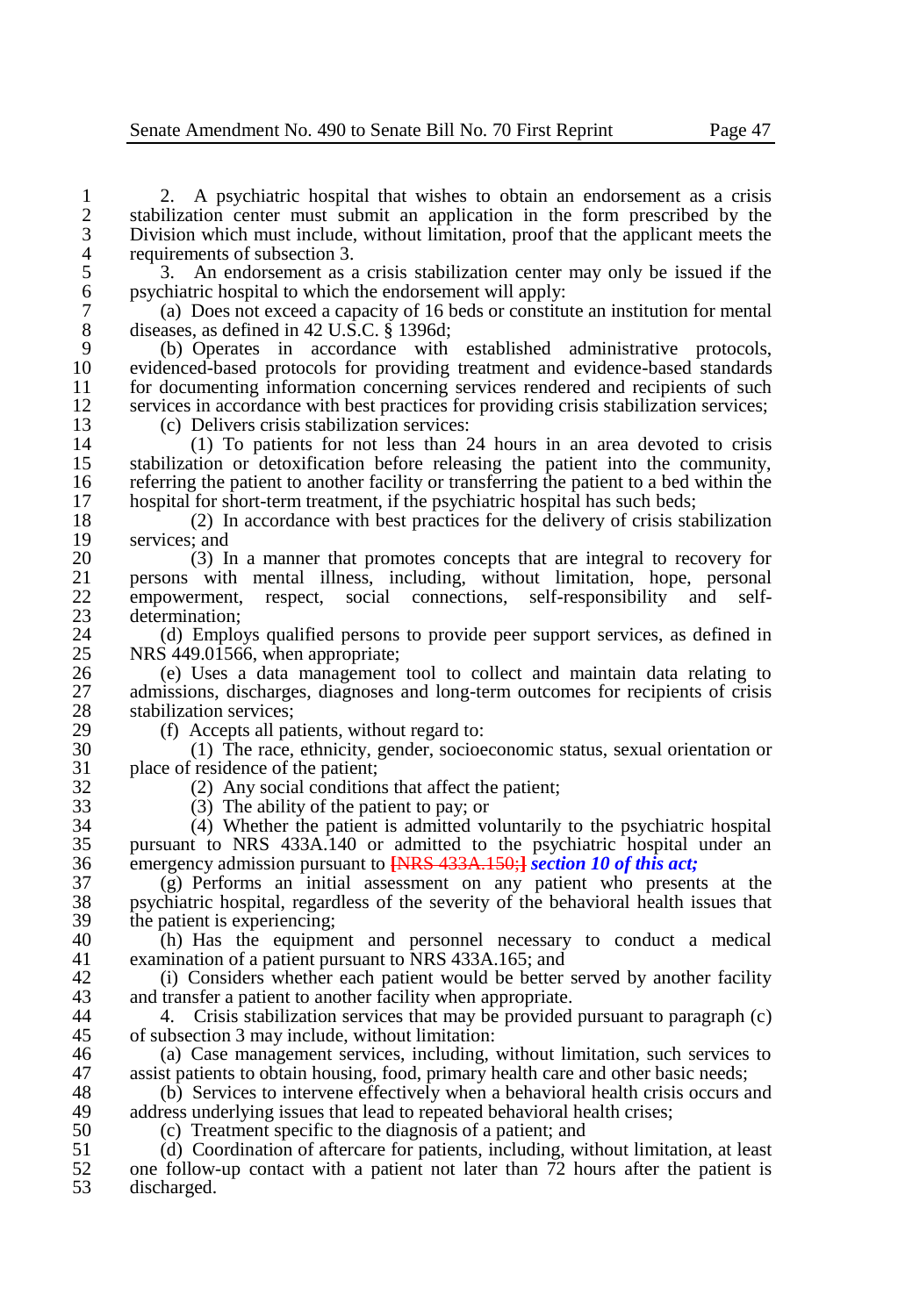2. A psychiatric hospital that wishes to obtain an endorsement as a crisis stabilization center must submit an application in the form prescribed by the Division which must include, without limitation, proof that the applicant meets the requirements of subsection 3.

3. An endorsement as a crisis stabilization center may only be issued if the psychiatric hospital to which the endorsement will apply:

(a) Does not exceed a capacity of 16 beds or constitute an institution for mental diseases, as defined in 42 U.S.C. § 1396d;

(b) Operates in accordance with established administrative protocols, evidenced-based protocols for providing treatment and evidence-based standards for documenting information concerning services rendered and recipients of such services in accordance with best practices for providing crisis stabilization services;

(c) Delivers crisis stabilization services:

(1) To patients for not less than 24 hours in an area devoted to crisis stabilization or detoxification before releasing the patient into the community, referring the patient to another facility or transferring the patient to a bed within the hospital for short-term treatment, if the psychiatric hospital has such beds;

(2) In accordance with best practices for the delivery of crisis stabilization services; and

(3) In a manner that promotes concepts that are integral to recovery for persons with mental illness, including, without limitation, hope, personal empowerment, respect, social connections, self-responsibility and self-determination;

(d) Employs qualified persons to provide peer support services, as defined in NRS 449.01566, when appropriate;

(e) Uses a data management tool to collect and maintain data relating to admissions, discharges, diagnoses and long-term outcomes for recipients of crisis stabilization services;

(f) Accepts all patients, without regard to:

(1) The race, ethnicity, gender, socioeconomic status, sexual orientation or place of residence of the patient;

(2) Any social conditions that affect the patient;

(3) The ability of the patient to pay; or

(4) Whether the patient is admitted voluntarily to the psychiatric hospital pursuant to NRS 433A.140 or admitted to the psychiatric hospital under an emergency admission pursuant to ~~[NRS 433A.150;]~~ ***section 10 of this act;***

(g) Performs an initial assessment on any patient who presents at the psychiatric hospital, regardless of the severity of the behavioral health issues that the patient is experiencing;

(h) Has the equipment and personnel necessary to conduct a medical examination of a patient pursuant to NRS 433A.165; and

(i) Considers whether each patient would be better served by another facility and transfer a patient to another facility when appropriate.

4. Crisis stabilization services that may be provided pursuant to paragraph (c) of subsection 3 may include, without limitation:

(a) Case management services, including, without limitation, such services to assist patients to obtain housing, food, primary health care and other basic needs;

(b) Services to intervene effectively when a behavioral health crisis occurs and address underlying issues that lead to repeated behavioral health crises;

(c) Treatment specific to the diagnosis of a patient; and

(d) Coordination of aftercare for patients, including, without limitation, at least one follow-up contact with a patient not later than 72 hours after the patient is discharged.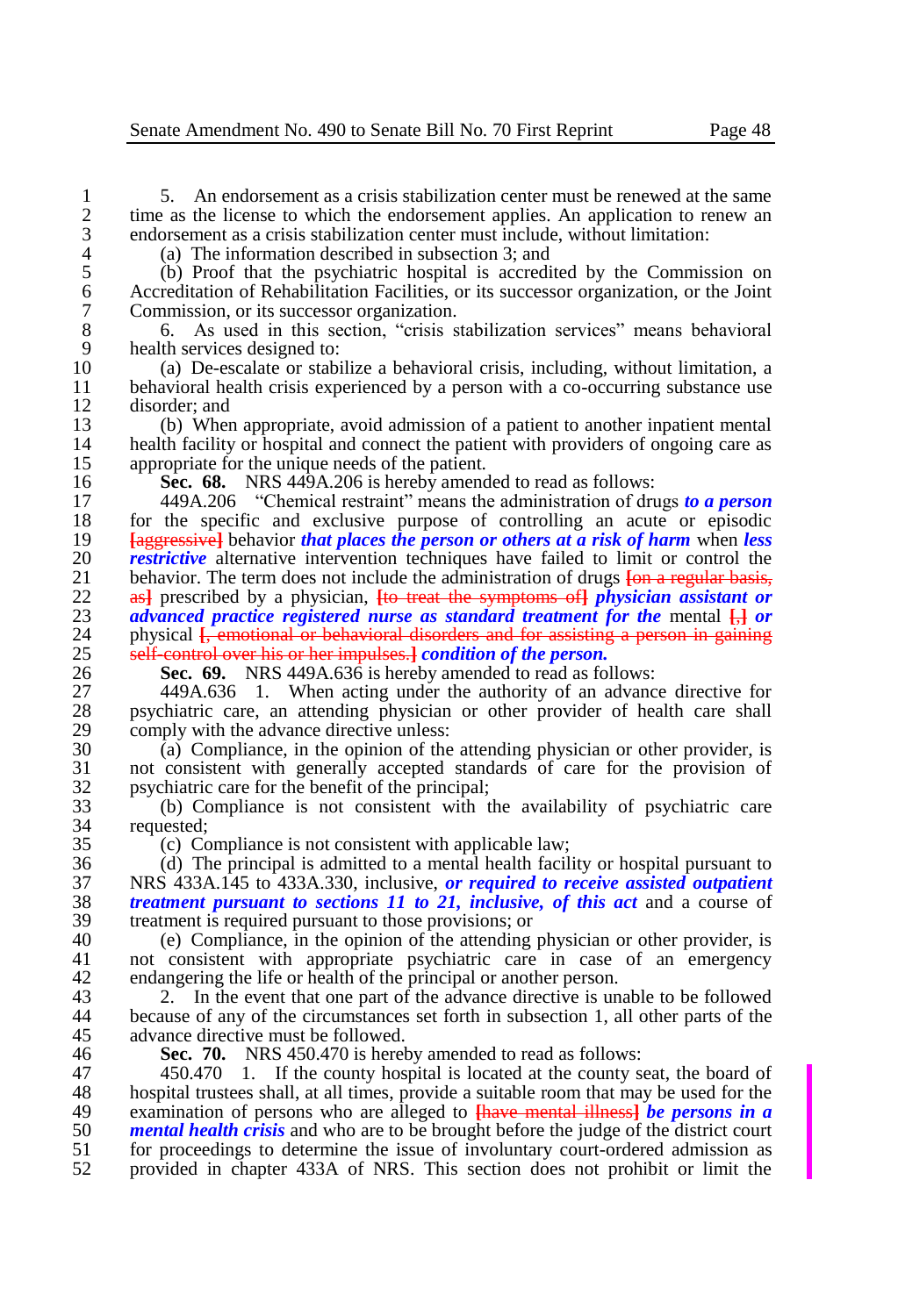5. An endorsement as a crisis stabilization center must be renewed at the same time as the license to which the endorsement applies. An application to renew an endorsement as a crisis stabilization center must include, without limitation:

(a) The information described in subsection 3; and

(b) Proof that the psychiatric hospital is accredited by the Commission on Accreditation of Rehabilitation Facilities, or its successor organization, or the Joint Commission, or its successor organization.

6. As used in this section, "crisis stabilization services" means behavioral health services designed to:

(a) De-escalate or stabilize a behavioral crisis, including, without limitation, a behavioral health crisis experienced by a person with a co-occurring substance use disorder; and

(b) When appropriate, avoid admission of a patient to another inpatient mental health facility or hospital and connect the patient with providers of ongoing care as appropriate for the unique needs of the patient.

**Sec. 68.** NRS 449A.206 is hereby amended to read as follows:

449A.206 "Chemical restraint" means the administration of drugs ***to a person*** for the specific and exclusive purpose of controlling an acute or episodic ~~[aggressive]~~ behavior ***that places the person or others at a risk of harm*** when ***less restrictive*** alternative intervention techniques have failed to limit or control the behavior. The term does not include the administration of drugs ~~[on a regular basis, as]~~ prescribed by a physician, ~~[to treat the symptoms of]~~ ***physician assistant or advanced practice registered nurse as standard treatment for the*** mental ~~[,]~~ ***or*** physical ~~[, emotional or behavioral disorders and for assisting a person in gaining self-control over his or her impulses.]~~ ***condition of the person.***

**Sec. 69.** NRS 449A.636 is hereby amended to read as follows:

449A.636 1. When acting under the authority of an advance directive for psychiatric care, an attending physician or other provider of health care shall comply with the advance directive unless:

(a) Compliance, in the opinion of the attending physician or other provider, is not consistent with generally accepted standards of care for the provision of psychiatric care for the benefit of the principal;

(b) Compliance is not consistent with the availability of psychiatric care requested;

(c) Compliance is not consistent with applicable law;

(d) The principal is admitted to a mental health facility or hospital pursuant to NRS 433A.145 to 433A.330, inclusive, ***or required to receive assisted outpatient treatment pursuant to sections 11 to 21, inclusive, of this act*** and a course of treatment is required pursuant to those provisions; or

(e) Compliance, in the opinion of the attending physician or other provider, is not consistent with appropriate psychiatric care in case of an emergency endangering the life or health of the principal or another person.

2. In the event that one part of the advance directive is unable to be followed because of any of the circumstances set forth in subsection 1, all other parts of the advance directive must be followed.

**Sec. 70.** NRS 450.470 is hereby amended to read as follows:

450.470 1. If the county hospital is located at the county seat, the board of hospital trustees shall, at all times, provide a suitable room that may be used for the examination of persons who are alleged to ~~[have mental illness]~~ ***be persons in a mental health crisis*** and who are to be brought before the judge of the district court for proceedings to determine the issue of involuntary court-ordered admission as provided in chapter 433A of NRS. This section does not prohibit or limit the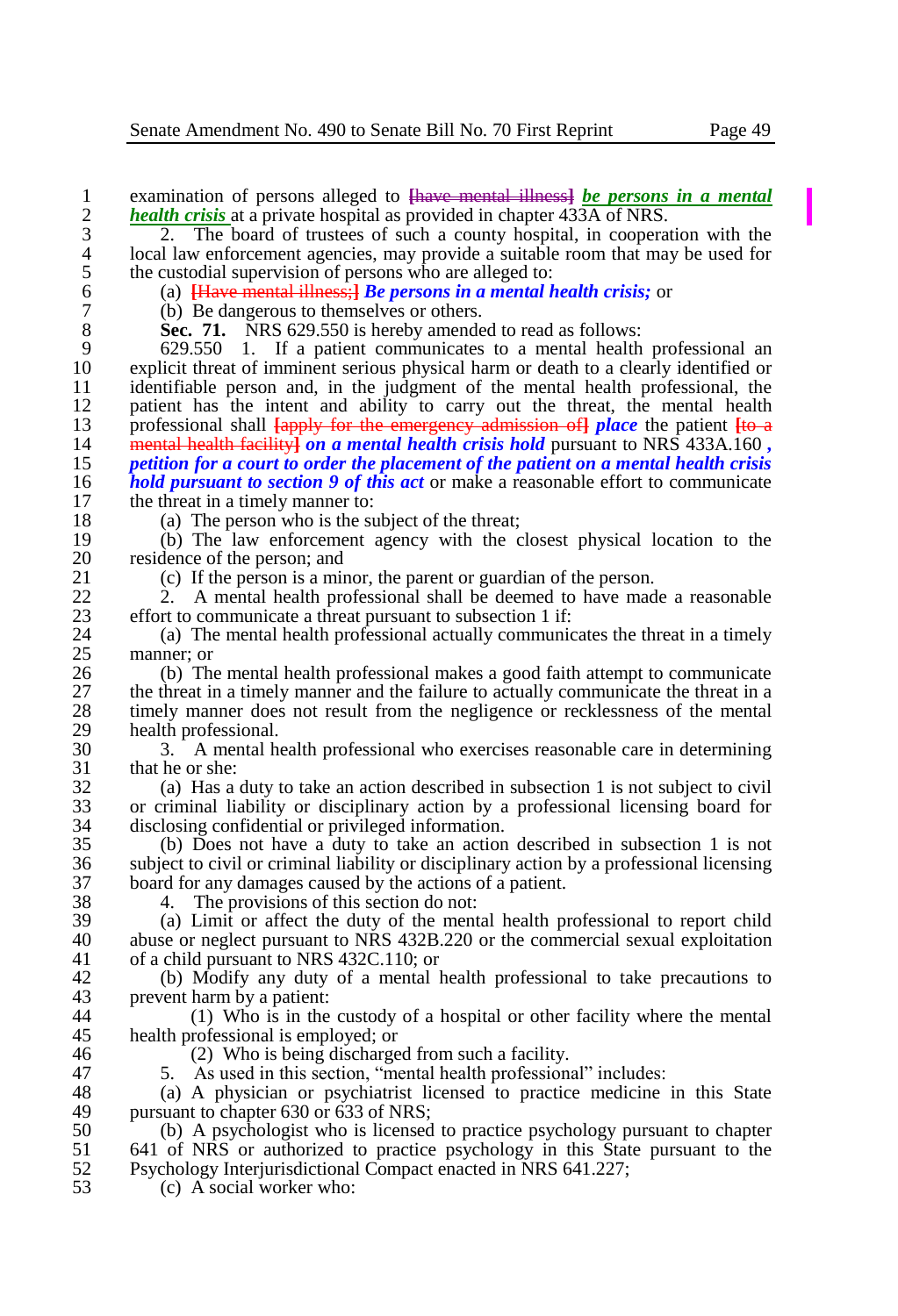examination of persons alleged to [have mental illness] ***be persons in a mental health crisis*** at a private hospital as provided in chapter 433A of NRS.

2. The board of trustees of such a county hospital, in cooperation with the local law enforcement agencies, may provide a suitable room that may be used for the custodial supervision of persons who are alleged to:

(a) [Have mental illness;] ***Be persons in a mental health crisis;*** or

(b) Be dangerous to themselves or others.

**Sec. 71.** NRS 629.550 is hereby amended to read as follows:

629.550 1. If a patient communicates to a mental health professional an explicit threat of imminent serious physical harm or death to a clearly identified or identifiable person and, in the judgment of the mental health professional, the patient has the intent and ability to carry out the threat, the mental health professional shall [apply for the emergency admission of] ***place*** the patient [to a mental health facility] ***on a mental health crisis hold*** pursuant to NRS 433A.160 ***, petition for a court to order the placement of the patient on a mental health crisis hold pursuant to section 9 of this act*** or make a reasonable effort to communicate the threat in a timely manner to:

(a) The person who is the subject of the threat;

(b) The law enforcement agency with the closest physical location to the residence of the person; and

(c) If the person is a minor, the parent or guardian of the person.

2. A mental health professional shall be deemed to have made a reasonable effort to communicate a threat pursuant to subsection 1 if:

(a) The mental health professional actually communicates the threat in a timely manner; or

(b) The mental health professional makes a good faith attempt to communicate the threat in a timely manner and the failure to actually communicate the threat in a timely manner does not result from the negligence or recklessness of the mental health professional.

3. A mental health professional who exercises reasonable care in determining that he or she:

(a) Has a duty to take an action described in subsection 1 is not subject to civil or criminal liability or disciplinary action by a professional licensing board for disclosing confidential or privileged information.

(b) Does not have a duty to take an action described in subsection 1 is not subject to civil or criminal liability or disciplinary action by a professional licensing board for any damages caused by the actions of a patient.

4. The provisions of this section do not:

(a) Limit or affect the duty of the mental health professional to report child abuse or neglect pursuant to NRS 432B.220 or the commercial sexual exploitation of a child pursuant to NRS 432C.110; or

(b) Modify any duty of a mental health professional to take precautions to prevent harm by a patient:

(1) Who is in the custody of a hospital or other facility where the mental health professional is employed; or

(2) Who is being discharged from such a facility.

5. As used in this section, "mental health professional" includes:

(a) A physician or psychiatrist licensed to practice medicine in this State pursuant to chapter 630 or 633 of NRS;

(b) A psychologist who is licensed to practice psychology pursuant to chapter 641 of NRS or authorized to practice psychology in this State pursuant to the Psychology Interjurisdictional Compact enacted in NRS 641.227;

(c) A social worker who: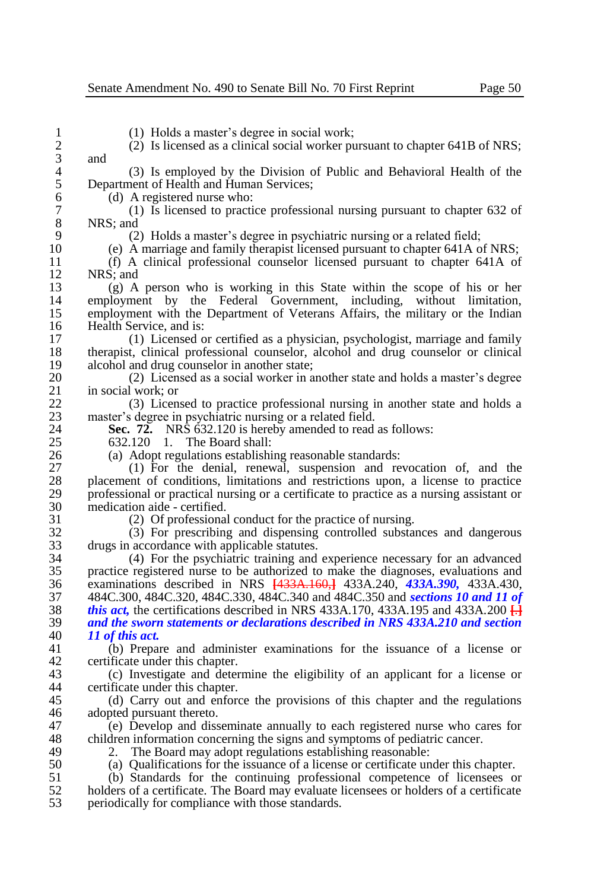(1) Holds a master's degree in social work;

(2) Is licensed as a clinical social worker pursuant to chapter 641B of NRS; and

(3) Is employed by the Division of Public and Behavioral Health of the Department of Health and Human Services;

(d) A registered nurse who:

(1) Is licensed to practice professional nursing pursuant to chapter 632 of NRS; and

(2) Holds a master's degree in psychiatric nursing or a related field;

(e) A marriage and family therapist licensed pursuant to chapter 641A of NRS;

(f) A clinical professional counselor licensed pursuant to chapter 641A of NRS; and

(g) A person who is working in this State within the scope of his or her employment by the Federal Government, including, without limitation, employment with the Department of Veterans Affairs, the military or the Indian Health Service, and is:

(1) Licensed or certified as a physician, psychologist, marriage and family therapist, clinical professional counselor, alcohol and drug counselor or clinical alcohol and drug counselor in another state;

(2) Licensed as a social worker in another state and holds a master's degree in social work; or

(3) Licensed to practice professional nursing in another state and holds a master's degree in psychiatric nursing or a related field.

**Sec. 72.** NRS 632.120 is hereby amended to read as follows:

632.120 1. The Board shall:

(a) Adopt regulations establishing reasonable standards:

(1) For the denial, renewal, suspension and revocation of, and the placement of conditions, limitations and restrictions upon, a license to practice professional or practical nursing or a certificate to practice as a nursing assistant or medication aide - certified.

(2) Of professional conduct for the practice of nursing.

(3) For prescribing and dispensing controlled substances and dangerous drugs in accordance with applicable statutes.

(4) For the psychiatric training and experience necessary for an advanced practice registered nurse to be authorized to make the diagnoses, evaluations and examinations described in NRS [433A.160,] 433A.240, ***433A.390,*** 433A.430, 484C.300, 484C.320, 484C.330, 484C.340 and 484C.350 and ***sections 10 and 11 of this act,*** the certifications described in NRS 433A.170, 433A.195 and 433A.200 [.] ***and the sworn statements or declarations described in NRS 433A.210 and section 11 of this act.***

(b) Prepare and administer examinations for the issuance of a license or certificate under this chapter.

(c) Investigate and determine the eligibility of an applicant for a license or certificate under this chapter.

(d) Carry out and enforce the provisions of this chapter and the regulations adopted pursuant thereto.

(e) Develop and disseminate annually to each registered nurse who cares for children information concerning the signs and symptoms of pediatric cancer.

2. The Board may adopt regulations establishing reasonable:

(a) Qualifications for the issuance of a license or certificate under this chapter.

(b) Standards for the continuing professional competence of licensees or holders of a certificate. The Board may evaluate licensees or holders of a certificate periodically for compliance with those standards.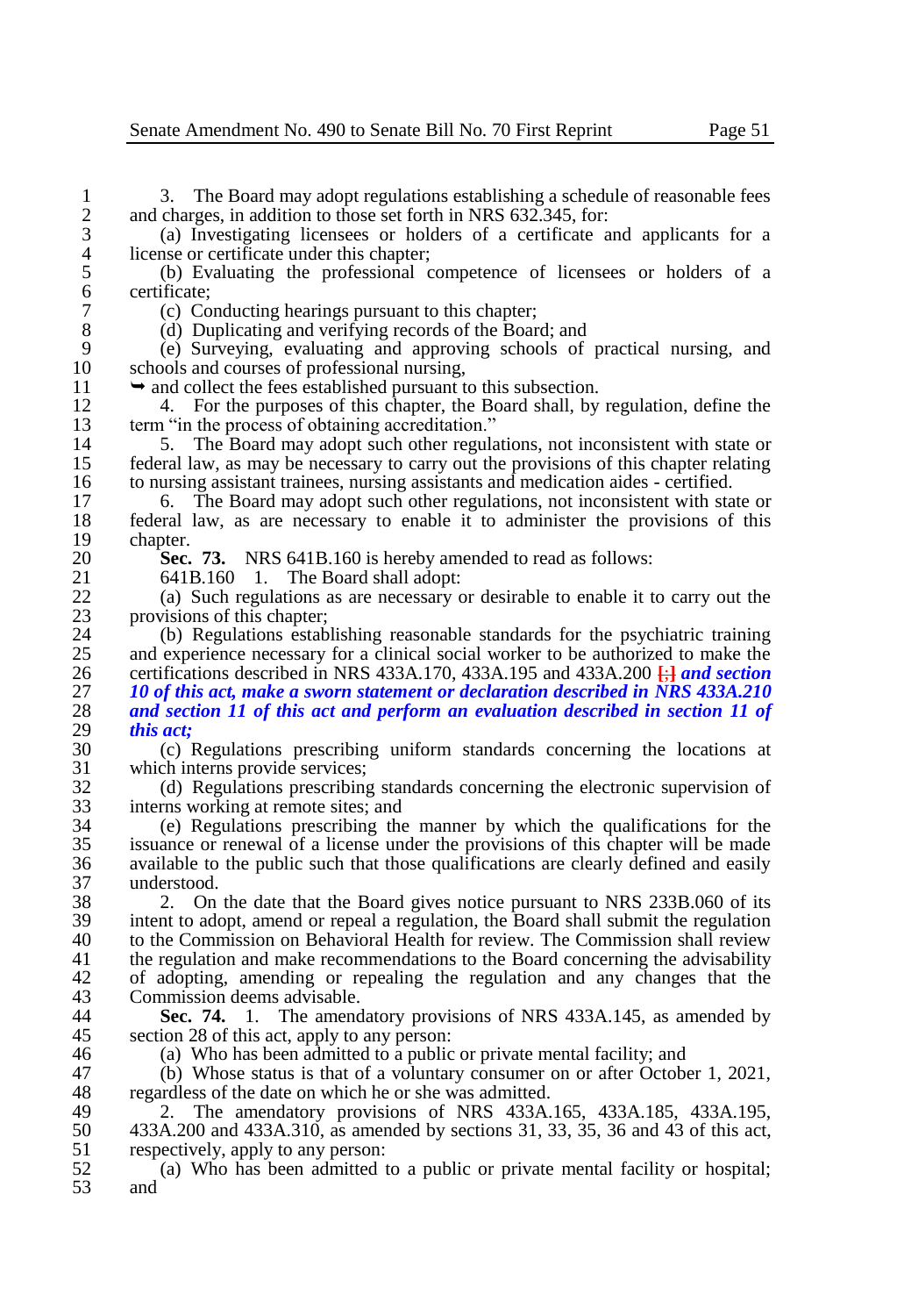3. The Board may adopt regulations establishing a schedule of reasonable fees and charges, in addition to those set forth in NRS 632.345, for:

(a) Investigating licensees or holders of a certificate and applicants for a license or certificate under this chapter;

(b) Evaluating the professional competence of licensees or holders of a certificate;

(c) Conducting hearings pursuant to this chapter;

(d) Duplicating and verifying records of the Board; and

(e) Surveying, evaluating and approving schools of practical nursing, and schools and courses of professional nursing,

➥ and collect the fees established pursuant to this subsection.

4. For the purposes of this chapter, the Board shall, by regulation, define the term "in the process of obtaining accreditation."

5. The Board may adopt such other regulations, not inconsistent with state or federal law, as may be necessary to carry out the provisions of this chapter relating to nursing assistant trainees, nursing assistants and medication aides - certified.

6. The Board may adopt such other regulations, not inconsistent with state or federal law, as are necessary to enable it to administer the provisions of this chapter.

**Sec. 73.** NRS 641B.160 is hereby amended to read as follows:

641B.160 1. The Board shall adopt:

(a) Such regulations as are necessary or desirable to enable it to carry out the provisions of this chapter;

(b) Regulations establishing reasonable standards for the psychiatric training and experience necessary for a clinical social worker to be authorized to make the certifications described in NRS 433A.170, 433A.195 and 433A.200 **[;]** ***and section 10 of this act, make a sworn statement or declaration described in NRS 433A.210 and section 11 of this act and perform an evaluation described in section 11 of this act;***

(c) Regulations prescribing uniform standards concerning the locations at which interns provide services;

(d) Regulations prescribing standards concerning the electronic supervision of interns working at remote sites; and

(e) Regulations prescribing the manner by which the qualifications for the issuance or renewal of a license under the provisions of this chapter will be made available to the public such that those qualifications are clearly defined and easily understood.

2. On the date that the Board gives notice pursuant to NRS 233B.060 of its intent to adopt, amend or repeal a regulation, the Board shall submit the regulation to the Commission on Behavioral Health for review. The Commission shall review the regulation and make recommendations to the Board concerning the advisability of adopting, amending or repealing the regulation and any changes that the Commission deems advisable.

**Sec. 74.** 1. The amendatory provisions of NRS 433A.145, as amended by section 28 of this act, apply to any person:

(a) Who has been admitted to a public or private mental facility; and

(b) Whose status is that of a voluntary consumer on or after October 1, 2021, regardless of the date on which he or she was admitted.

2. The amendatory provisions of NRS 433A.165, 433A.185, 433A.195, 433A.200 and 433A.310, as amended by sections 31, 33, 35, 36 and 43 of this act, respectively, apply to any person:

(a) Who has been admitted to a public or private mental facility or hospital; and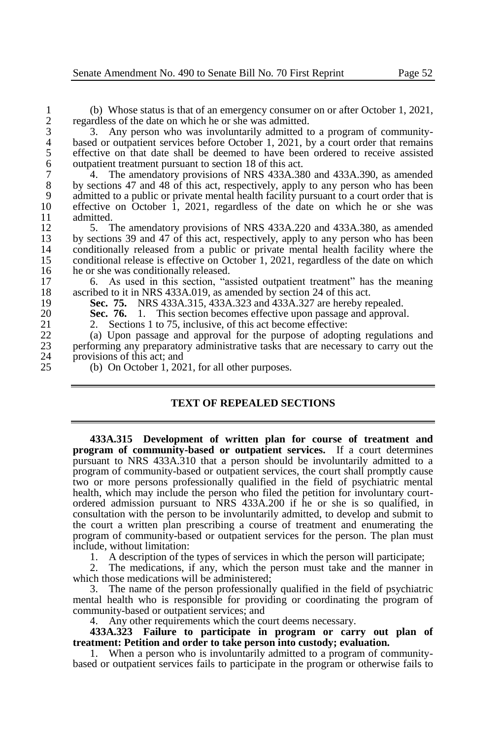(b) Whose status is that of an emergency consumer on or after October 1, 2021, regardless of the date on which he or she was admitted.

3. Any person who was involuntarily admitted to a program of community-based or outpatient services before October 1, 2021, by a court order that remains effective on that date shall be deemed to have been ordered to receive assisted outpatient treatment pursuant to section 18 of this act.

4. The amendatory provisions of NRS 433A.380 and 433A.390, as amended by sections 47 and 48 of this act, respectively, apply to any person who has been admitted to a public or private mental health facility pursuant to a court order that is effective on October 1, 2021, regardless of the date on which he or she was admitted.

5. The amendatory provisions of NRS 433A.220 and 433A.380, as amended by sections 39 and 47 of this act, respectively, apply to any person who has been conditionally released from a public or private mental health facility where the conditional release is effective on October 1, 2021, regardless of the date on which he or she was conditionally released.

6. As used in this section, "assisted outpatient treatment" has the meaning ascribed to it in NRS 433A.019, as amended by section 24 of this act.

**Sec. 75.** NRS 433A.315, 433A.323 and 433A.327 are hereby repealed.

**Sec. 76.** 1. This section becomes effective upon passage and approval.

2. Sections 1 to 75, inclusive, of this act become effective:

(a) Upon passage and approval for the purpose of adopting regulations and performing any preparatory administrative tasks that are necessary to carry out the provisions of this act; and

(b) On October 1, 2021, for all other purposes.

## TEXT OF REPEALED SECTIONS

**433A.315 Development of written plan for course of treatment and program of community-based or outpatient services.** If a court determines pursuant to NRS 433A.310 that a person should be involuntarily admitted to a program of community-based or outpatient services, the court shall promptly cause two or more persons professionally qualified in the field of psychiatric mental health, which may include the person who filed the petition for involuntary court-ordered admission pursuant to NRS 433A.200 if he or she is so qualified, in consultation with the person to be involuntarily admitted, to develop and submit to the court a written plan prescribing a course of treatment and enumerating the program of community-based or outpatient services for the person. The plan must include, without limitation:

1. A description of the types of services in which the person will participate;

2. The medications, if any, which the person must take and the manner in which those medications will be administered;

3. The name of the person professionally qualified in the field of psychiatric mental health who is responsible for providing or coordinating the program of community-based or outpatient services; and

4. Any other requirements which the court deems necessary.

**433A.323 Failure to participate in program or carry out plan of treatment: Petition and order to take person into custody; evaluation.**

1. When a person who is involuntarily admitted to a program of community-based or outpatient services fails to participate in the program or otherwise fails to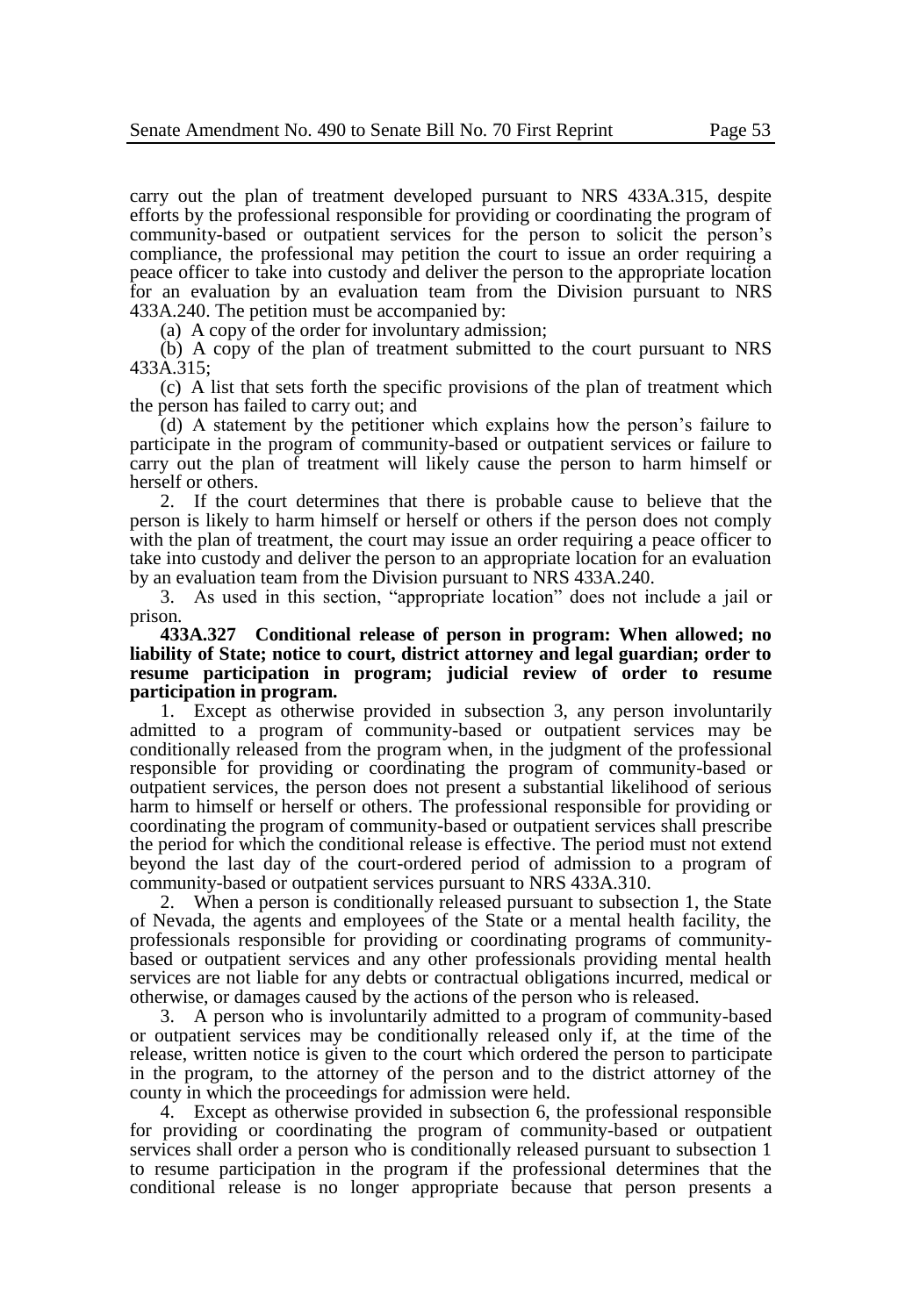carry out the plan of treatment developed pursuant to NRS 433A.315, despite efforts by the professional responsible for providing or coordinating the program of community-based or outpatient services for the person to solicit the person's compliance, the professional may petition the court to issue an order requiring a peace officer to take into custody and deliver the person to the appropriate location for an evaluation by an evaluation team from the Division pursuant to NRS 433A.240. The petition must be accompanied by:

(a) A copy of the order for involuntary admission;

(b) A copy of the plan of treatment submitted to the court pursuant to NRS 433A.315;

(c) A list that sets forth the specific provisions of the plan of treatment which the person has failed to carry out; and

(d) A statement by the petitioner which explains how the person's failure to participate in the program of community-based or outpatient services or failure to carry out the plan of treatment will likely cause the person to harm himself or herself or others.

2. If the court determines that there is probable cause to believe that the person is likely to harm himself or herself or others if the person does not comply with the plan of treatment, the court may issue an order requiring a peace officer to take into custody and deliver the person to an appropriate location for an evaluation by an evaluation team from the Division pursuant to NRS 433A.240.

3. As used in this section, "appropriate location" does not include a jail or prison.

**433A.327 Conditional release of person in program: When allowed; no liability of State; notice to court, district attorney and legal guardian; order to resume participation in program; judicial review of order to resume participation in program.**

1. Except as otherwise provided in subsection 3, any person involuntarily admitted to a program of community-based or outpatient services may be conditionally released from the program when, in the judgment of the professional responsible for providing or coordinating the program of community-based or outpatient services, the person does not present a substantial likelihood of serious harm to himself or herself or others. The professional responsible for providing or coordinating the program of community-based or outpatient services shall prescribe the period for which the conditional release is effective. The period must not extend beyond the last day of the court-ordered period of admission to a program of community-based or outpatient services pursuant to NRS 433A.310.

2. When a person is conditionally released pursuant to subsection 1, the State of Nevada, the agents and employees of the State or a mental health facility, the professionals responsible for providing or coordinating programs of community-based or outpatient services and any other professionals providing mental health services are not liable for any debts or contractual obligations incurred, medical or otherwise, or damages caused by the actions of the person who is released.

3. A person who is involuntarily admitted to a program of community-based or outpatient services may be conditionally released only if, at the time of the release, written notice is given to the court which ordered the person to participate in the program, to the attorney of the person and to the district attorney of the county in which the proceedings for admission were held.

4. Except as otherwise provided in subsection 6, the professional responsible for providing or coordinating the program of community-based or outpatient services shall order a person who is conditionally released pursuant to subsection 1 to resume participation in the program if the professional determines that the conditional release is no longer appropriate because that person presents a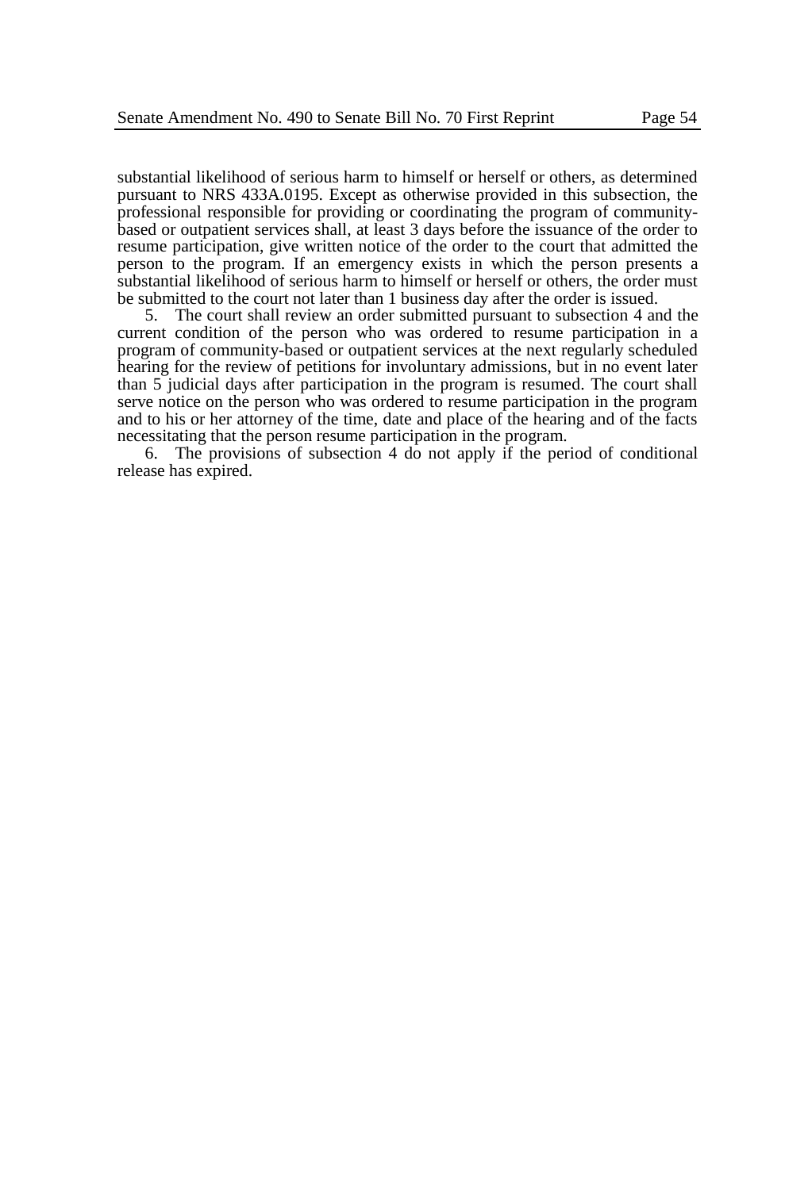substantial likelihood of serious harm to himself or herself or others, as determined pursuant to NRS 433A.0195. Except as otherwise provided in this subsection, the professional responsible for providing or coordinating the program of community-based or outpatient services shall, at least 3 days before the issuance of the order to resume participation, give written notice of the order to the court that admitted the person to the program. If an emergency exists in which the person presents a substantial likelihood of serious harm to himself or herself or others, the order must be submitted to the court not later than 1 business day after the order is issued.

5. The court shall review an order submitted pursuant to subsection 4 and the current condition of the person who was ordered to resume participation in a program of community-based or outpatient services at the next regularly scheduled hearing for the review of petitions for involuntary admissions, but in no event later than 5 judicial days after participation in the program is resumed. The court shall serve notice on the person who was ordered to resume participation in the program and to his or her attorney of the time, date and place of the hearing and of the facts necessitating that the person resume participation in the program.

6. The provisions of subsection 4 do not apply if the period of conditional release has expired.